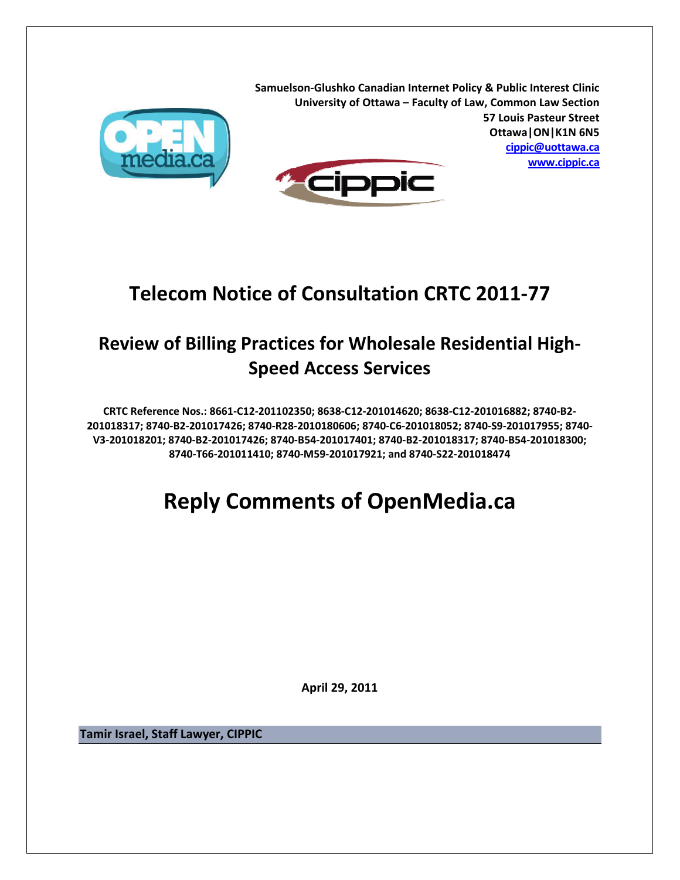Samuelson-Glushko Canadian Internet Policy & Public Interest Clinic
University of Ottawa – Faculty of Law, Common Law Section
57 Louis Pasteur Street
Ottawa|ON|K1N 6N5
cippic@uottawa.ca
www.cippic.ca

# Telecom Notice of Consultation CRTC 2011-77

## Review of Billing Practices for Wholesale Residential High-Speed Access Services

**CRTC Reference Nos.: 8661-C12-201102350; 8638-C12-201014620; 8638-C12-201016882; 8740-B2-201018317; 8740-B2-201017426; 8740-R28-2010180606; 8740-C6-201018052; 8740-S9-201017955; 8740-V3-201018201; 8740-B2-201017426; 8740-B54-201017401; 8740-B2-201018317; 8740-B54-201018300; 8740-T66-201011410; 8740-M59-201017921; and 8740-S22-201018474**

# Reply Comments of OpenMedia.ca

**April 29, 2011**

**Tamir Israel, Staff Lawyer, CIPPIC**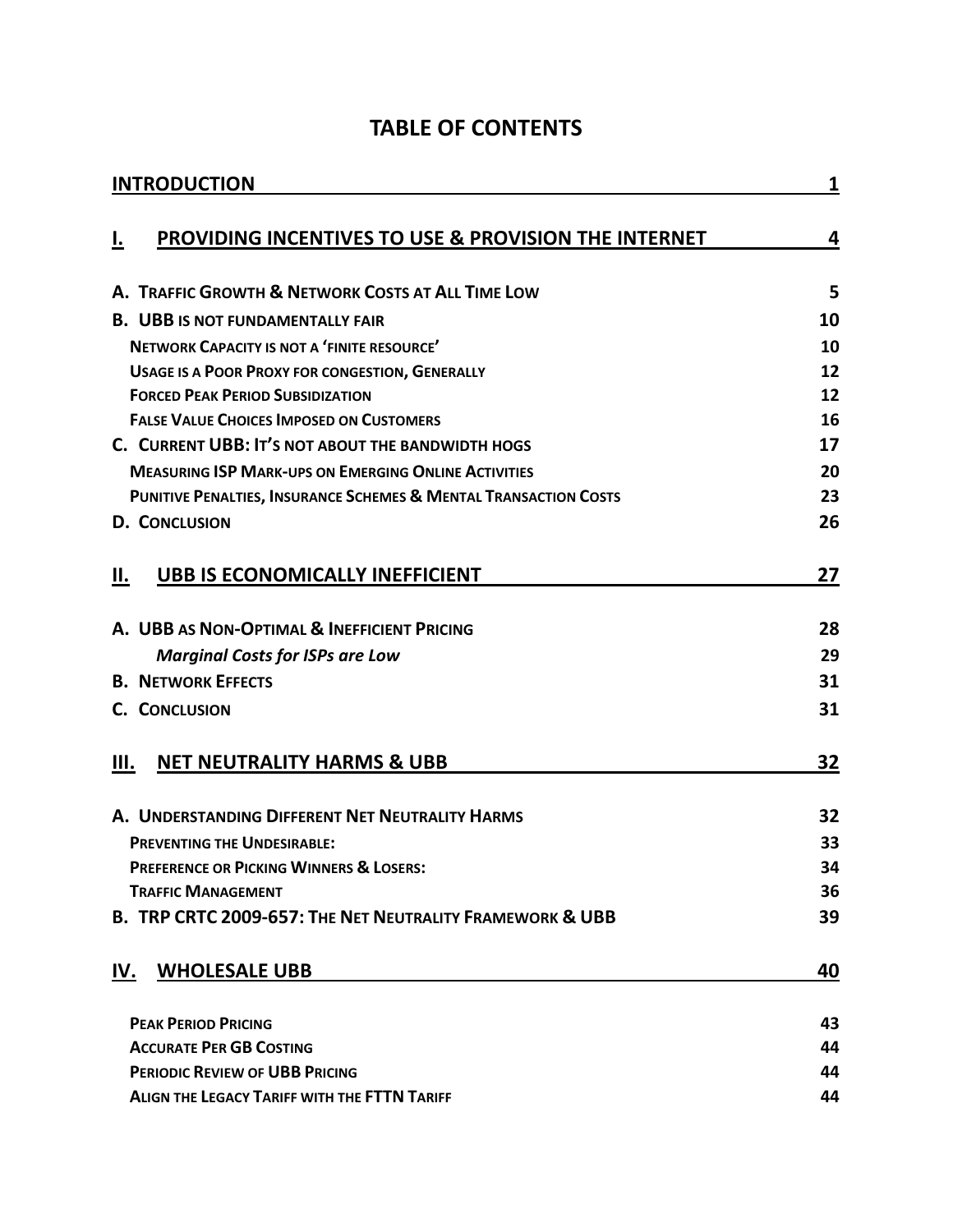# TABLE OF CONTENTS

| | |
|---|---|
| **INTRODUCTION** | **1** |
| **I. PROVIDING INCENTIVES TO USE & PROVISION THE INTERNET** | **4** |
| **A. TRAFFIC GROWTH & NETWORK COSTS AT ALL TIME LOW** | **5** |
| **B. UBB IS NOT FUNDAMENTALLY FAIR** | **10** |
| **NETWORK CAPACITY IS NOT A 'FINITE RESOURCE'** | **10** |
| **USAGE IS A POOR PROXY FOR CONGESTION, GENERALLY** | **12** |
| **FORCED PEAK PERIOD SUBSIDIZATION** | **12** |
| **FALSE VALUE CHOICES IMPOSED ON CUSTOMERS** | **16** |
| **C. CURRENT UBB: IT'S NOT ABOUT THE BANDWIDTH HOGS** | **17** |
| **MEASURING ISP MARK-UPS ON EMERGING ONLINE ACTIVITIES** | **20** |
| **PUNITIVE PENALTIES, INSURANCE SCHEMES & MENTAL TRANSACTION COSTS** | **23** |
| **D. CONCLUSION** | **26** |
| **II. UBB IS ECONOMICALLY INEFFICIENT** | **27** |
| **A. UBB AS NON-OPTIMAL & INEFFICIENT PRICING** | **28** |
| ***Marginal Costs for ISPs are Low*** | **29** |
| **B. NETWORK EFFECTS** | **31** |
| **C. CONCLUSION** | **31** |
| **III. NET NEUTRALITY HARMS & UBB** | **32** |
| **A. UNDERSTANDING DIFFERENT NET NEUTRALITY HARMS** | **32** |
| **PREVENTING THE UNDESIRABLE:** | **33** |
| **PREFERENCE OR PICKING WINNERS & LOSERS:** | **34** |
| **TRAFFIC MANAGEMENT** | **36** |
| **B. TRP CRTC 2009-657: THE NET NEUTRALITY FRAMEWORK & UBB** | **39** |
| **IV. WHOLESALE UBB** | **40** |
| **PEAK PERIOD PRICING** | **43** |
| **ACCURATE PER GB COSTING** | **44** |
| **PERIODIC REVIEW OF UBB PRICING** | **44** |
| **ALIGN THE LEGACY TARIFF WITH THE FTTN TARIFF** | **44** |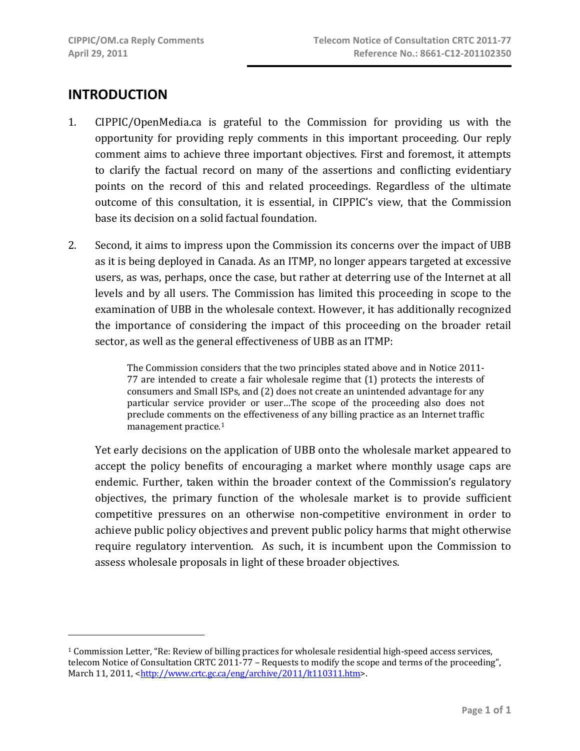## INTRODUCTION

1. CIPPIC/OpenMedia.ca is grateful to the Commission for providing us with the opportunity for providing reply comments in this important proceeding. Our reply comment aims to achieve three important objectives. First and foremost, it attempts to clarify the factual record on many of the assertions and conflicting evidentiary points on the record of this and related proceedings. Regardless of the ultimate outcome of this consultation, it is essential, in CIPPIC's view, that the Commission base its decision on a solid factual foundation.

2. Second, it aims to impress upon the Commission its concerns over the impact of UBB as it is being deployed in Canada. As an ITMP, no longer appears targeted at excessive users, as was, perhaps, once the case, but rather at deterring use of the Internet at all levels and by all users. The Commission has limited this proceeding in scope to the examination of UBB in the wholesale context. However, it has additionally recognized the importance of considering the impact of this proceeding on the broader retail sector, as well as the general effectiveness of UBB as an ITMP:

   > The Commission considers that the two principles stated above and in Notice 2011-77 are intended to create a fair wholesale regime that (1) protects the interests of consumers and Small ISPs, and (2) does not create an unintended advantage for any particular service provider or user…The scope of the proceeding also does not preclude comments on the effectiveness of any billing practice as an Internet traffic management practice.[1]

   Yet early decisions on the application of UBB onto the wholesale market appeared to accept the policy benefits of encouraging a market where monthly usage caps are endemic. Further, taken within the broader context of the Commission's regulatory objectives, the primary function of the wholesale market is to provide sufficient competitive pressures on an otherwise non-competitive environment in order to achieve public policy objectives and prevent public policy harms that might otherwise require regulatory intervention. As such, it is incumbent upon the Commission to assess wholesale proposals in light of these broader objectives.

---

[1] Commission Letter, "Re: Review of billing practices for wholesale residential high-speed access services, telecom Notice of Consultation CRTC 2011-77 – Requests to modify the scope and terms of the proceeding", March 11, 2011, <http://www.crtc.gc.ca/eng/archive/2011/lt110311.htm>.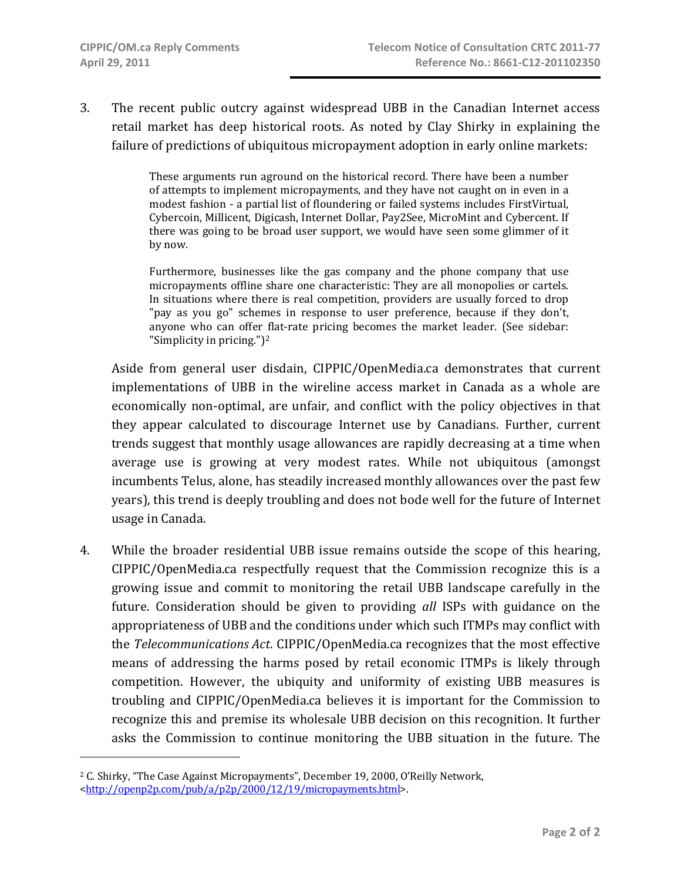3. The recent public outcry against widespread UBB in the Canadian Internet access retail market has deep historical roots. As noted by Clay Shirky in explaining the failure of predictions of ubiquitous micropayment adoption in early online markets:

> These arguments run aground on the historical record. There have been a number of attempts to implement micropayments, and they have not caught on in even in a modest fashion - a partial list of floundering or failed systems includes FirstVirtual, Cybercoin, Millicent, Digicash, Internet Dollar, Pay2See, MicroMint and Cybercent. If there was going to be broad user support, we would have seen some glimmer of it by now.
>
> Furthermore, businesses like the gas company and the phone company that use micropayments offline share one characteristic: They are all monopolies or cartels. In situations where there is real competition, providers are usually forced to drop "pay as you go" schemes in response to user preference, because if they don't, anyone who can offer flat-rate pricing becomes the market leader. (See sidebar: "Simplicity in pricing.")[2]

Aside from general user disdain, CIPPIC/OpenMedia.ca demonstrates that current implementations of UBB in the wireline access market in Canada as a whole are economically non-optimal, are unfair, and conflict with the policy objectives in that they appear calculated to discourage Internet use by Canadians. Further, current trends suggest that monthly usage allowances are rapidly decreasing at a time when average use is growing at very modest rates. While not ubiquitous (amongst incumbents Telus, alone, has steadily increased monthly allowances over the past few years), this trend is deeply troubling and does not bode well for the future of Internet usage in Canada.

4. While the broader residential UBB issue remains outside the scope of this hearing, CIPPIC/OpenMedia.ca respectfully request that the Commission recognize this is a growing issue and commit to monitoring the retail UBB landscape carefully in the future. Consideration should be given to providing *all* ISPs with guidance on the appropriateness of UBB and the conditions under which such ITMPs may conflict with the *Telecommunications Act*. CIPPIC/OpenMedia.ca recognizes that the most effective means of addressing the harms posed by retail economic ITMPs is likely through competition. However, the ubiquity and uniformity of existing UBB measures is troubling and CIPPIC/OpenMedia.ca believes it is important for the Commission to recognize this and premise its wholesale UBB decision on this recognition. It further asks the Commission to continue monitoring the UBB situation in the future. The

---

[2] C. Shirky, "The Case Against Micropayments", December 19, 2000, O'Reilly Network, <http://openp2p.com/pub/a/p2p/2000/12/19/micropayments.html>.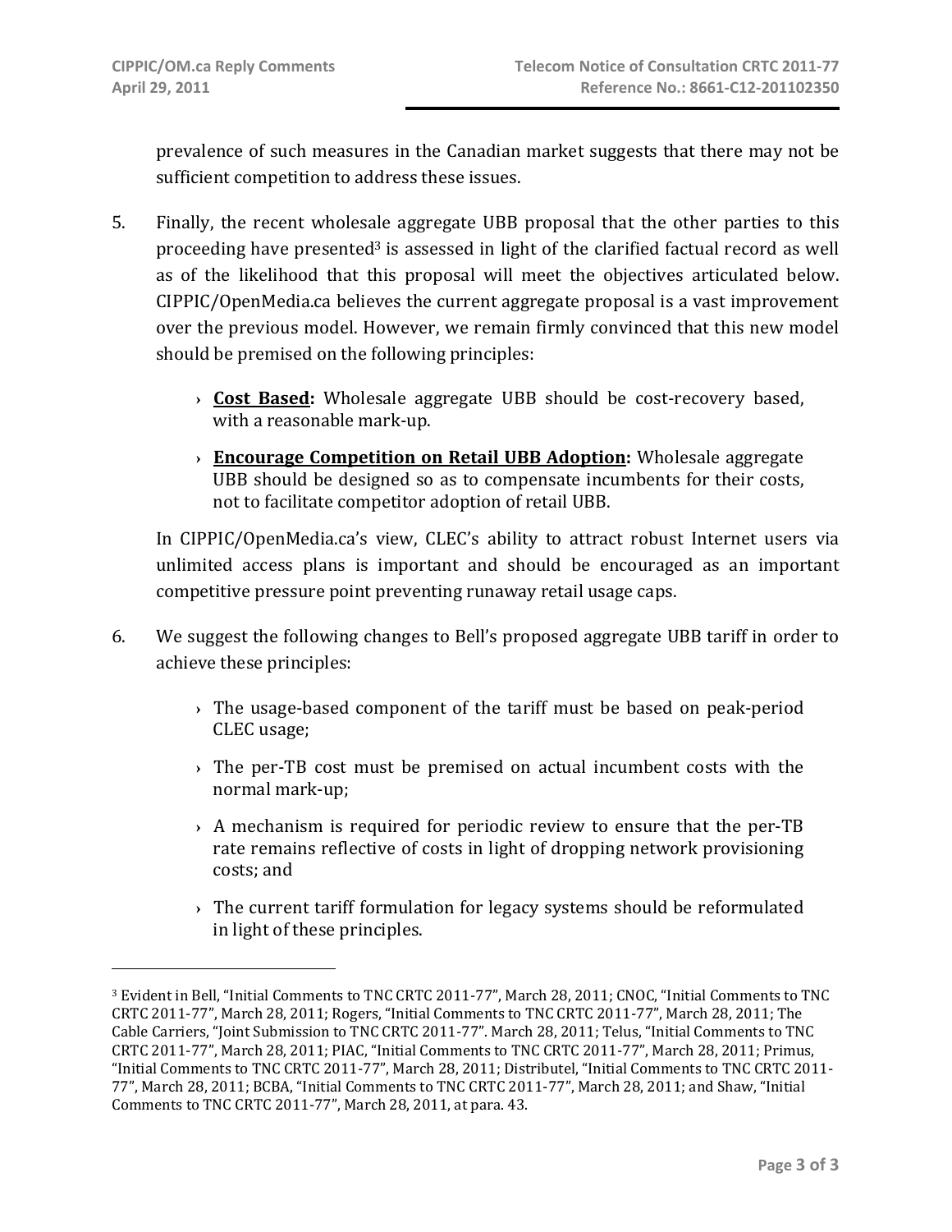prevalence of such measures in the Canadian market suggests that there may not be sufficient competition to address these issues.

5. Finally, the recent wholesale aggregate UBB proposal that the other parties to this proceeding have presented[3] is assessed in light of the clarified factual record as well as of the likelihood that this proposal will meet the objectives articulated below. CIPPIC/OpenMedia.ca believes the current aggregate proposal is a vast improvement over the previous model. However, we remain firmly convinced that this new model should be premised on the following principles:

   › **Cost Based:** Wholesale aggregate UBB should be cost-recovery based, with a reasonable mark-up.

   › **Encourage Competition on Retail UBB Adoption:** Wholesale aggregate UBB should be designed so as to compensate incumbents for their costs, not to facilitate competitor adoption of retail UBB.

   In CIPPIC/OpenMedia.ca's view, CLEC's ability to attract robust Internet users via unlimited access plans is important and should be encouraged as an important competitive pressure point preventing runaway retail usage caps.

6. We suggest the following changes to Bell's proposed aggregate UBB tariff in order to achieve these principles:

   › The usage-based component of the tariff must be based on peak-period CLEC usage;

   › The per-TB cost must be premised on actual incumbent costs with the normal mark-up;

   › A mechanism is required for periodic review to ensure that the per-TB rate remains reflective of costs in light of dropping network provisioning costs; and

   › The current tariff formulation for legacy systems should be reformulated in light of these principles.

---

[3] Evident in Bell, "Initial Comments to TNC CRTC 2011-77", March 28, 2011; CNOC, "Initial Comments to TNC CRTC 2011-77", March 28, 2011; Rogers, "Initial Comments to TNC CRTC 2011-77", March 28, 2011; The Cable Carriers, "Joint Submission to TNC CRTC 2011-77". March 28, 2011; Telus, "Initial Comments to TNC CRTC 2011-77", March 28, 2011; PIAC, "Initial Comments to TNC CRTC 2011-77", March 28, 2011; Primus, "Initial Comments to TNC CRTC 2011-77", March 28, 2011; Distributel, "Initial Comments to TNC CRTC 2011-77", March 28, 2011; BCBA, "Initial Comments to TNC CRTC 2011-77", March 28, 2011; and Shaw, "Initial Comments to TNC CRTC 2011-77", March 28, 2011, at para. 43.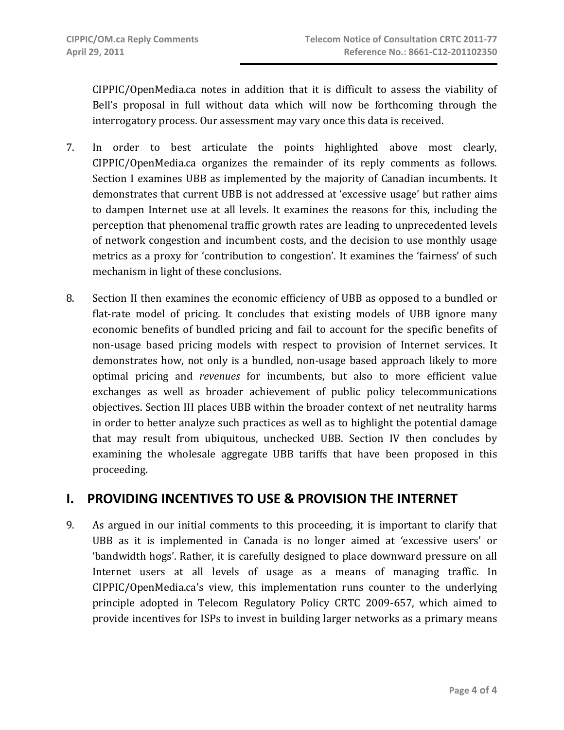CIPPIC/OpenMedia.ca notes in addition that it is difficult to assess the viability of Bell's proposal in full without data which will now be forthcoming through the interrogatory process. Our assessment may vary once this data is received.

7. In order to best articulate the points highlighted above most clearly, CIPPIC/OpenMedia.ca organizes the remainder of its reply comments as follows. Section I examines UBB as implemented by the majority of Canadian incumbents. It demonstrates that current UBB is not addressed at 'excessive usage' but rather aims to dampen Internet use at all levels. It examines the reasons for this, including the perception that phenomenal traffic growth rates are leading to unprecedented levels of network congestion and incumbent costs, and the decision to use monthly usage metrics as a proxy for 'contribution to congestion'. It examines the 'fairness' of such mechanism in light of these conclusions.

8. Section II then examines the economic efficiency of UBB as opposed to a bundled or flat-rate model of pricing. It concludes that existing models of UBB ignore many economic benefits of bundled pricing and fail to account for the specific benefits of non-usage based pricing models with respect to provision of Internet services. It demonstrates how, not only is a bundled, non-usage based approach likely to more optimal pricing and *revenues* for incumbents, but also to more efficient value exchanges as well as broader achievement of public policy telecommunications objectives. Section III places UBB within the broader context of net neutrality harms in order to better analyze such practices as well as to highlight the potential damage that may result from ubiquitous, unchecked UBB. Section IV then concludes by examining the wholesale aggregate UBB tariffs that have been proposed in this proceeding.

## I. PROVIDING INCENTIVES TO USE & PROVISION THE INTERNET

9. As argued in our initial comments to this proceeding, it is important to clarify that UBB as it is implemented in Canada is no longer aimed at 'excessive users' or 'bandwidth hogs'. Rather, it is carefully designed to place downward pressure on all Internet users at all levels of usage as a means of managing traffic. In CIPPIC/OpenMedia.ca's view, this implementation runs counter to the underlying principle adopted in Telecom Regulatory Policy CRTC 2009-657, which aimed to provide incentives for ISPs to invest in building larger networks as a primary means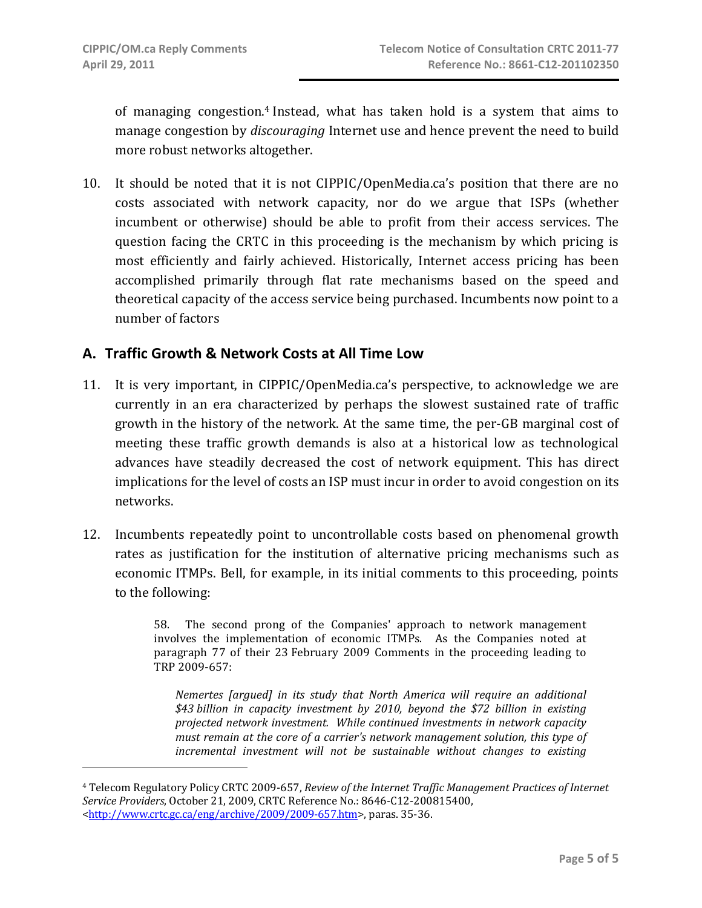of managing congestion.[4] Instead, what has taken hold is a system that aims to manage congestion by *discouraging* Internet use and hence prevent the need to build more robust networks altogether.

10. It should be noted that it is not CIPPIC/OpenMedia.ca's position that there are no costs associated with network capacity, nor do we argue that ISPs (whether incumbent or otherwise) should be able to profit from their access services. The question facing the CRTC in this proceeding is the mechanism by which pricing is most efficiently and fairly achieved. Historically, Internet access pricing has been accomplished primarily through flat rate mechanisms based on the speed and theoretical capacity of the access service being purchased. Incumbents now point to a number of factors

## A. Traffic Growth & Network Costs at All Time Low

11. It is very important, in CIPPIC/OpenMedia.ca's perspective, to acknowledge we are currently in an era characterized by perhaps the slowest sustained rate of traffic growth in the history of the network. At the same time, the per-GB marginal cost of meeting these traffic growth demands is also at a historical low as technological advances have steadily decreased the cost of network equipment. This has direct implications for the level of costs an ISP must incur in order to avoid congestion on its networks.

12. Incumbents repeatedly point to uncontrollable costs based on phenomenal growth rates as justification for the institution of alternative pricing mechanisms such as economic ITMPs. Bell, for example, in its initial comments to this proceeding, points to the following:

> 58. The second prong of the Companies' approach to network management involves the implementation of economic ITMPs. As the Companies noted at paragraph 77 of their 23 February 2009 Comments in the proceeding leading to TRP 2009-657:
>
> *Nemertes [argued] in its study that North America will require an additional $43 billion in capacity investment by 2010, beyond the $72 billion in existing projected network investment. While continued investments in network capacity must remain at the core of a carrier's network management solution, this type of incremental investment will not be sustainable without changes to existing*

---

[4] Telecom Regulatory Policy CRTC 2009-657, *Review of the Internet Traffic Management Practices of Internet Service Providers*, October 21, 2009, CRTC Reference No.: 8646-C12-200815400, <http://www.crtc.gc.ca/eng/archive/2009/2009-657.htm>, paras. 35-36.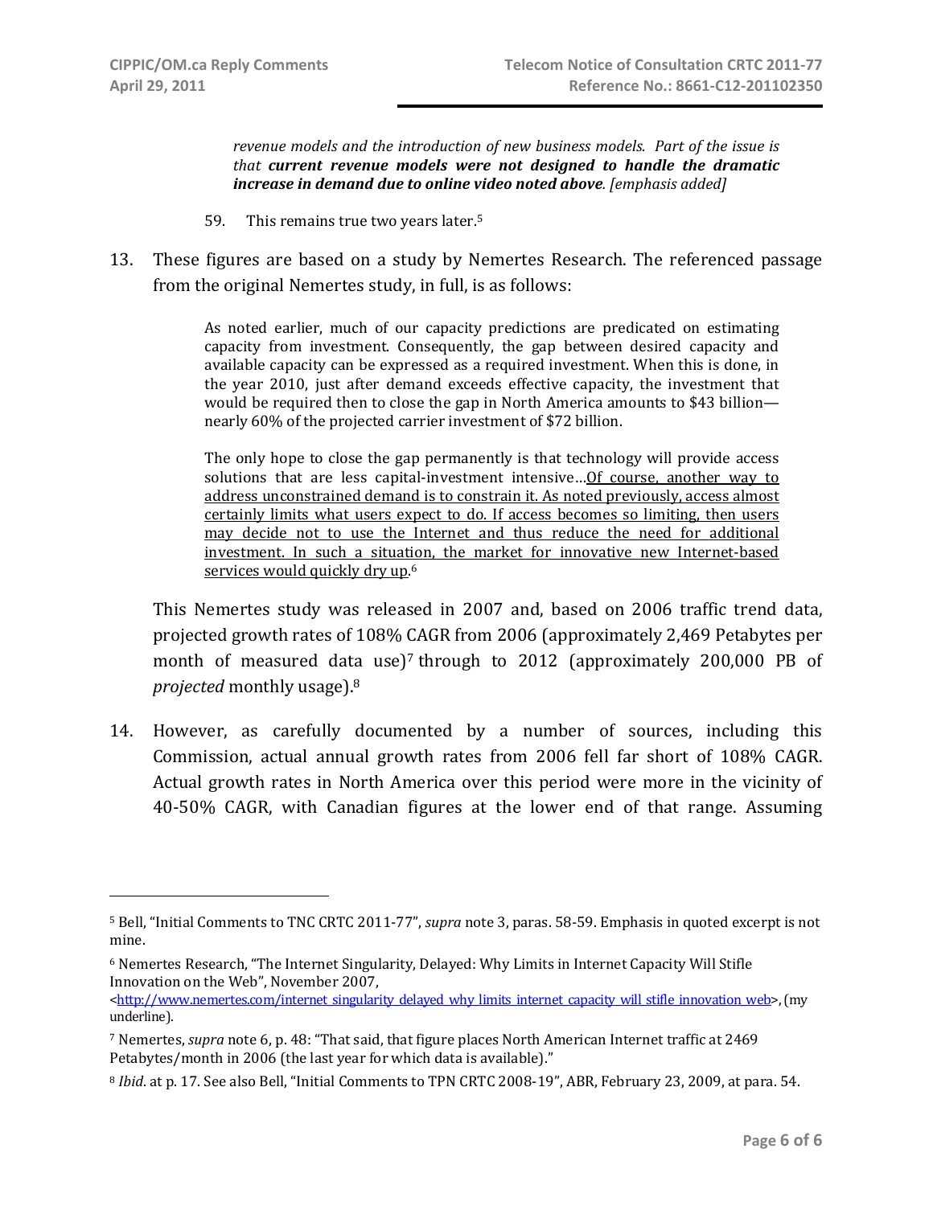> *revenue models and the introduction of new business models. Part of the issue is that **current revenue models were not designed to handle the dramatic increase in demand due to online video noted above**. [emphasis added]*
>
> 59. This remains true two years later.[5]

13. These figures are based on a study by Nemertes Research. The referenced passage from the original Nemertes study, in full, is as follows:

> As noted earlier, much of our capacity predictions are predicated on estimating capacity from investment. Consequently, the gap between desired capacity and available capacity can be expressed as a required investment. When this is done, in the year 2010, just after demand exceeds effective capacity, the investment that would be required then to close the gap in North America amounts to $43 billion—nearly 60% of the projected carrier investment of $72 billion.
>
> The only hope to close the gap permanently is that technology will provide access solutions that are less capital-investment intensive…<u>Of course, another way to address unconstrained demand is to constrain it. As noted previously, access almost certainly limits what users expect to do. If access becomes so limiting, then users may decide not to use the Internet and thus reduce the need for additional investment. In such a situation, the market for innovative new Internet-based services would quickly dry up</u>.[6]

This Nemertes study was released in 2007 and, based on 2006 traffic trend data, projected growth rates of 108% CAGR from 2006 (approximately 2,469 Petabytes per month of measured data use)[7] through to 2012 (approximately 200,000 PB of *projected* monthly usage).[8]

14. However, as carefully documented by a number of sources, including this Commission, actual annual growth rates from 2006 fell far short of 108% CAGR. Actual growth rates in North America over this period were more in the vicinity of 40-50% CAGR, with Canadian figures at the lower end of that range. Assuming

---

[5] Bell, "Initial Comments to TNC CRTC 2011-77", *supra* note 3, paras. 58-59. Emphasis in quoted excerpt is not mine.

[6] Nemertes Research, "The Internet Singularity, Delayed: Why Limits in Internet Capacity Will Stifle Innovation on the Web", November 2007, <http://www.nemertes.com/internet_singularity_delayed_why_limits_internet_capacity_will_stifle_innovation_web>, (my underline).

[7] Nemertes, *supra* note 6, p. 48: "That said, that figure places North American Internet traffic at 2469 Petabytes/month in 2006 (the last year for which data is available)."

[8] *Ibid*. at p. 17. See also Bell, "Initial Comments to TPN CRTC 2008-19", ABR, February 23, 2009, at para. 54.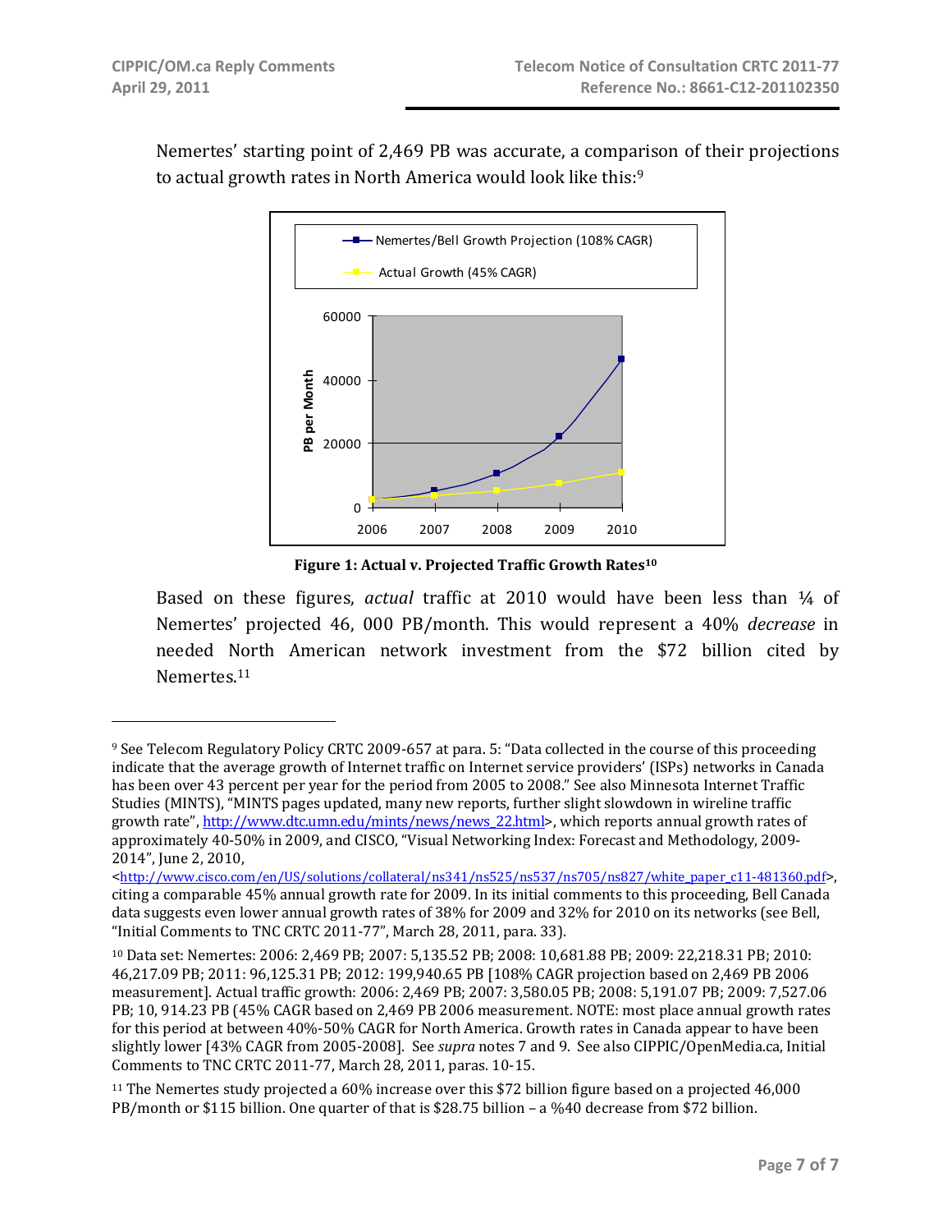Nemertes' starting point of 2,469 PB was accurate, a comparison of their projections to actual growth rates in North America would look like this:[9]

**Figure 1: Actual v. Projected Traffic Growth Rates[10]**

Based on these figures, *actual* traffic at 2010 would have been less than ¼ of Nemertes' projected 46, 000 PB/month. This would represent a 40% *decrease* in needed North American network investment from the $72 billion cited by Nemertes.[11]

---

[9] See Telecom Regulatory Policy CRTC 2009-657 at para. 5: "Data collected in the course of this proceeding indicate that the average growth of Internet traffic on Internet service providers' (ISPs) networks in Canada has been over 43 percent per year for the period from 2005 to 2008." See also Minnesota Internet Traffic Studies (MINTS), "MINTS pages updated, many new reports, further slight slowdown in wireline traffic growth rate", http://www.dtc.umn.edu/mints/news/news_22.html>, which reports annual growth rates of approximately 40-50% in 2009, and CISCO, "Visual Networking Index: Forecast and Methodology, 2009-2014", June 2, 2010, <http://www.cisco.com/en/US/solutions/collateral/ns341/ns525/ns537/ns705/ns827/white_paper_c11-481360.pdf>, citing a comparable 45% annual growth rate for 2009. In its initial comments to this proceeding, Bell Canada data suggests even lower annual growth rates of 38% for 2009 and 32% for 2010 on its networks (see Bell, "Initial Comments to TNC CRTC 2011-77", March 28, 2011, para. 33).

[10] Data set: Nemertes: 2006: 2,469 PB; 2007: 5,135.52 PB; 2008: 10,681.88 PB; 2009: 22,218.31 PB; 2010: 46,217.09 PB; 2011: 96,125.31 PB; 2012: 199,940.65 PB [108% CAGR projection based on 2,469 PB 2006 measurement]. Actual traffic growth: 2006: 2,469 PB; 2007: 3,580.05 PB; 2008: 5,191.07 PB; 2009: 7,527.06 PB; 10, 914.23 PB (45% CAGR based on 2,469 PB 2006 measurement. NOTE: most place annual growth rates for this period at between 40%-50% CAGR for North America. Growth rates in Canada appear to have been slightly lower [43% CAGR from 2005-2008]. See *supra* notes 7 and 9. See also CIPPIC/OpenMedia.ca, Initial Comments to TNC CRTC 2011-77, March 28, 2011, paras. 10-15.

[11] The Nemertes study projected a 60% increase over this $72 billion figure based on a projected 46,000 PB/month or $115 billion. One quarter of that is $28.75 billion – a %40 decrease from $72 billion.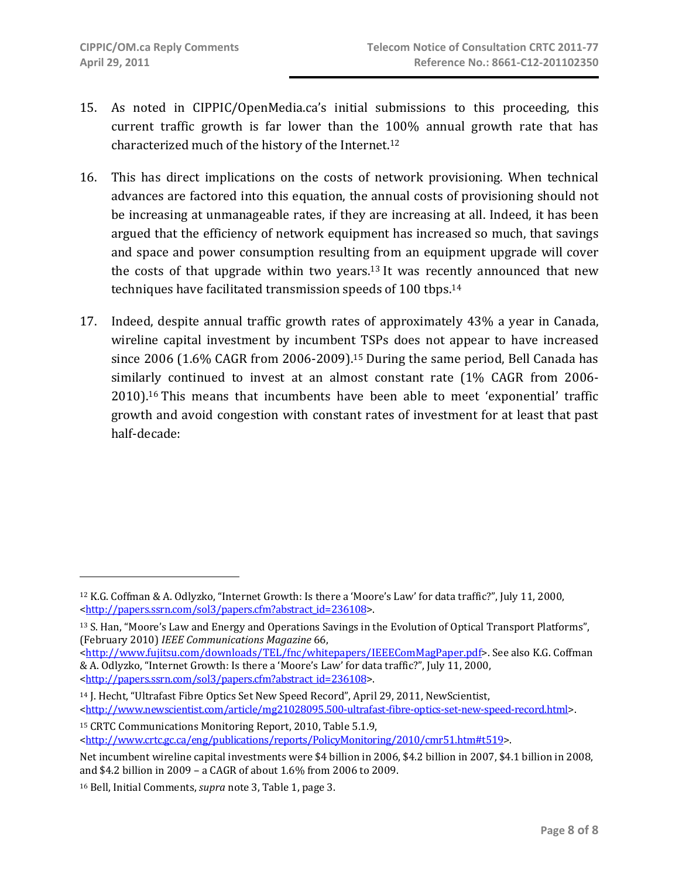15. As noted in CIPPIC/OpenMedia.ca's initial submissions to this proceeding, this current traffic growth is far lower than the 100% annual growth rate that has characterized much of the history of the Internet.[12]

16. This has direct implications on the costs of network provisioning. When technical advances are factored into this equation, the annual costs of provisioning should not be increasing at unmanageable rates, if they are increasing at all. Indeed, it has been argued that the efficiency of network equipment has increased so much, that savings and space and power consumption resulting from an equipment upgrade will cover the costs of that upgrade within two years.[13] It was recently announced that new techniques have facilitated transmission speeds of 100 tbps.[14]

17. Indeed, despite annual traffic growth rates of approximately 43% a year in Canada, wireline capital investment by incumbent TSPs does not appear to have increased since 2006 (1.6% CAGR from 2006-2009).[15] During the same period, Bell Canada has similarly continued to invest at an almost constant rate (1% CAGR from 2006-2010).[16] This means that incumbents have been able to meet 'exponential' traffic growth and avoid congestion with constant rates of investment for at least that past half-decade:

---

[12] K.G. Coffman & A. Odlyzko, "Internet Growth: Is there a 'Moore's Law' for data traffic?", July 11, 2000, <http://papers.ssrn.com/sol3/papers.cfm?abstract_id=236108>.

[13] S. Han, "Moore's Law and Energy and Operations Savings in the Evolution of Optical Transport Platforms", (February 2010) *IEEE Communications Magazine* 66, <http://www.fujitsu.com/downloads/TEL/fnc/whitepapers/IEEEComMagPaper.pdf>. See also K.G. Coffman & A. Odlyzko, "Internet Growth: Is there a 'Moore's Law' for data traffic?", July 11, 2000, <http://papers.ssrn.com/sol3/papers.cfm?abstract_id=236108>.

[14] J. Hecht, "Ultrafast Fibre Optics Set New Speed Record", April 29, 2011, NewScientist, <http://www.newscientist.com/article/mg21028095.500-ultrafast-fibre-optics-set-new-speed-record.html>.

[15] CRTC Communications Monitoring Report, 2010, Table 5.1.9, <http://www.crtc.gc.ca/eng/publications/reports/PolicyMonitoring/2010/cmr51.htm#t519>.

Net incumbent wireline capital investments were $4 billion in 2006, $4.2 billion in 2007, $4.1 billion in 2008, and $4.2 billion in 2009 – a CAGR of about 1.6% from 2006 to 2009.

[16] Bell, Initial Comments, *supra* note 3, Table 1, page 3.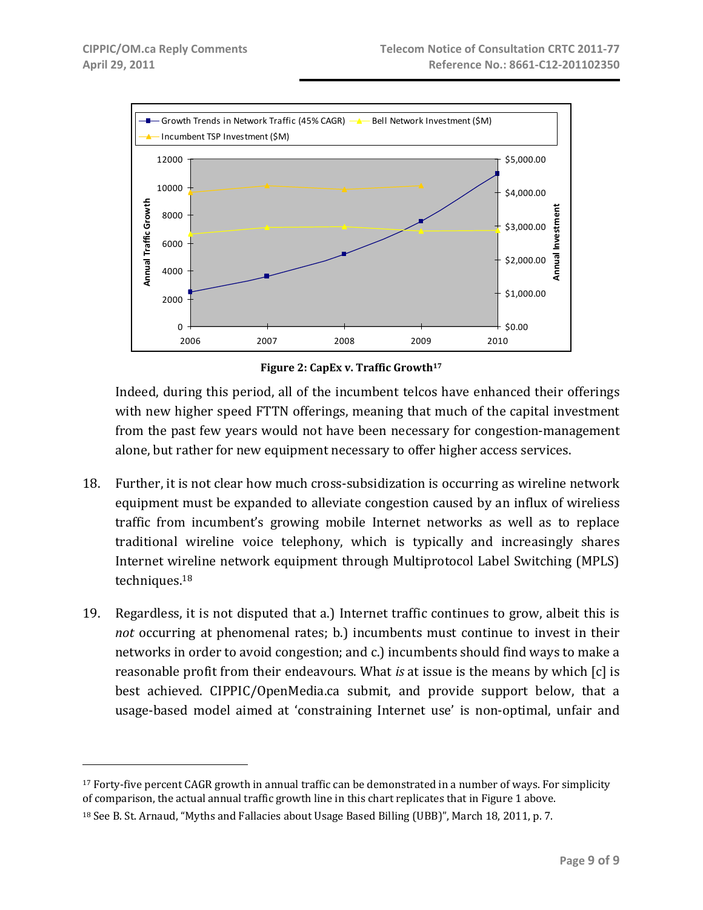Figure 2: CapEx v. Traffic Growth[17]

Indeed, during this period, all of the incumbent telcos have enhanced their offerings with new higher speed FTTN offerings, meaning that much of the capital investment from the past few years would not have been necessary for congestion-management alone, but rather for new equipment necessary to offer higher access services.

18. Further, it is not clear how much cross-subsidization is occurring as wireline network equipment must be expanded to alleviate congestion caused by an influx of wireliess traffic from incumbent's growing mobile Internet networks as well as to replace traditional wireline voice telephony, which is typically and increasingly shares Internet wireline network equipment through Multiprotocol Label Switching (MPLS) techniques.[18]

19. Regardless, it is not disputed that a.) Internet traffic continues to grow, albeit this is *not* occurring at phenomenal rates; b.) incumbents must continue to invest in their networks in order to avoid congestion; and c.) incumbents should find ways to make a reasonable profit from their endeavours. What *is* at issue is the means by which [c] is best achieved. CIPPIC/OpenMedia.ca submit, and provide support below, that a usage-based model aimed at 'constraining Internet use' is non-optimal, unfair and

---

[17] Forty-five percent CAGR growth in annual traffic can be demonstrated in a number of ways. For simplicity of comparison, the actual annual traffic growth line in this chart replicates that in Figure 1 above.

[18] See B. St. Arnaud, "Myths and Fallacies about Usage Based Billing (UBB)", March 18, 2011, p. 7.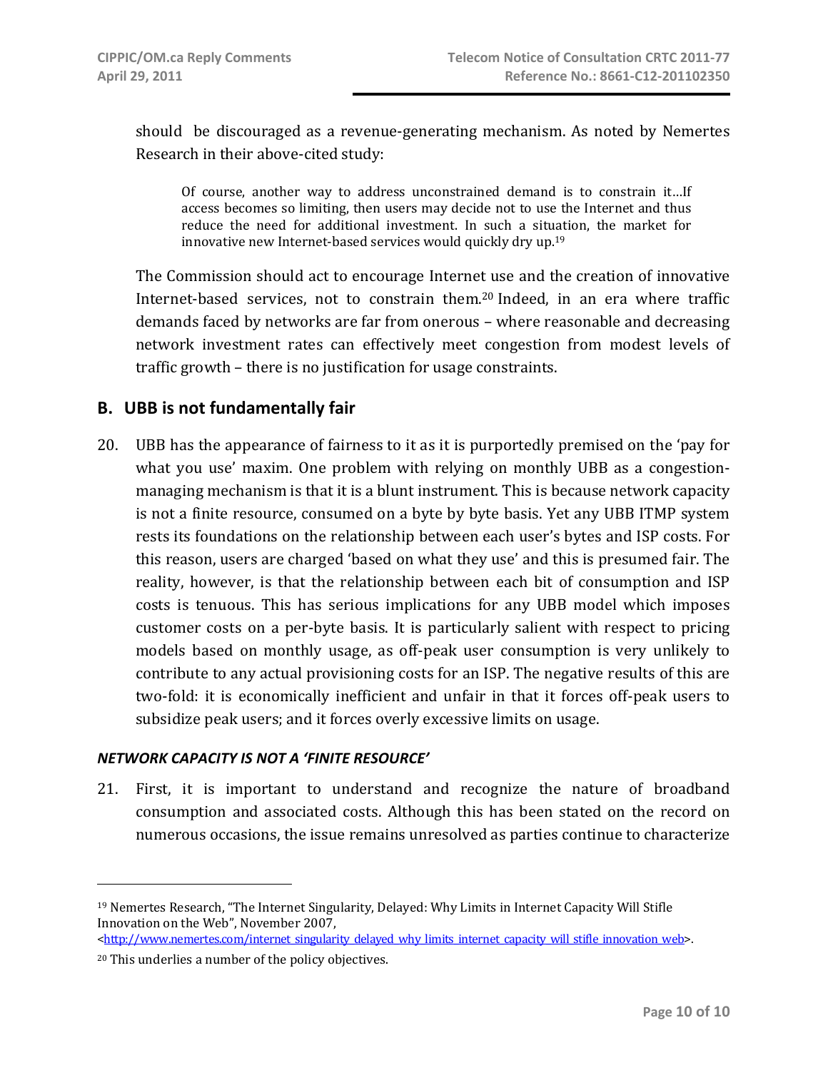should be discouraged as a revenue-generating mechanism. As noted by Nemertes Research in their above-cited study:

> Of course, another way to address unconstrained demand is to constrain it…If access becomes so limiting, then users may decide not to use the Internet and thus reduce the need for additional investment. In such a situation, the market for innovative new Internet-based services would quickly dry up.[19]

The Commission should act to encourage Internet use and the creation of innovative Internet-based services, not to constrain them.[20] Indeed, in an era where traffic demands faced by networks are far from onerous – where reasonable and decreasing network investment rates can effectively meet congestion from modest levels of traffic growth – there is no justification for usage constraints.

## B. UBB is not fundamentally fair

20. UBB has the appearance of fairness to it as it is purportedly premised on the 'pay for what you use' maxim. One problem with relying on monthly UBB as a congestion-managing mechanism is that it is a blunt instrument. This is because network capacity is not a finite resource, consumed on a byte by byte basis. Yet any UBB ITMP system rests its foundations on the relationship between each user's bytes and ISP costs. For this reason, users are charged 'based on what they use' and this is presumed fair. The reality, however, is that the relationship between each bit of consumption and ISP costs is tenuous. This has serious implications for any UBB model which imposes customer costs on a per-byte basis. It is particularly salient with respect to pricing models based on monthly usage, as off-peak user consumption is very unlikely to contribute to any actual provisioning costs for an ISP. The negative results of this are two-fold: it is economically inefficient and unfair in that it forces off-peak users to subsidize peak users; and it forces overly excessive limits on usage.

### *NETWORK CAPACITY IS NOT A 'FINITE RESOURCE'*

21. First, it is important to understand and recognize the nature of broadband consumption and associated costs. Although this has been stated on the record on numerous occasions, the issue remains unresolved as parties continue to characterize

---

[19] Nemertes Research, "The Internet Singularity, Delayed: Why Limits in Internet Capacity Will Stifle Innovation on the Web", November 2007, <http://www.nemertes.com/internet_singularity_delayed_why_limits_internet_capacity_will_stifle_innovation_web>.

[20] This underlies a number of the policy objectives.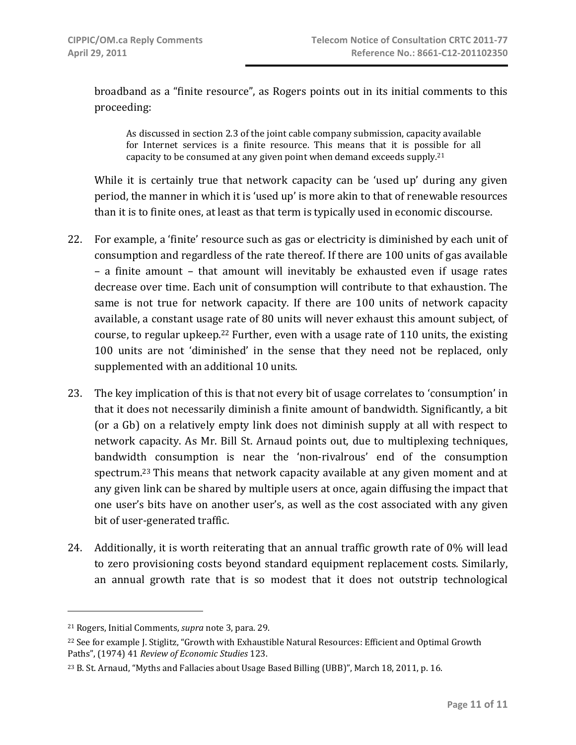broadband as a "finite resource", as Rogers points out in its initial comments to this proceeding:

> As discussed in section 2.3 of the joint cable company submission, capacity available for Internet services is a finite resource. This means that it is possible for all capacity to be consumed at any given point when demand exceeds supply.[21]

While it is certainly true that network capacity can be 'used up' during any given period, the manner in which it is 'used up' is more akin to that of renewable resources than it is to finite ones, at least as that term is typically used in economic discourse.

22. For example, a 'finite' resource such as gas or electricity is diminished by each unit of consumption and regardless of the rate thereof. If there are 100 units of gas available – a finite amount – that amount will inevitably be exhausted even if usage rates decrease over time. Each unit of consumption will contribute to that exhaustion. The same is not true for network capacity. If there are 100 units of network capacity available, a constant usage rate of 80 units will never exhaust this amount subject, of course, to regular upkeep.[22] Further, even with a usage rate of 110 units, the existing 100 units are not 'diminished' in the sense that they need not be replaced, only supplemented with an additional 10 units.

23. The key implication of this is that not every bit of usage correlates to 'consumption' in that it does not necessarily diminish a finite amount of bandwidth. Significantly, a bit (or a Gb) on a relatively empty link does not diminish supply at all with respect to network capacity. As Mr. Bill St. Arnaud points out, due to multiplexing techniques, bandwidth consumption is near the 'non-rivalrous' end of the consumption spectrum.[23] This means that network capacity available at any given moment and at any given link can be shared by multiple users at once, again diffusing the impact that one user's bits have on another user's, as well as the cost associated with any given bit of user-generated traffic.

24. Additionally, it is worth reiterating that an annual traffic growth rate of 0% will lead to zero provisioning costs beyond standard equipment replacement costs. Similarly, an annual growth rate that is so modest that it does not outstrip technological

---

[21] Rogers, Initial Comments, *supra* note 3, para. 29.

[22] See for example J. Stiglitz, "Growth with Exhaustible Natural Resources: Efficient and Optimal Growth Paths", (1974) 41 *Review of Economic Studies* 123.

[23] B. St. Arnaud, "Myths and Fallacies about Usage Based Billing (UBB)", March 18, 2011, p. 16.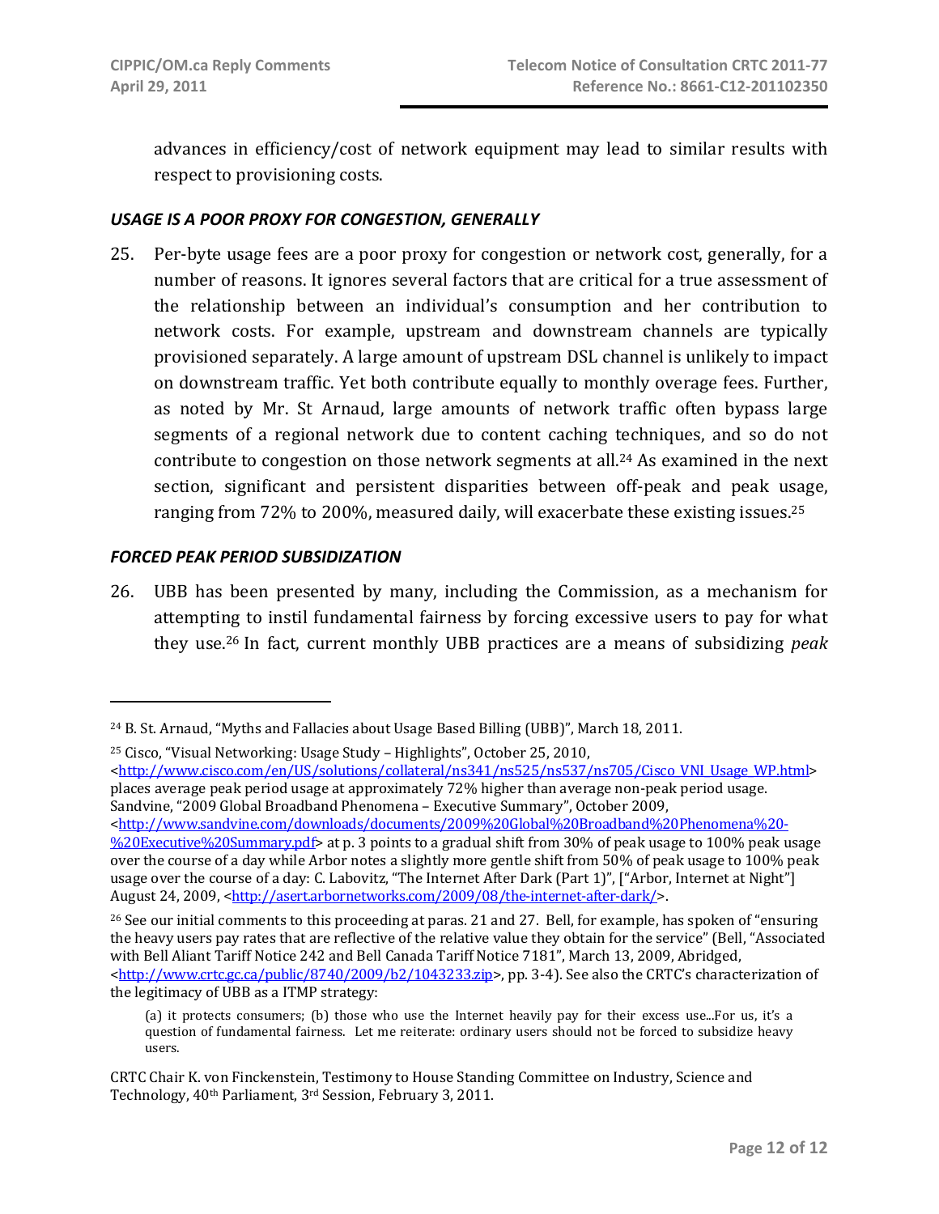advances in efficiency/cost of network equipment may lead to similar results with respect to provisioning costs.

### *USAGE IS A POOR PROXY FOR CONGESTION, GENERALLY*

25. Per-byte usage fees are a poor proxy for congestion or network cost, generally, for a number of reasons. It ignores several factors that are critical for a true assessment of the relationship between an individual's consumption and her contribution to network costs. For example, upstream and downstream channels are typically provisioned separately. A large amount of upstream DSL channel is unlikely to impact on downstream traffic. Yet both contribute equally to monthly overage fees. Further, as noted by Mr. St Arnaud, large amounts of network traffic often bypass large segments of a regional network due to content caching techniques, and so do not contribute to congestion on those network segments at all.[24] As examined in the next section, significant and persistent disparities between off-peak and peak usage, ranging from 72% to 200%, measured daily, will exacerbate these existing issues.[25]

### *FORCED PEAK PERIOD SUBSIDIZATION*

26. UBB has been presented by many, including the Commission, as a mechanism for attempting to instil fundamental fairness by forcing excessive users to pay for what they use.[26] In fact, current monthly UBB practices are a means of subsidizing *peak*

---

[24] B. St. Arnaud, "Myths and Fallacies about Usage Based Billing (UBB)", March 18, 2011.

[25] Cisco, "Visual Networking: Usage Study – Highlights", October 25, 2010, <http://www.cisco.com/en/US/solutions/collateral/ns341/ns525/ns537/ns705/Cisco_VNI_Usage_WP.html> places average peak period usage at approximately 72% higher than average non-peak period usage. Sandvine, "2009 Global Broadband Phenomena – Executive Summary", October 2009, <http://www.sandvine.com/downloads/documents/2009%20Global%20Broadband%20Phenomena%20-%20Executive%20Summary.pdf> at p. 3 points to a gradual shift from 30% of peak usage to 100% peak usage over the course of a day while Arbor notes a slightly more gentle shift from 50% of peak usage to 100% peak usage over the course of a day: C. Labovitz, "The Internet After Dark (Part 1)", ["Arbor, Internet at Night"] August 24, 2009, <http://asert.arbornetworks.com/2009/08/the-internet-after-dark/>.

[26] See our initial comments to this proceeding at paras. 21 and 27. Bell, for example, has spoken of "ensuring the heavy users pay rates that are reflective of the relative value they obtain for the service" (Bell, "Associated with Bell Aliant Tariff Notice 242 and Bell Canada Tariff Notice 7181", March 13, 2009, Abridged, <http://www.crtc.gc.ca/public/8740/2009/b2/1043233.zip>, pp. 3-4). See also the CRTC's characterization of the legitimacy of UBB as a ITMP strategy:

> (a) it protects consumers; (b) those who use the Internet heavily pay for their excess use...For us, it's a question of fundamental fairness. Let me reiterate: ordinary users should not be forced to subsidize heavy users.

CRTC Chair K. von Finckenstein, Testimony to House Standing Committee on Industry, Science and Technology, 40th Parliament, 3rd Session, February 3, 2011.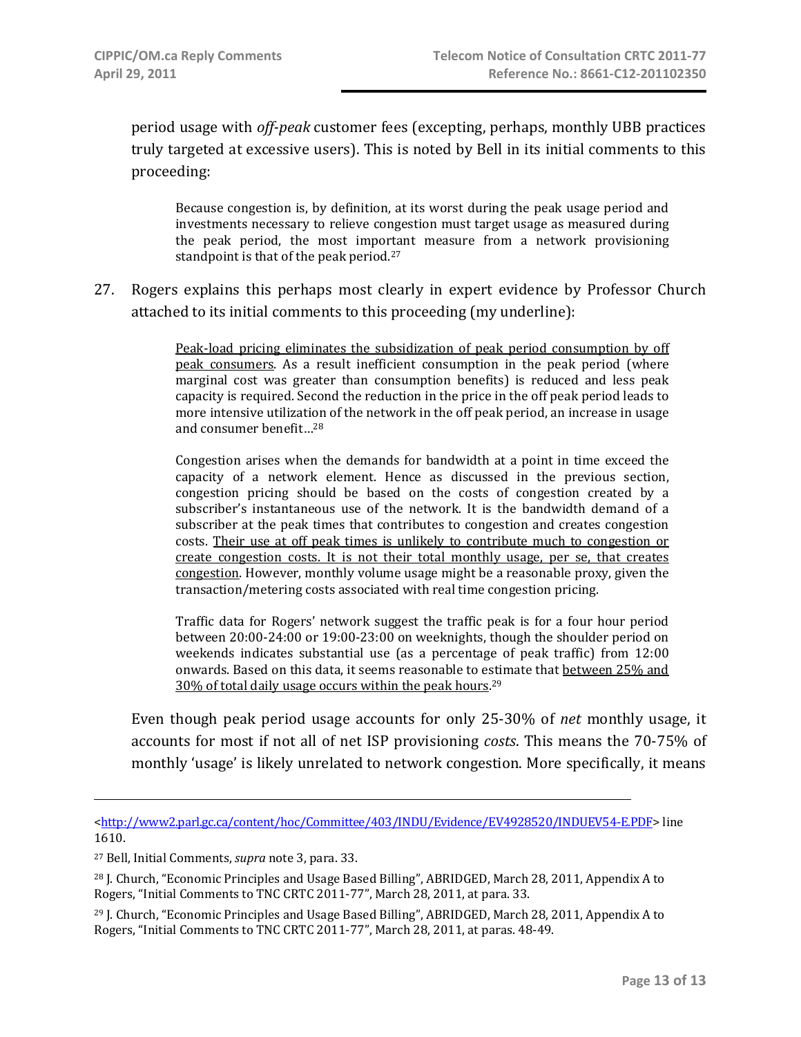period usage with *off-peak* customer fees (excepting, perhaps, monthly UBB practices truly targeted at excessive users). This is noted by Bell in its initial comments to this proceeding:

> Because congestion is, by definition, at its worst during the peak usage period and investments necessary to relieve congestion must target usage as measured during the peak period, the most important measure from a network provisioning standpoint is that of the peak period.[27]

27. Rogers explains this perhaps most clearly in expert evidence by Professor Church attached to its initial comments to this proceeding (my underline):

> <u>Peak-load pricing eliminates the subsidization of peak period consumption by off peak consumers</u>. As a result inefficient consumption in the peak period (where marginal cost was greater than consumption benefits) is reduced and less peak capacity is required. Second the reduction in the price in the off peak period leads to more intensive utilization of the network in the off peak period, an increase in usage and consumer benefit…[28]
>
> Congestion arises when the demands for bandwidth at a point in time exceed the capacity of a network element. Hence as discussed in the previous section, congestion pricing should be based on the costs of congestion created by a subscriber's instantaneous use of the network. It is the bandwidth demand of a subscriber at the peak times that contributes to congestion and creates congestion costs. <u>Their use at off peak times is unlikely to contribute much to congestion or create congestion costs. It is not their total monthly usage, per se, that creates congestion</u>. However, monthly volume usage might be a reasonable proxy, given the transaction/metering costs associated with real time congestion pricing.
>
> Traffic data for Rogers' network suggest the traffic peak is for a four hour period between 20:00-24:00 or 19:00-23:00 on weeknights, though the shoulder period on weekends indicates substantial use (as a percentage of peak traffic) from 12:00 onwards. Based on this data, it seems reasonable to estimate that <u>between 25% and 30% of total daily usage occurs within the peak hours</u>.[29]

Even though peak period usage accounts for only 25-30% of *net* monthly usage, it accounts for most if not all of net ISP provisioning *costs*. This means the 70-75% of monthly 'usage' is likely unrelated to network congestion. More specifically, it means

---

<http://www2.parl.gc.ca/content/hoc/Committee/403/INDU/Evidence/EV4928520/INDUEV54-E.PDF> line 1610.

[27] Bell, Initial Comments, *supra* note 3, para. 33.

[28] J. Church, "Economic Principles and Usage Based Billing", ABRIDGED, March 28, 2011, Appendix A to Rogers, "Initial Comments to TNC CRTC 2011-77", March 28, 2011, at para. 33.

[29] J. Church, "Economic Principles and Usage Based Billing", ABRIDGED, March 28, 2011, Appendix A to Rogers, "Initial Comments to TNC CRTC 2011-77", March 28, 2011, at paras. 48-49.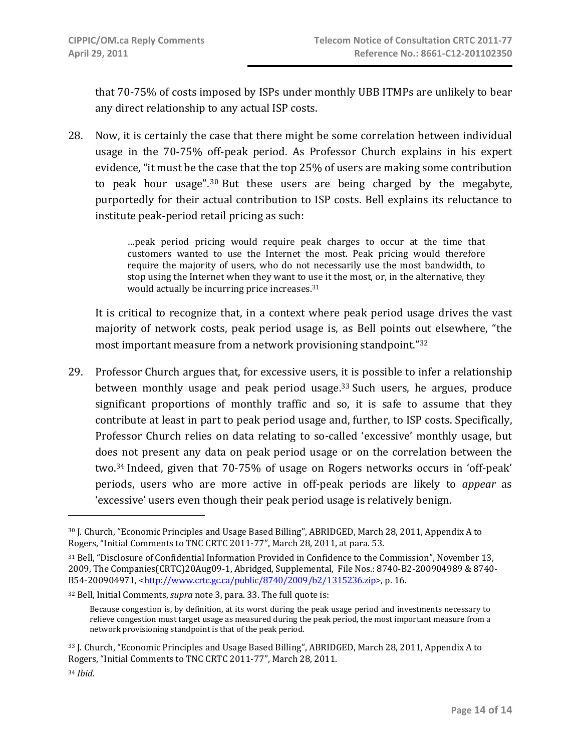that 70-75% of costs imposed by ISPs under monthly UBB ITMPs are unlikely to bear any direct relationship to any actual ISP costs.

28. Now, it is certainly the case that there might be some correlation between individual usage in the 70-75% off-peak period. As Professor Church explains in his expert evidence, "it must be the case that the top 25% of users are making some contribution to peak hour usage".[30] But these users are being charged by the megabyte, purportedly for their actual contribution to ISP costs. Bell explains its reluctance to institute peak-period retail pricing as such:

> …peak period pricing would require peak charges to occur at the time that customers wanted to use the Internet the most. Peak pricing would therefore require the majority of users, who do not necessarily use the most bandwidth, to stop using the Internet when they want to use it the most, or, in the alternative, they would actually be incurring price increases.[31]

It is critical to recognize that, in a context where peak period usage drives the vast majority of network costs, peak period usage is, as Bell points out elsewhere, "the most important measure from a network provisioning standpoint."[32]

29. Professor Church argues that, for excessive users, it is possible to infer a relationship between monthly usage and peak period usage.[33] Such users, he argues, produce significant proportions of monthly traffic and so, it is safe to assume that they contribute at least in part to peak period usage and, further, to ISP costs. Specifically, Professor Church relies on data relating to so-called 'excessive' monthly usage, but does not present any data on peak period usage or on the correlation between the two.[34] Indeed, given that 70-75% of usage on Rogers networks occurs in 'off-peak' periods, users who are more active in off-peak periods are likely to *appear* as 'excessive' users even though their peak period usage is relatively benign.

---

[30] J. Church, "Economic Principles and Usage Based Billing", ABRIDGED, March 28, 2011, Appendix A to Rogers, "Initial Comments to TNC CRTC 2011-77", March 28, 2011, at para. 53.

[31] Bell, "Disclosure of Confidential Information Provided in Confidence to the Commission", November 13, 2009, The Companies(CRTC)20Aug09-1, Abridged, Supplemental, File Nos.: 8740-B2-200904989 & 8740-B54-200904971, <http://www.crtc.gc.ca/public/8740/2009/b2/1315236.zip>, p. 16.

[32] Bell, Initial Comments, *supra* note 3, para. 33. The full quote is:

> Because congestion is, by definition, at its worst during the peak usage period and investments necessary to relieve congestion must target usage as measured during the peak period, the most important measure from a network provisioning standpoint is that of the peak period.

[33] J. Church, "Economic Principles and Usage Based Billing", ABRIDGED, March 28, 2011, Appendix A to Rogers, "Initial Comments to TNC CRTC 2011-77", March 28, 2011.

[34] *Ibid*.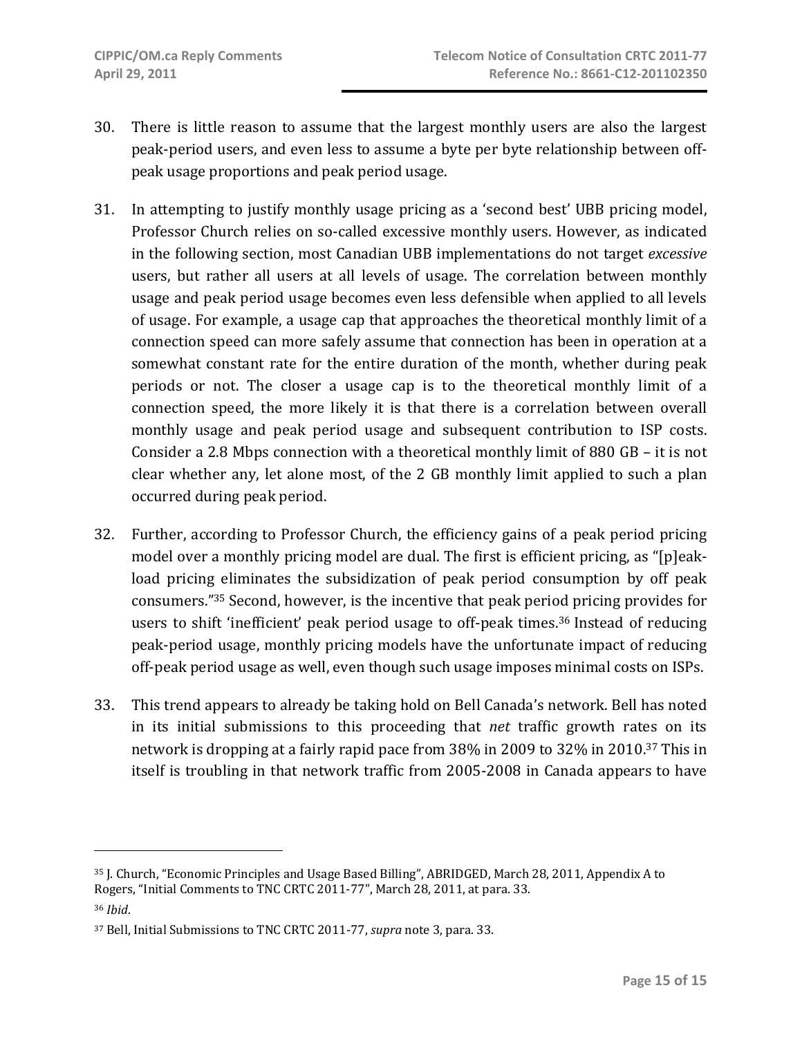30. There is little reason to assume that the largest monthly users are also the largest peak-period users, and even less to assume a byte per byte relationship between off-peak usage proportions and peak period usage.

31. In attempting to justify monthly usage pricing as a 'second best' UBB pricing model, Professor Church relies on so-called excessive monthly users. However, as indicated in the following section, most Canadian UBB implementations do not target *excessive* users, but rather all users at all levels of usage. The correlation between monthly usage and peak period usage becomes even less defensible when applied to all levels of usage. For example, a usage cap that approaches the theoretical monthly limit of a connection speed can more safely assume that connection has been in operation at a somewhat constant rate for the entire duration of the month, whether during peak periods or not. The closer a usage cap is to the theoretical monthly limit of a connection speed, the more likely it is that there is a correlation between overall monthly usage and peak period usage and subsequent contribution to ISP costs. Consider a 2.8 Mbps connection with a theoretical monthly limit of 880 GB – it is not clear whether any, let alone most, of the 2 GB monthly limit applied to such a plan occurred during peak period.

32. Further, according to Professor Church, the efficiency gains of a peak period pricing model over a monthly pricing model are dual. The first is efficient pricing, as "[p]eak-load pricing eliminates the subsidization of peak period consumption by off peak consumers."[35] Second, however, is the incentive that peak period pricing provides for users to shift 'inefficient' peak period usage to off-peak times.[36] Instead of reducing peak-period usage, monthly pricing models have the unfortunate impact of reducing off-peak period usage as well, even though such usage imposes minimal costs on ISPs.

33. This trend appears to already be taking hold on Bell Canada's network. Bell has noted in its initial submissions to this proceeding that *net* traffic growth rates on its network is dropping at a fairly rapid pace from 38% in 2009 to 32% in 2010.[37] This in itself is troubling in that network traffic from 2005-2008 in Canada appears to have

---

[35] J. Church, "Economic Principles and Usage Based Billing", ABRIDGED, March 28, 2011, Appendix A to Rogers, "Initial Comments to TNC CRTC 2011-77", March 28, 2011, at para. 33.

[36] *Ibid*.

[37] Bell, Initial Submissions to TNC CRTC 2011-77, *supra* note 3, para. 33.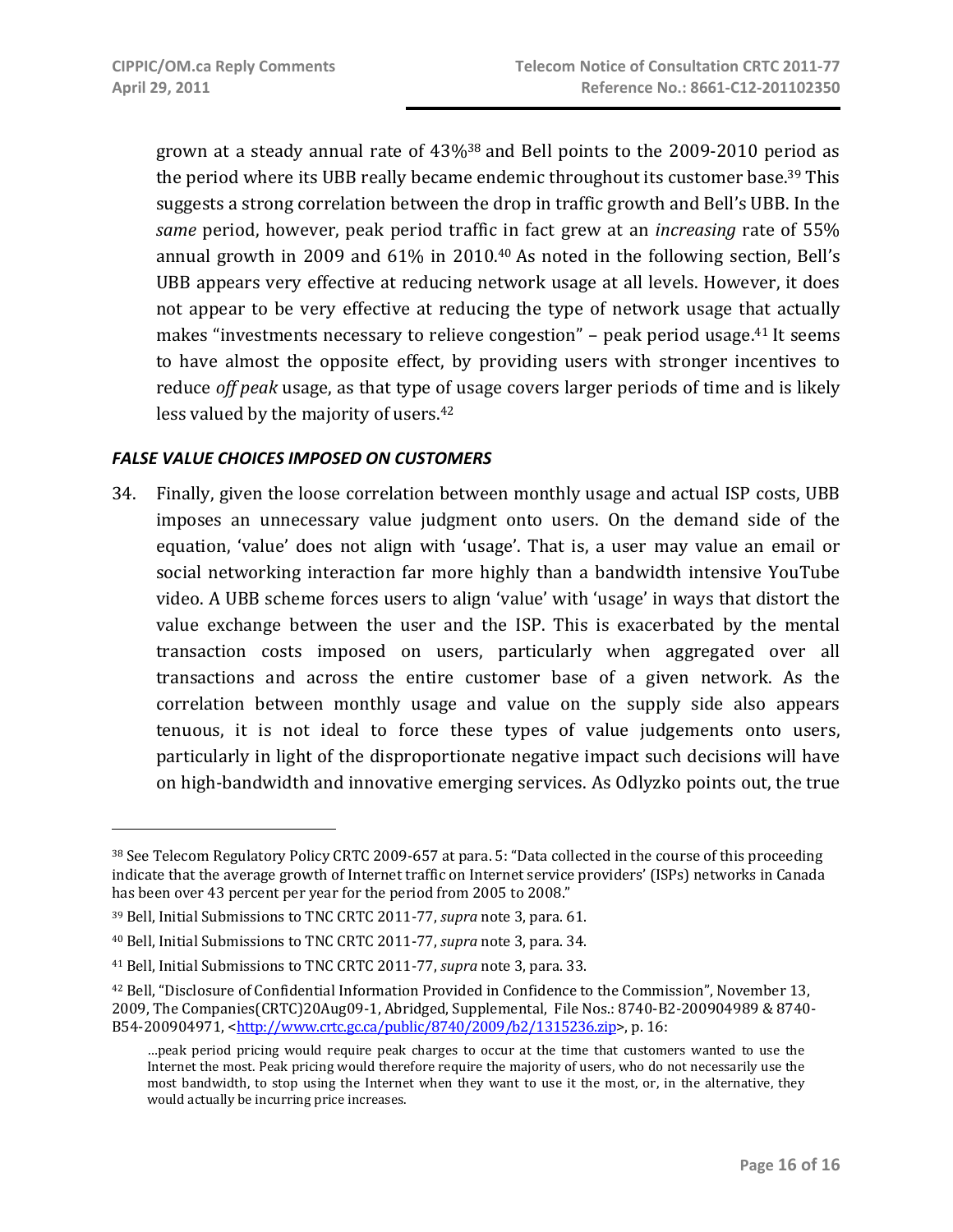grown at a steady annual rate of 43%[38] and Bell points to the 2009-2010 period as the period where its UBB really became endemic throughout its customer base.[39] This suggests a strong correlation between the drop in traffic growth and Bell's UBB. In the *same* period, however, peak period traffic in fact grew at an *increasing* rate of 55% annual growth in 2009 and 61% in 2010.[40] As noted in the following section, Bell's UBB appears very effective at reducing network usage at all levels. However, it does not appear to be very effective at reducing the type of network usage that actually makes "investments necessary to relieve congestion" – peak period usage.[41] It seems to have almost the opposite effect, by providing users with stronger incentives to reduce *off peak* usage, as that type of usage covers larger periods of time and is likely less valued by the majority of users.[42]

### *FALSE VALUE CHOICES IMPOSED ON CUSTOMERS*

34. Finally, given the loose correlation between monthly usage and actual ISP costs, UBB imposes an unnecessary value judgment onto users. On the demand side of the equation, 'value' does not align with 'usage'. That is, a user may value an email or social networking interaction far more highly than a bandwidth intensive YouTube video. A UBB scheme forces users to align 'value' with 'usage' in ways that distort the value exchange between the user and the ISP. This is exacerbated by the mental transaction costs imposed on users, particularly when aggregated over all transactions and across the entire customer base of a given network. As the correlation between monthly usage and value on the supply side also appears tenuous, it is not ideal to force these types of value judgements onto users, particularly in light of the disproportionate negative impact such decisions will have on high-bandwidth and innovative emerging services. As Odlyzko points out, the true

---

[38] See Telecom Regulatory Policy CRTC 2009-657 at para. 5: "Data collected in the course of this proceeding indicate that the average growth of Internet traffic on Internet service providers' (ISPs) networks in Canada has been over 43 percent per year for the period from 2005 to 2008."

[39] Bell, Initial Submissions to TNC CRTC 2011-77, *supra* note 3, para. 61.

[40] Bell, Initial Submissions to TNC CRTC 2011-77, *supra* note 3, para. 34.

[41] Bell, Initial Submissions to TNC CRTC 2011-77, *supra* note 3, para. 33.

[42] Bell, "Disclosure of Confidential Information Provided in Confidence to the Commission", November 13, 2009, The Companies(CRTC)20Aug09-1, Abridged, Supplemental, File Nos.: 8740-B2-200904989 & 8740-B54-200904971, <http://www.crtc.gc.ca/public/8740/2009/b2/1315236.zip>, p. 16:

> …peak period pricing would require peak charges to occur at the time that customers wanted to use the Internet the most. Peak pricing would therefore require the majority of users, who do not necessarily use the most bandwidth, to stop using the Internet when they want to use it the most, or, in the alternative, they would actually be incurring price increases.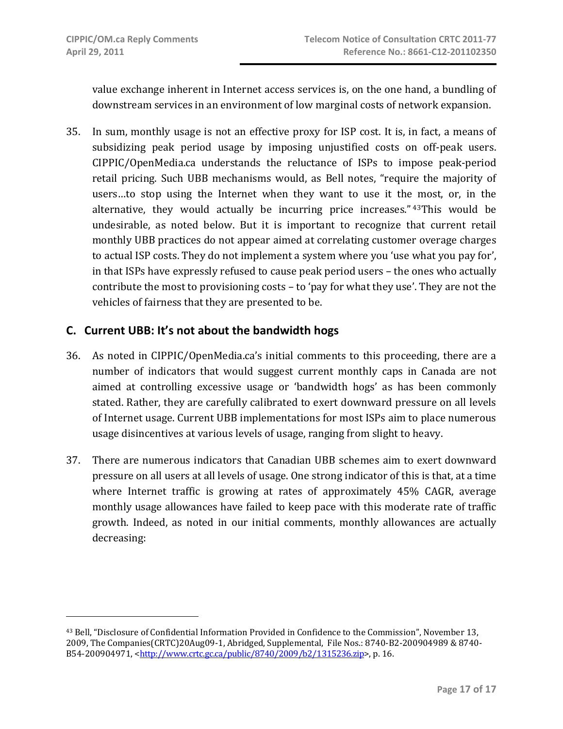value exchange inherent in Internet access services is, on the one hand, a bundling of downstream services in an environment of low marginal costs of network expansion.

35. In sum, monthly usage is not an effective proxy for ISP cost. It is, in fact, a means of subsidizing peak period usage by imposing unjustified costs on off-peak users. CIPPIC/OpenMedia.ca understands the reluctance of ISPs to impose peak-period retail pricing. Such UBB mechanisms would, as Bell notes, "require the majority of users…to stop using the Internet when they want to use it the most, or, in the alternative, they would actually be incurring price increases."[43] This would be undesirable, as noted below. But it is important to recognize that current retail monthly UBB practices do not appear aimed at correlating customer overage charges to actual ISP costs. They do not implement a system where you 'use what you pay for', in that ISPs have expressly refused to cause peak period users – the ones who actually contribute the most to provisioning costs – to 'pay for what they use'. They are not the vehicles of fairness that they are presented to be.

## C. Current UBB: It's not about the bandwidth hogs

36. As noted in CIPPIC/OpenMedia.ca's initial comments to this proceeding, there are a number of indicators that would suggest current monthly caps in Canada are not aimed at controlling excessive usage or 'bandwidth hogs' as has been commonly stated. Rather, they are carefully calibrated to exert downward pressure on all levels of Internet usage. Current UBB implementations for most ISPs aim to place numerous usage disincentives at various levels of usage, ranging from slight to heavy.

37. There are numerous indicators that Canadian UBB schemes aim to exert downward pressure on all users at all levels of usage. One strong indicator of this is that, at a time where Internet traffic is growing at rates of approximately 45% CAGR, average monthly usage allowances have failed to keep pace with this moderate rate of traffic growth. Indeed, as noted in our initial comments, monthly allowances are actually decreasing:

---

[43] Bell, "Disclosure of Confidential Information Provided in Confidence to the Commission", November 13, 2009, The Companies(CRTC)20Aug09-1, Abridged, Supplemental, File Nos.: 8740-B2-200904989 & 8740-B54-200904971, <http://www.crtc.gc.ca/public/8740/2009/b2/1315236.zip>, p. 16.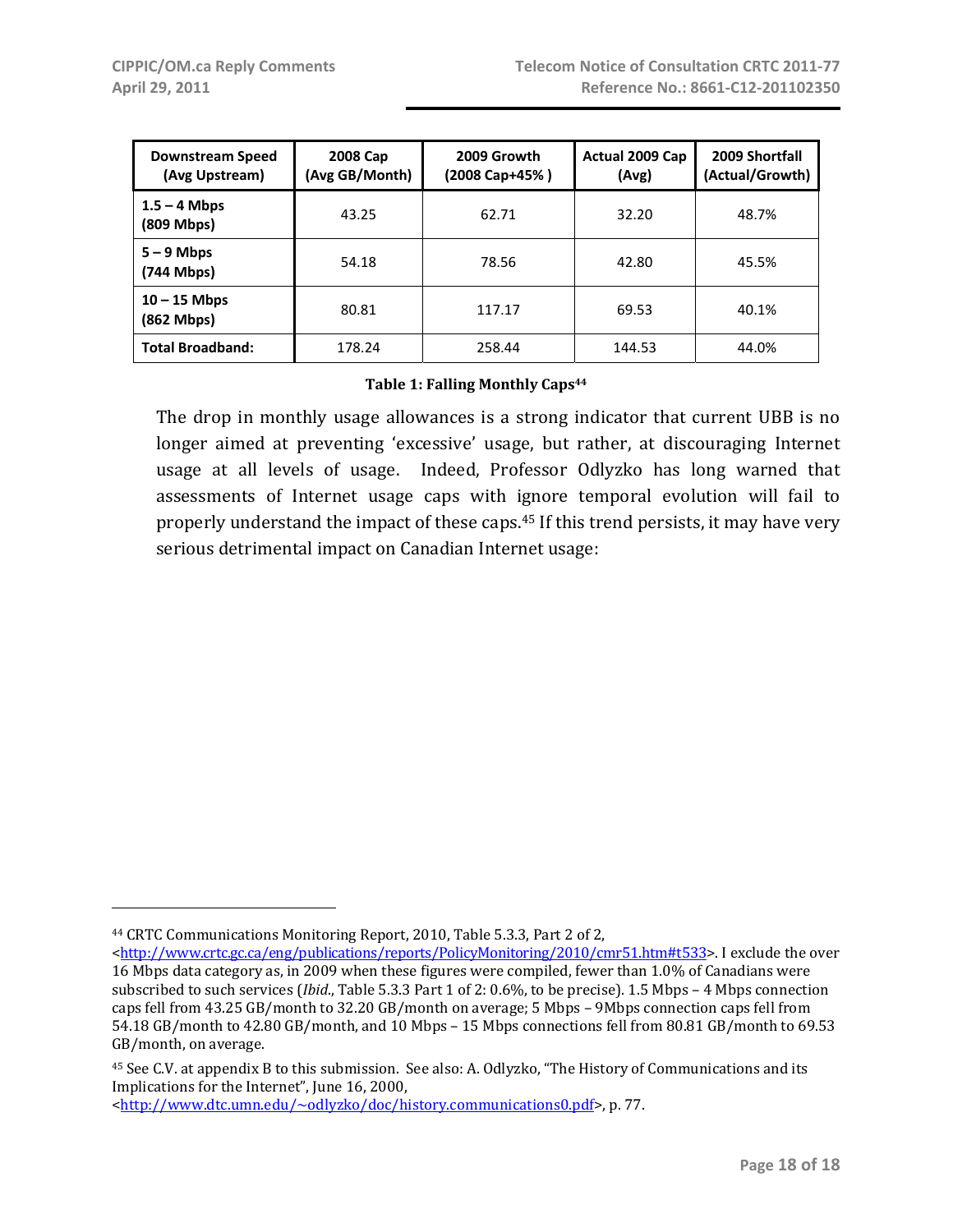| Downstream Speed (Avg Upstream) | 2008 Cap (Avg GB/Month) | 2009 Growth (2008 Cap+45% ) | Actual 2009 Cap (Avg) | 2009 Shortfall (Actual/Growth) |
|---|---|---|---|---|
| **1.5 – 4 Mbps (809 Mbps)** | 43.25 | 62.71 | 32.20 | 48.7% |
| **5 – 9 Mbps (744 Mbps)** | 54.18 | 78.56 | 42.80 | 45.5% |
| **10 – 15 Mbps (862 Mbps)** | 80.81 | 117.17 | 69.53 | 40.1% |
| **Total Broadband:** | 178.24 | 258.44 | 144.53 | 44.0% |

**Table 1: Falling Monthly Caps**[44]

The drop in monthly usage allowances is a strong indicator that current UBB is no longer aimed at preventing 'excessive' usage, but rather, at discouraging Internet usage at all levels of usage. Indeed, Professor Odlyzko has long warned that assessments of Internet usage caps with ignore temporal evolution will fail to properly understand the impact of these caps.[45] If this trend persists, it may have very serious detrimental impact on Canadian Internet usage:

---

[44] CRTC Communications Monitoring Report, 2010, Table 5.3.3, Part 2 of 2, <http://www.crtc.gc.ca/eng/publications/reports/PolicyMonitoring/2010/cmr51.htm#t533>. I exclude the over 16 Mbps data category as, in 2009 when these figures were compiled, fewer than 1.0% of Canadians were subscribed to such services (*Ibid.*, Table 5.3.3 Part 1 of 2: 0.6%, to be precise). 1.5 Mbps – 4 Mbps connection caps fell from 43.25 GB/month to 32.20 GB/month on average; 5 Mbps – 9Mbps connection caps fell from 54.18 GB/month to 42.80 GB/month, and 10 Mbps – 15 Mbps connections fell from 80.81 GB/month to 69.53 GB/month, on average.

[45] See C.V. at appendix B to this submission. See also: A. Odlyzko, "The History of Communications and its Implications for the Internet", June 16, 2000, <http://www.dtc.umn.edu/~odlyzko/doc/history.communications0.pdf>, p. 77.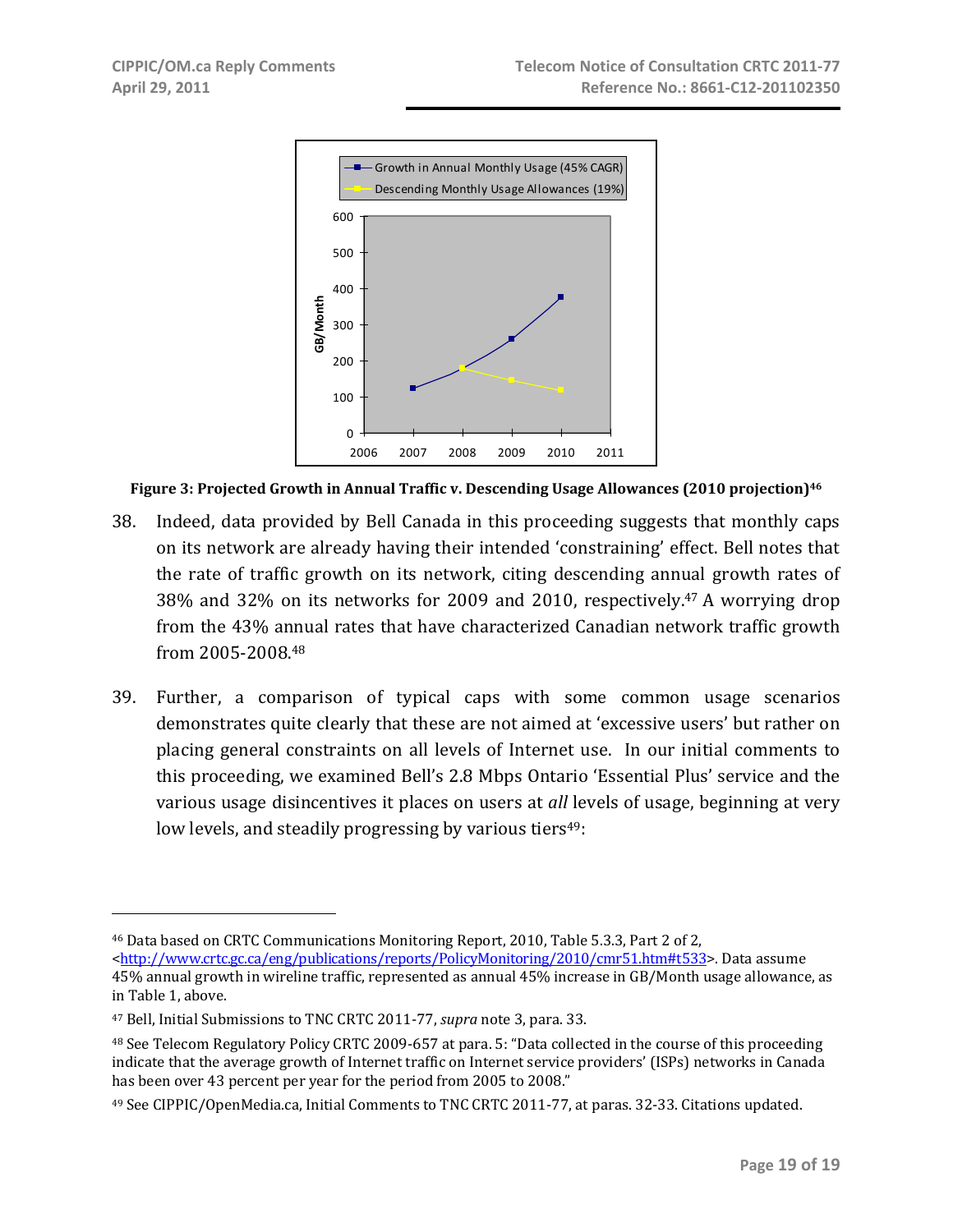**Figure 3: Projected Growth in Annual Traffic v. Descending Usage Allowances (2010 projection)[46]**

38. Indeed, data provided by Bell Canada in this proceeding suggests that monthly caps on its network are already having their intended 'constraining' effect. Bell notes that the rate of traffic growth on its network, citing descending annual growth rates of 38% and 32% on its networks for 2009 and 2010, respectively.[47] A worrying drop from the 43% annual rates that have characterized Canadian network traffic growth from 2005-2008.[48]

39. Further, a comparison of typical caps with some common usage scenarios demonstrates quite clearly that these are not aimed at 'excessive users' but rather on placing general constraints on all levels of Internet use. In our initial comments to this proceeding, we examined Bell's 2.8 Mbps Ontario 'Essential Plus' service and the various usage disincentives it places on users at *all* levels of usage, beginning at very low levels, and steadily progressing by various tiers[49]:

---

[46] Data based on CRTC Communications Monitoring Report, 2010, Table 5.3.3, Part 2 of 2, <http://www.crtc.gc.ca/eng/publications/reports/PolicyMonitoring/2010/cmr51.htm#t533>. Data assume 45% annual growth in wireline traffic, represented as annual 45% increase in GB/Month usage allowance, as in Table 1, above.

[47] Bell, Initial Submissions to TNC CRTC 2011-77, *supra* note 3, para. 33.

[48] See Telecom Regulatory Policy CRTC 2009-657 at para. 5: "Data collected in the course of this proceeding indicate that the average growth of Internet traffic on Internet service providers' (ISPs) networks in Canada has been over 43 percent per year for the period from 2005 to 2008."

[49] See CIPPIC/OpenMedia.ca, Initial Comments to TNC CRTC 2011-77, at paras. 32-33. Citations updated.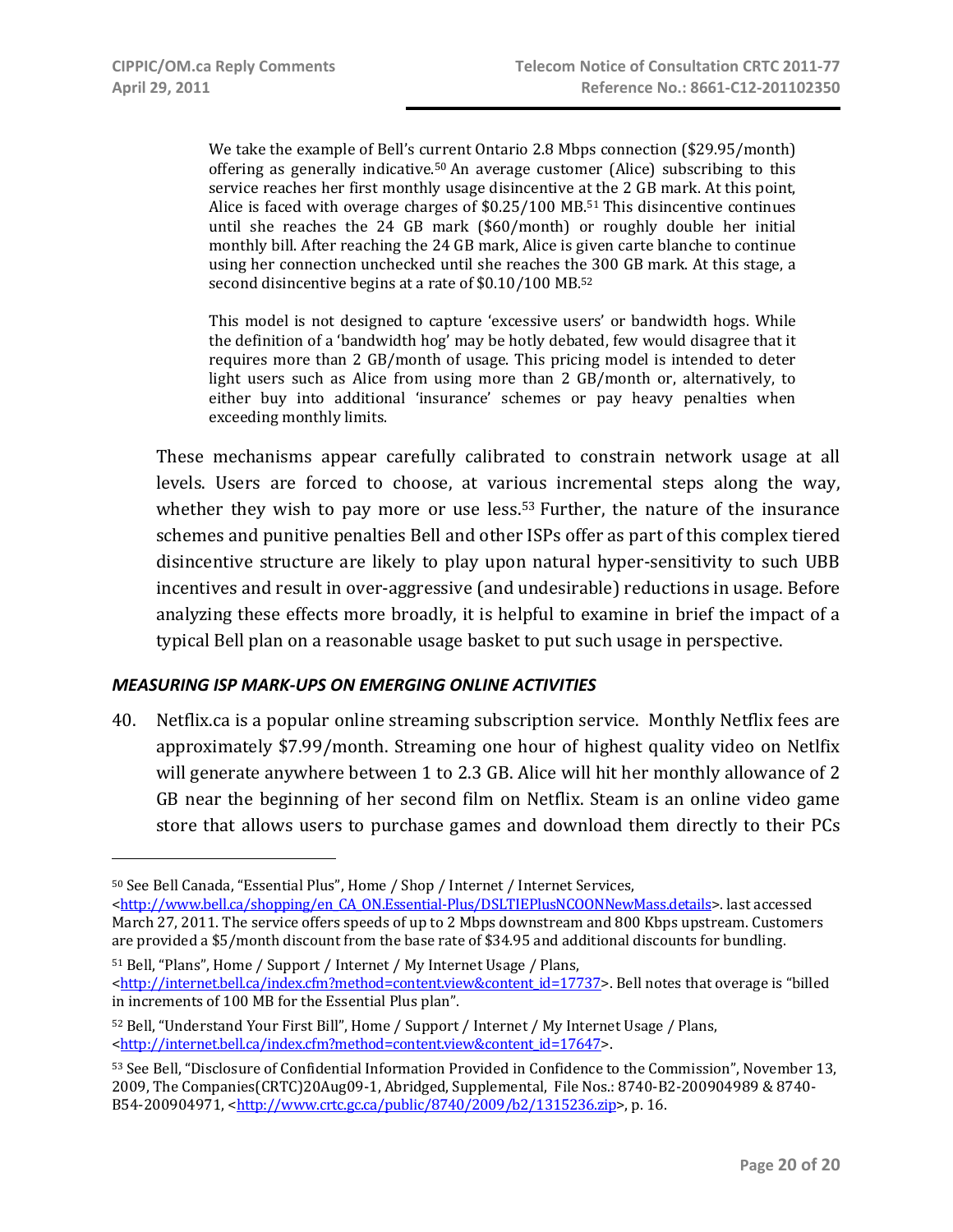> We take the example of Bell's current Ontario 2.8 Mbps connection ($29.95/month) offering as generally indicative.[50] An average customer (Alice) subscribing to this service reaches her first monthly usage disincentive at the 2 GB mark. At this point, Alice is faced with overage charges of $0.25/100 MB.[51] This disincentive continues until she reaches the 24 GB mark ($60/month) or roughly double her initial monthly bill. After reaching the 24 GB mark, Alice is given carte blanche to continue using her connection unchecked until she reaches the 300 GB mark. At this stage, a second disincentive begins at a rate of $0.10/100 MB.[52]
>
> This model is not designed to capture 'excessive users' or bandwidth hogs. While the definition of a 'bandwidth hog' may be hotly debated, few would disagree that it requires more than 2 GB/month of usage. This pricing model is intended to deter light users such as Alice from using more than 2 GB/month or, alternatively, to either buy into additional 'insurance' schemes or pay heavy penalties when exceeding monthly limits.

These mechanisms appear carefully calibrated to constrain network usage at all levels. Users are forced to choose, at various incremental steps along the way, whether they wish to pay more or use less.[53] Further, the nature of the insurance schemes and punitive penalties Bell and other ISPs offer as part of this complex tiered disincentive structure are likely to play upon natural hyper-sensitivity to such UBB incentives and result in over-aggressive (and undesirable) reductions in usage. Before analyzing these effects more broadly, it is helpful to examine in brief the impact of a typical Bell plan on a reasonable usage basket to put such usage in perspective.

### *MEASURING ISP MARK-UPS ON EMERGING ONLINE ACTIVITIES*

40. Netflix.ca is a popular online streaming subscription service. Monthly Netflix fees are approximately $7.99/month. Streaming one hour of highest quality video on Netlfix will generate anywhere between 1 to 2.3 GB. Alice will hit her monthly allowance of 2 GB near the beginning of her second film on Netflix. Steam is an online video game store that allows users to purchase games and download them directly to their PCs

---

[50] See Bell Canada, "Essential Plus", Home / Shop / Internet / Internet Services, <http://www.bell.ca/shopping/en_CA_ON.Essential-Plus/DSLTIEPlusNCOONNewMass.details>. last accessed March 27, 2011. The service offers speeds of up to 2 Mbps downstream and 800 Kbps upstream. Customers are provided a $5/month discount from the base rate of $34.95 and additional discounts for bundling.

[51] Bell, "Plans", Home / Support / Internet / My Internet Usage / Plans, <http://internet.bell.ca/index.cfm?method=content.view&content_id=17737>. Bell notes that overage is "billed in increments of 100 MB for the Essential Plus plan".

[52] Bell, "Understand Your First Bill", Home / Support / Internet / My Internet Usage / Plans, <http://internet.bell.ca/index.cfm?method=content.view&content_id=17647>.

[53] See Bell, "Disclosure of Confidential Information Provided in Confidence to the Commission", November 13, 2009, The Companies(CRTC)20Aug09-1, Abridged, Supplemental, File Nos.: 8740-B2-200904989 & 8740-B54-200904971, <http://www.crtc.gc.ca/public/8740/2009/b2/1315236.zip>, p. 16.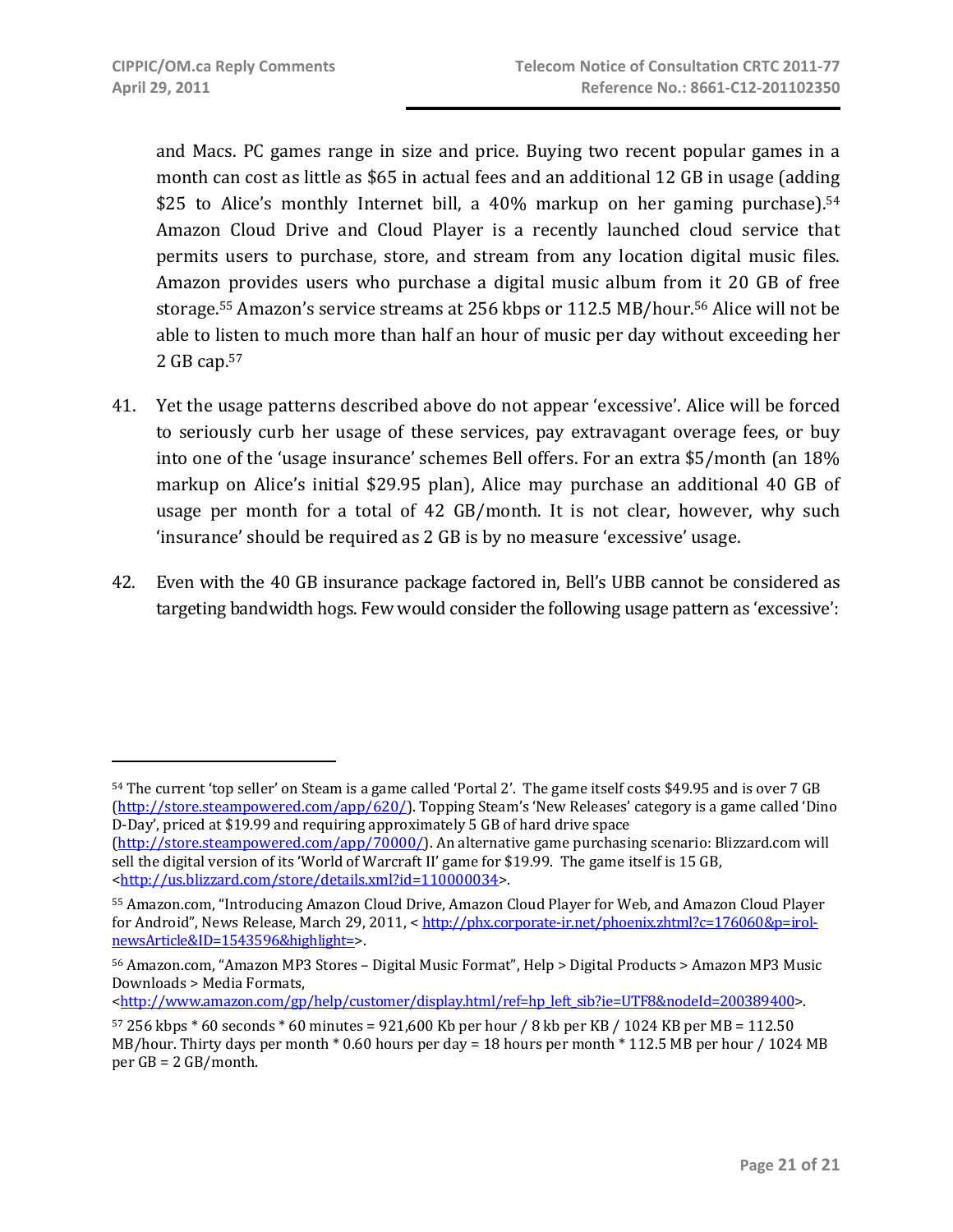and Macs. PC games range in size and price. Buying two recent popular games in a month can cost as little as $65 in actual fees and an additional 12 GB in usage (adding $25 to Alice's monthly Internet bill, a 40% markup on her gaming purchase).[54] Amazon Cloud Drive and Cloud Player is a recently launched cloud service that permits users to purchase, store, and stream from any location digital music files. Amazon provides users who purchase a digital music album from it 20 GB of free storage.[55] Amazon's service streams at 256 kbps or 112.5 MB/hour.[56] Alice will not be able to listen to much more than half an hour of music per day without exceeding her 2 GB cap.[57]

41. Yet the usage patterns described above do not appear 'excessive'. Alice will be forced to seriously curb her usage of these services, pay extravagant overage fees, or buy into one of the 'usage insurance' schemes Bell offers. For an extra $5/month (an 18% markup on Alice's initial $29.95 plan), Alice may purchase an additional 40 GB of usage per month for a total of 42 GB/month. It is not clear, however, why such 'insurance' should be required as 2 GB is by no measure 'excessive' usage.

42. Even with the 40 GB insurance package factored in, Bell's UBB cannot be considered as targeting bandwidth hogs. Few would consider the following usage pattern as 'excessive':

---

[54] The current 'top seller' on Steam is a game called 'Portal 2'. The game itself costs $49.95 and is over 7 GB (http://store.steampowered.com/app/620/). Topping Steam's 'New Releases' category is a game called 'Dino D-Day', priced at $19.99 and requiring approximately 5 GB of hard drive space (http://store.steampowered.com/app/70000/). An alternative game purchasing scenario: Blizzard.com will sell the digital version of its 'World of Warcraft II' game for $19.99. The game itself is 15 GB, <http://us.blizzard.com/store/details.xml?id=110000034>.

[55] Amazon.com, "Introducing Amazon Cloud Drive, Amazon Cloud Player for Web, and Amazon Cloud Player for Android", News Release, March 29, 2011, < http://phx.corporate-ir.net/phoenix.zhtml?c=176060&p=irol-newsArticle&ID=1543596&highlight=>.

[56] Amazon.com, "Amazon MP3 Stores – Digital Music Format", Help > Digital Products > Amazon MP3 Music Downloads > Media Formats, <http://www.amazon.com/gp/help/customer/display.html/ref=hp_left_sib?ie=UTF8&nodeId=200389400>.

[57] 256 kbps * 60 seconds * 60 minutes = 921,600 Kb per hour / 8 kb per KB / 1024 KB per MB = 112.50 MB/hour. Thirty days per month * 0.60 hours per day = 18 hours per month * 112.5 MB per hour / 1024 MB per GB = 2 GB/month.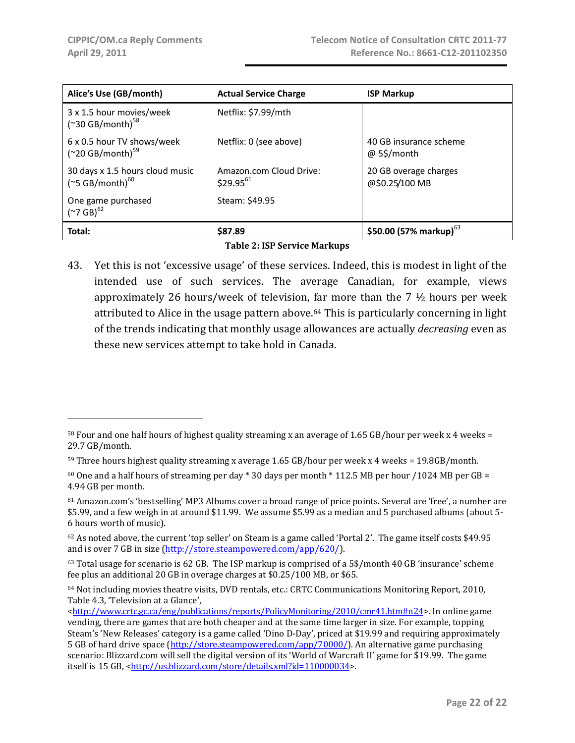| Alice's Use (GB/month) | Actual Service Charge | ISP Markup |
|---|---|---|
| 3 x 1.5 hour movies/week (~30 GB/month)[58] | Netflix: $7.99/mth | |
| 6 x 0.5 hour TV shows/week (~20 GB/month)[59] | Netflix: 0 (see above) | 40 GB insurance scheme @ 5$/month |
| 30 days x 1.5 hours cloud music (~5 GB/month)[60] | Amazon.com Cloud Drive: $29.95[61] | 20 GB overage charges @$0.25/100 MB |
| One game purchased (~7 GB)[62] | Steam: $49.95 | |
| **Total:** | **$87.89** | **$50.00 (57% markup)**[63] |

**Table 2: ISP Service Markups**

43. Yet this is not 'excessive usage' of these services. Indeed, this is modest in light of the intended use of such services. The average Canadian, for example, views approximately 26 hours/week of television, far more than the 7 ½ hours per week attributed to Alice in the usage pattern above.[64] This is particularly concerning in light of the trends indicating that monthly usage allowances are actually *decreasing* even as these new services attempt to take hold in Canada.

---

[58] Four and one half hours of highest quality streaming x an average of 1.65 GB/hour per week x 4 weeks = 29.7 GB/month.

[59] Three hours highest quality streaming x average 1.65 GB/hour per week x 4 weeks = 19.8GB/month.

[60] One and a half hours of streaming per day * 30 days per month * 112.5 MB per hour /1024 MB per GB = 4.94 GB per month.

[61] Amazon.com's 'bestselling' MP3 Albums cover a broad range of price points. Several are 'free', a number are $5.99, and a few weigh in at around $11.99. We assume $5.99 as a median and 5 purchased albums (about 5-6 hours worth of music).

[62] As noted above, the current 'top seller' on Steam is a game called 'Portal 2'. The game itself costs $49.95 and is over 7 GB in size (http://store.steampowered.com/app/620/).

[63] Total usage for scenario is 62 GB. The ISP markup is comprised of a 5$/month 40 GB 'insurance' scheme fee plus an additional 20 GB in overage charges at $0.25/100 MB, or $65.

[64] Not including movies theatre visits, DVD rentals, etc.: CRTC Communications Monitoring Report, 2010, Table 4.3, 'Television at a Glance', <http://www.crtc.gc.ca/eng/publications/reports/PolicyMonitoring/2010/cmr41.htm#n24>. In online game vending, there are games that are both cheaper and at the same time larger in size. For example, topping Steam's 'New Releases' category is a game called 'Dino D-Day', priced at $19.99 and requiring approximately 5 GB of hard drive space (http://store.steampowered.com/app/70000/). An alternative game purchasing scenario: Blizzard.com will sell the digital version of its 'World of Warcraft II' game for $19.99. The game itself is 15 GB, <http://us.blizzard.com/store/details.xml?id=110000034>.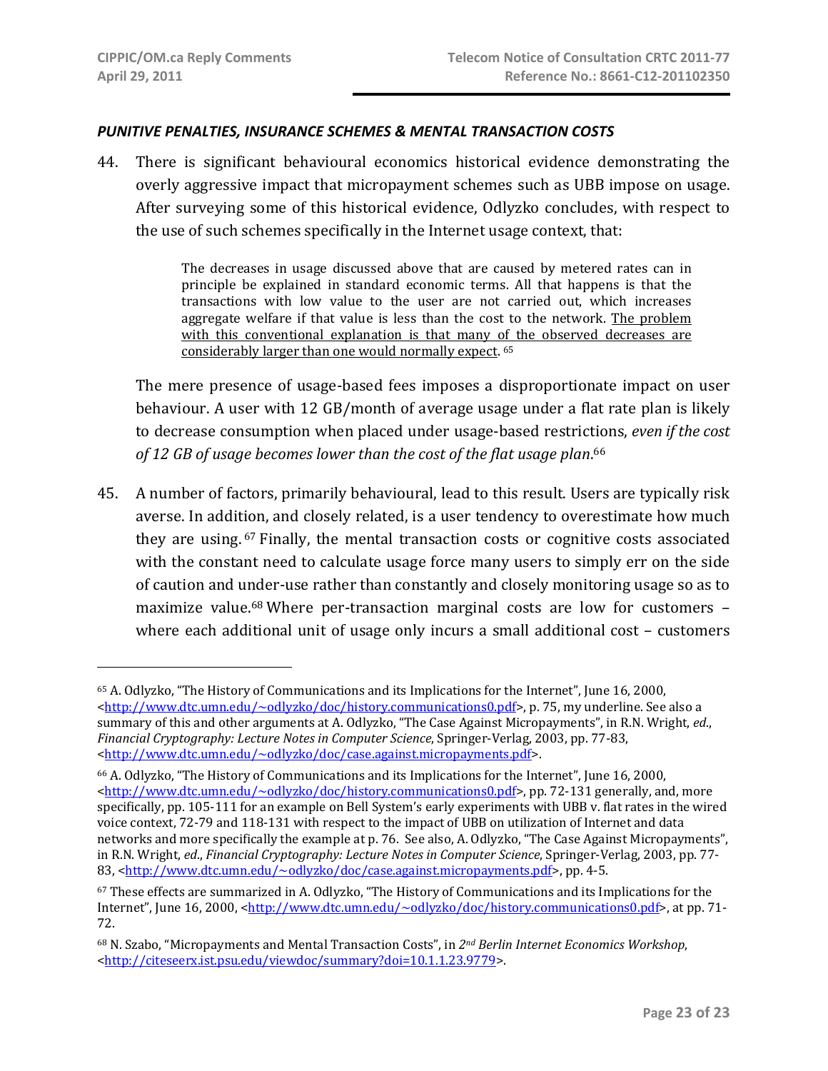***PUNITIVE PENALTIES, INSURANCE SCHEMES & MENTAL TRANSACTION COSTS***

44. There is significant behavioural economics historical evidence demonstrating the overly aggressive impact that micropayment schemes such as UBB impose on usage. After surveying some of this historical evidence, Odlyzko concludes, with respect to the use of such schemes specifically in the Internet usage context, that:

> The decreases in usage discussed above that are caused by metered rates can in principle be explained in standard economic terms. All that happens is that the transactions with low value to the user are not carried out, which increases aggregate welfare if that value is less than the cost to the network. The problem with this conventional explanation is that many of the observed decreases are considerably larger than one would normally expect. [65]

The mere presence of usage-based fees imposes a disproportionate impact on user behaviour. A user with 12 GB/month of average usage under a flat rate plan is likely to decrease consumption when placed under usage-based restrictions, *even if the cost of 12 GB of usage becomes lower than the cost of the flat usage plan*.[66]

45. A number of factors, primarily behavioural, lead to this result. Users are typically risk averse. In addition, and closely related, is a user tendency to overestimate how much they are using.[67] Finally, the mental transaction costs or cognitive costs associated with the constant need to calculate usage force many users to simply err on the side of caution and under-use rather than constantly and closely monitoring usage so as to maximize value.[68] Where per-transaction marginal costs are low for customers – where each additional unit of usage only incurs a small additional cost – customers

---

[65] A. Odlyzko, "The History of Communications and its Implications for the Internet", June 16, 2000, <http://www.dtc.umn.edu/~odlyzko/doc/history.communications0.pdf>, p. 75, my underline. See also a summary of this and other arguments at A. Odlyzko, "The Case Against Micropayments", in R.N. Wright, *ed*., *Financial Cryptography: Lecture Notes in Computer Science*, Springer-Verlag, 2003, pp. 77-83, <http://www.dtc.umn.edu/~odlyzko/doc/case.against.micropayments.pdf>.

[66] A. Odlyzko, "The History of Communications and its Implications for the Internet", June 16, 2000, <http://www.dtc.umn.edu/~odlyzko/doc/history.communications0.pdf>, pp. 72-131 generally, and, more specifically, pp. 105-111 for an example on Bell System's early experiments with UBB v. flat rates in the wired voice context, 72-79 and 118-131 with respect to the impact of UBB on utilization of Internet and data networks and more specifically the example at p. 76. See also, A. Odlyzko, "The Case Against Micropayments", in R.N. Wright, *ed*., *Financial Cryptography: Lecture Notes in Computer Science*, Springer-Verlag, 2003, pp. 77-83, <http://www.dtc.umn.edu/~odlyzko/doc/case.against.micropayments.pdf>, pp. 4-5.

[67] These effects are summarized in A. Odlyzko, "The History of Communications and its Implications for the Internet", June 16, 2000, <http://www.dtc.umn.edu/~odlyzko/doc/history.communications0.pdf>, at pp. 71-72.

[68] N. Szabo, "Micropayments and Mental Transaction Costs", in *2nd Berlin Internet Economics Workshop*, <http://citeseerx.ist.psu.edu/viewdoc/summary?doi=10.1.1.23.9779>.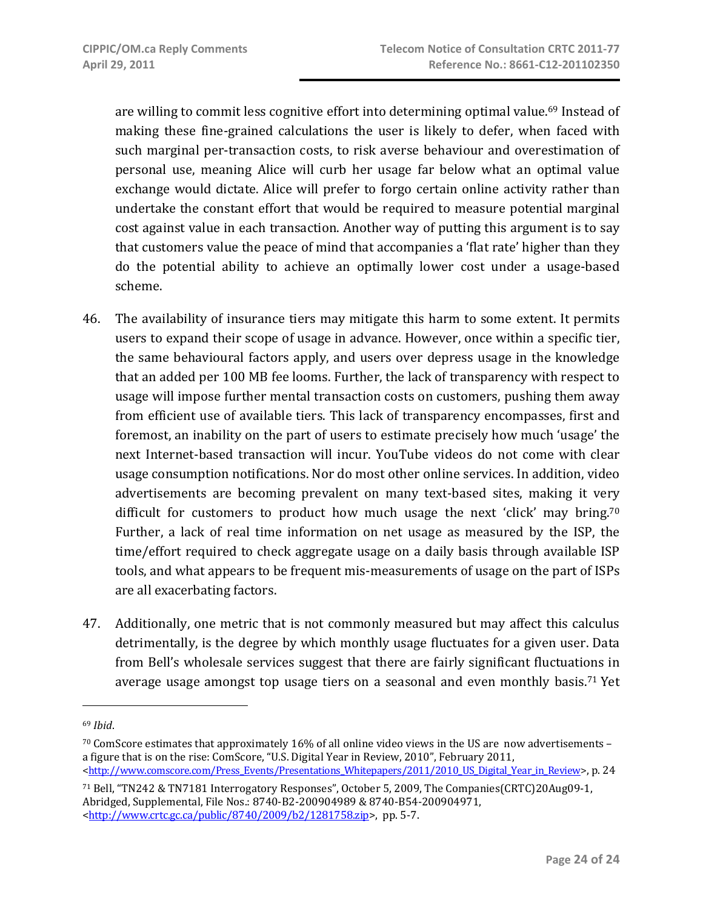are willing to commit less cognitive effort into determining optimal value.[69] Instead of making these fine-grained calculations the user is likely to defer, when faced with such marginal per-transaction costs, to risk averse behaviour and overestimation of personal use, meaning Alice will curb her usage far below what an optimal value exchange would dictate. Alice will prefer to forgo certain online activity rather than undertake the constant effort that would be required to measure potential marginal cost against value in each transaction. Another way of putting this argument is to say that customers value the peace of mind that accompanies a 'flat rate' higher than they do the potential ability to achieve an optimally lower cost under a usage-based scheme.

46. The availability of insurance tiers may mitigate this harm to some extent. It permits users to expand their scope of usage in advance. However, once within a specific tier, the same behavioural factors apply, and users over depress usage in the knowledge that an added per 100 MB fee looms. Further, the lack of transparency with respect to usage will impose further mental transaction costs on customers, pushing them away from efficient use of available tiers. This lack of transparency encompasses, first and foremost, an inability on the part of users to estimate precisely how much 'usage' the next Internet-based transaction will incur. YouTube videos do not come with clear usage consumption notifications. Nor do most other online services. In addition, video advertisements are becoming prevalent on many text-based sites, making it very difficult for customers to product how much usage the next 'click' may bring.[70] Further, a lack of real time information on net usage as measured by the ISP, the time/effort required to check aggregate usage on a daily basis through available ISP tools, and what appears to be frequent mis-measurements of usage on the part of ISPs are all exacerbating factors.

47. Additionally, one metric that is not commonly measured but may affect this calculus detrimentally, is the degree by which monthly usage fluctuates for a given user. Data from Bell's wholesale services suggest that there are fairly significant fluctuations in average usage amongst top usage tiers on a seasonal and even monthly basis.[71] Yet

---

[69] *Ibid*.

[70] ComScore estimates that approximately 16% of all online video views in the US are now advertisements – a figure that is on the rise: ComScore, "U.S. Digital Year in Review, 2010", February 2011, <http://www.comscore.com/Press_Events/Presentations_Whitepapers/2011/2010_US_Digital_Year_in_Review>, p. 24

[71] Bell, "TN242 & TN7181 Interrogatory Responses", October 5, 2009, The Companies(CRTC)20Aug09-1, Abridged, Supplemental, File Nos.: 8740-B2-200904989 & 8740-B54-200904971, <http://www.crtc.gc.ca/public/8740/2009/b2/1281758.zip>, pp. 5-7.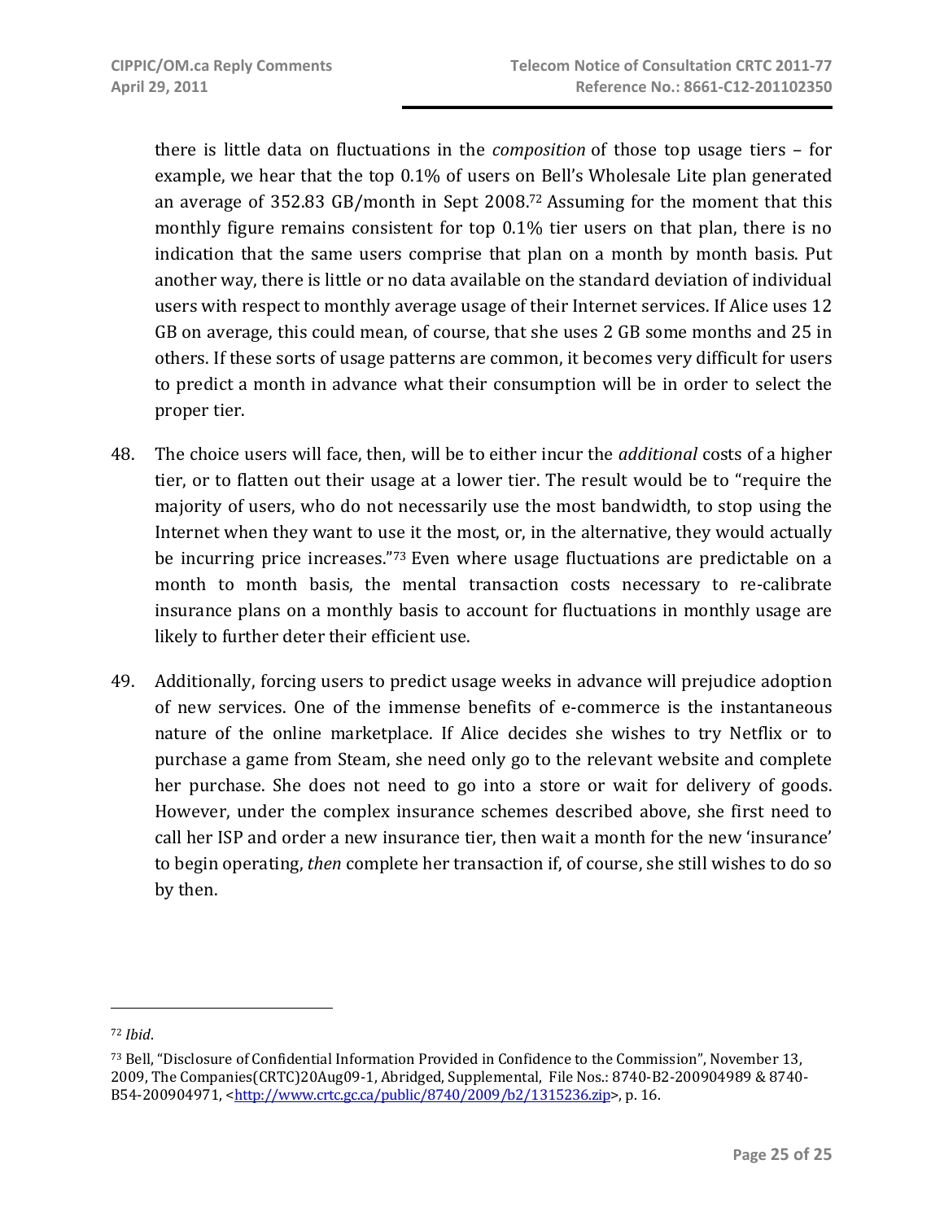there is little data on fluctuations in the *composition* of those top usage tiers – for example, we hear that the top 0.1% of users on Bell's Wholesale Lite plan generated an average of 352.83 GB/month in Sept 2008.[72] Assuming for the moment that this monthly figure remains consistent for top 0.1% tier users on that plan, there is no indication that the same users comprise that plan on a month by month basis. Put another way, there is little or no data available on the standard deviation of individual users with respect to monthly average usage of their Internet services. If Alice uses 12 GB on average, this could mean, of course, that she uses 2 GB some months and 25 in others. If these sorts of usage patterns are common, it becomes very difficult for users to predict a month in advance what their consumption will be in order to select the proper tier.

48. The choice users will face, then, will be to either incur the *additional* costs of a higher tier, or to flatten out their usage at a lower tier. The result would be to "require the majority of users, who do not necessarily use the most bandwidth, to stop using the Internet when they want to use it the most, or, in the alternative, they would actually be incurring price increases."[73] Even where usage fluctuations are predictable on a month to month basis, the mental transaction costs necessary to re-calibrate insurance plans on a monthly basis to account for fluctuations in monthly usage are likely to further deter their efficient use.

49. Additionally, forcing users to predict usage weeks in advance will prejudice adoption of new services. One of the immense benefits of e-commerce is the instantaneous nature of the online marketplace. If Alice decides she wishes to try Netflix or to purchase a game from Steam, she need only go to the relevant website and complete her purchase. She does not need to go into a store or wait for delivery of goods. However, under the complex insurance schemes described above, she first need to call her ISP and order a new insurance tier, then wait a month for the new 'insurance' to begin operating, *then* complete her transaction if, of course, she still wishes to do so by then.

---

[72] *Ibid*.

[73] Bell, "Disclosure of Confidential Information Provided in Confidence to the Commission", November 13, 2009, The Companies(CRTC)20Aug09-1, Abridged, Supplemental, File Nos.: 8740-B2-200904989 & 8740-B54-200904971, <http://www.crtc.gc.ca/public/8740/2009/b2/1315236.zip>, p. 16.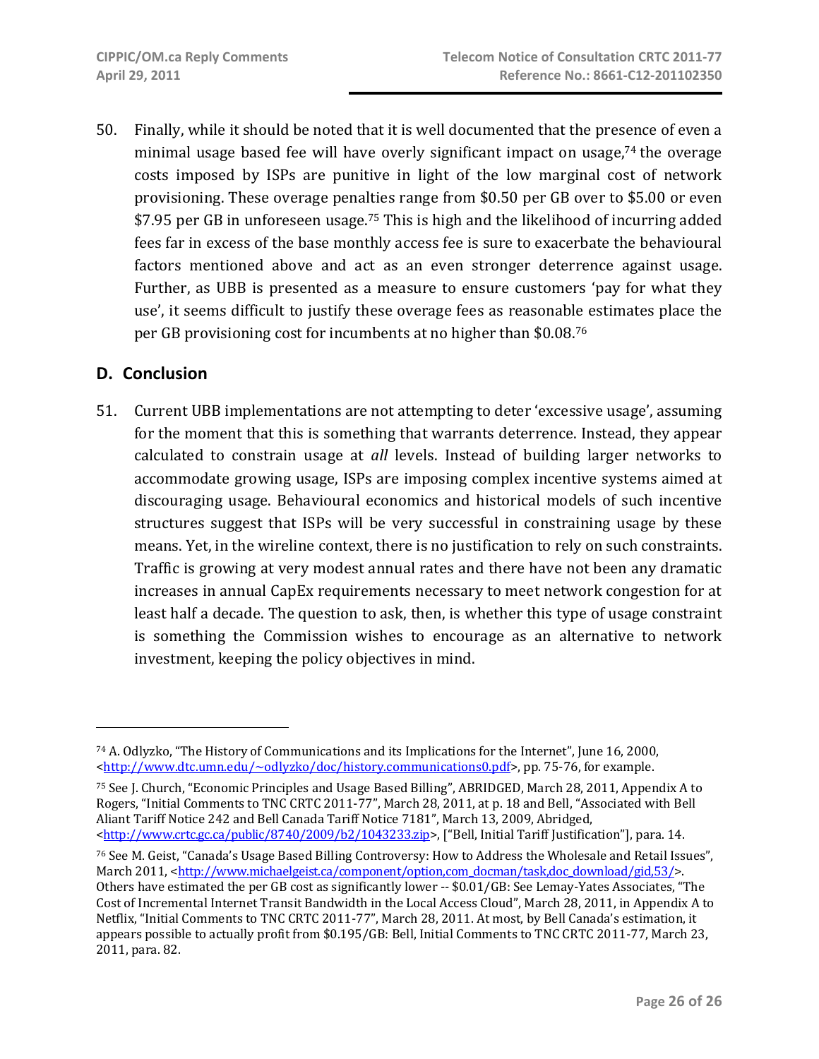50. Finally, while it should be noted that it is well documented that the presence of even a minimal usage based fee will have overly significant impact on usage,[74] the overage costs imposed by ISPs are punitive in light of the low marginal cost of network provisioning. These overage penalties range from $0.50 per GB over to $5.00 or even $7.95 per GB in unforeseen usage.[75] This is high and the likelihood of incurring added fees far in excess of the base monthly access fee is sure to exacerbate the behavioural factors mentioned above and act as an even stronger deterrence against usage. Further, as UBB is presented as a measure to ensure customers 'pay for what they use', it seems difficult to justify these overage fees as reasonable estimates place the per GB provisioning cost for incumbents at no higher than $0.08.[76]

## D. Conclusion

51. Current UBB implementations are not attempting to deter 'excessive usage', assuming for the moment that this is something that warrants deterrence. Instead, they appear calculated to constrain usage at *all* levels. Instead of building larger networks to accommodate growing usage, ISPs are imposing complex incentive systems aimed at discouraging usage. Behavioural economics and historical models of such incentive structures suggest that ISPs will be very successful in constraining usage by these means. Yet, in the wireline context, there is no justification to rely on such constraints. Traffic is growing at very modest annual rates and there have not been any dramatic increases in annual CapEx requirements necessary to meet network congestion for at least half a decade. The question to ask, then, is whether this type of usage constraint is something the Commission wishes to encourage as an alternative to network investment, keeping the policy objectives in mind.

---

[74] A. Odlyzko, "The History of Communications and its Implications for the Internet", June 16, 2000, <http://www.dtc.umn.edu/~odlyzko/doc/history.communications0.pdf>, pp. 75-76, for example.

[75] See J. Church, "Economic Principles and Usage Based Billing", ABRIDGED, March 28, 2011, Appendix A to Rogers, "Initial Comments to TNC CRTC 2011-77", March 28, 2011, at p. 18 and Bell, "Associated with Bell Aliant Tariff Notice 242 and Bell Canada Tariff Notice 7181", March 13, 2009, Abridged, <http://www.crtc.gc.ca/public/8740/2009/b2/1043233.zip>, ["Bell, Initial Tariff Justification"], para. 14.

[76] See M. Geist, "Canada's Usage Based Billing Controversy: How to Address the Wholesale and Retail Issues", March 2011, <http://www.michaelgeist.ca/component/option,com_docman/task,doc_download/gid,53/>. Others have estimated the per GB cost as significantly lower -- $0.01/GB: See Lemay-Yates Associates, "The Cost of Incremental Internet Transit Bandwidth in the Local Access Cloud", March 28, 2011, in Appendix A to Netflix, "Initial Comments to TNC CRTC 2011-77", March 28, 2011. At most, by Bell Canada's estimation, it appears possible to actually profit from $0.195/GB: Bell, Initial Comments to TNC CRTC 2011-77, March 23, 2011, para. 82.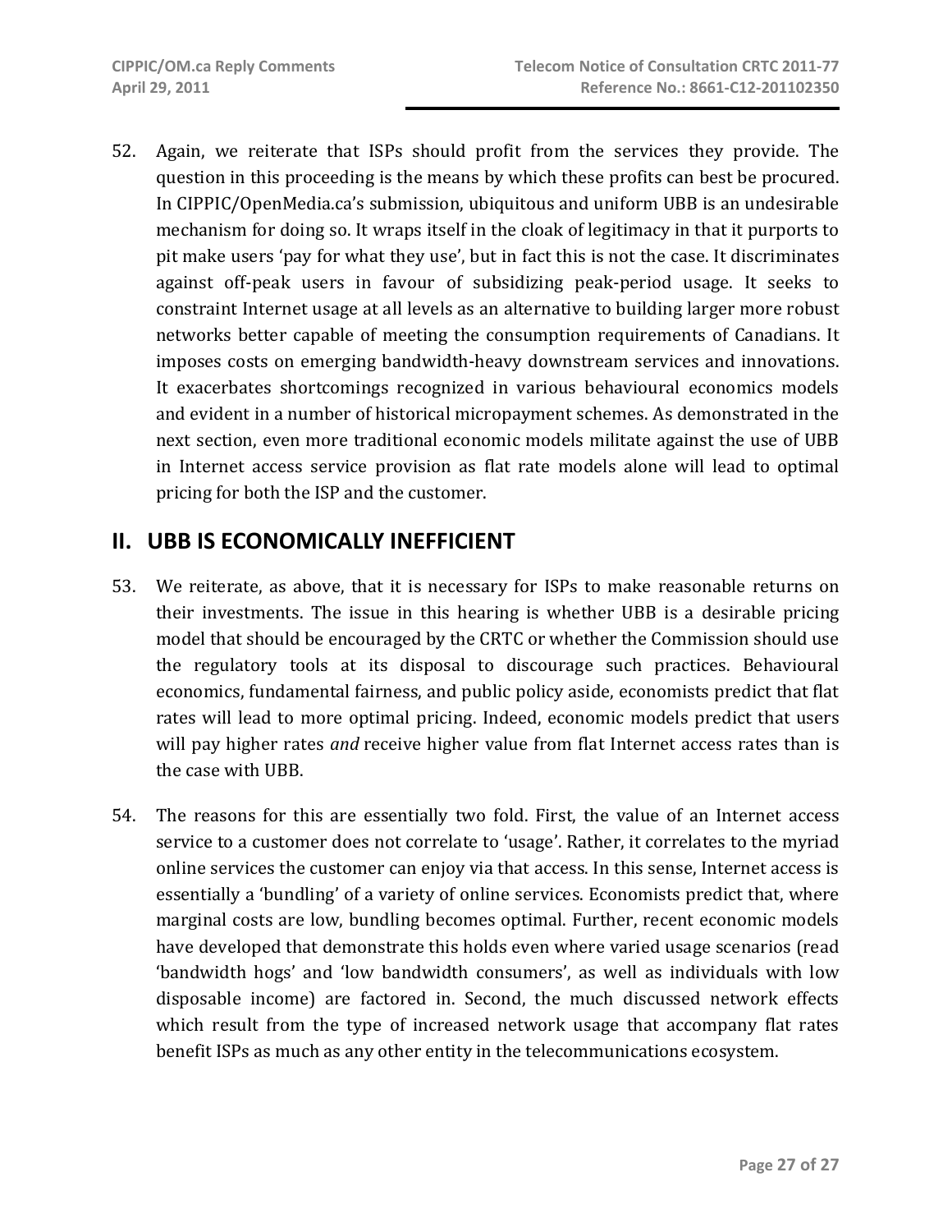52. Again, we reiterate that ISPs should profit from the services they provide. The question in this proceeding is the means by which these profits can best be procured. In CIPPIC/OpenMedia.ca's submission, ubiquitous and uniform UBB is an undesirable mechanism for doing so. It wraps itself in the cloak of legitimacy in that it purports to pit make users 'pay for what they use', but in fact this is not the case. It discriminates against off-peak users in favour of subsidizing peak-period usage. It seeks to constraint Internet usage at all levels as an alternative to building larger more robust networks better capable of meeting the consumption requirements of Canadians. It imposes costs on emerging bandwidth-heavy downstream services and innovations. It exacerbates shortcomings recognized in various behavioural economics models and evident in a number of historical micropayment schemes. As demonstrated in the next section, even more traditional economic models militate against the use of UBB in Internet access service provision as flat rate models alone will lead to optimal pricing for both the ISP and the customer.

## II. UBB IS ECONOMICALLY INEFFICIENT

53. We reiterate, as above, that it is necessary for ISPs to make reasonable returns on their investments. The issue in this hearing is whether UBB is a desirable pricing model that should be encouraged by the CRTC or whether the Commission should use the regulatory tools at its disposal to discourage such practices. Behavioural economics, fundamental fairness, and public policy aside, economists predict that flat rates will lead to more optimal pricing. Indeed, economic models predict that users will pay higher rates *and* receive higher value from flat Internet access rates than is the case with UBB.

54. The reasons for this are essentially two fold. First, the value of an Internet access service to a customer does not correlate to 'usage'. Rather, it correlates to the myriad online services the customer can enjoy via that access. In this sense, Internet access is essentially a 'bundling' of a variety of online services. Economists predict that, where marginal costs are low, bundling becomes optimal. Further, recent economic models have developed that demonstrate this holds even where varied usage scenarios (read 'bandwidth hogs' and 'low bandwidth consumers', as well as individuals with low disposable income) are factored in. Second, the much discussed network effects which result from the type of increased network usage that accompany flat rates benefit ISPs as much as any other entity in the telecommunications ecosystem.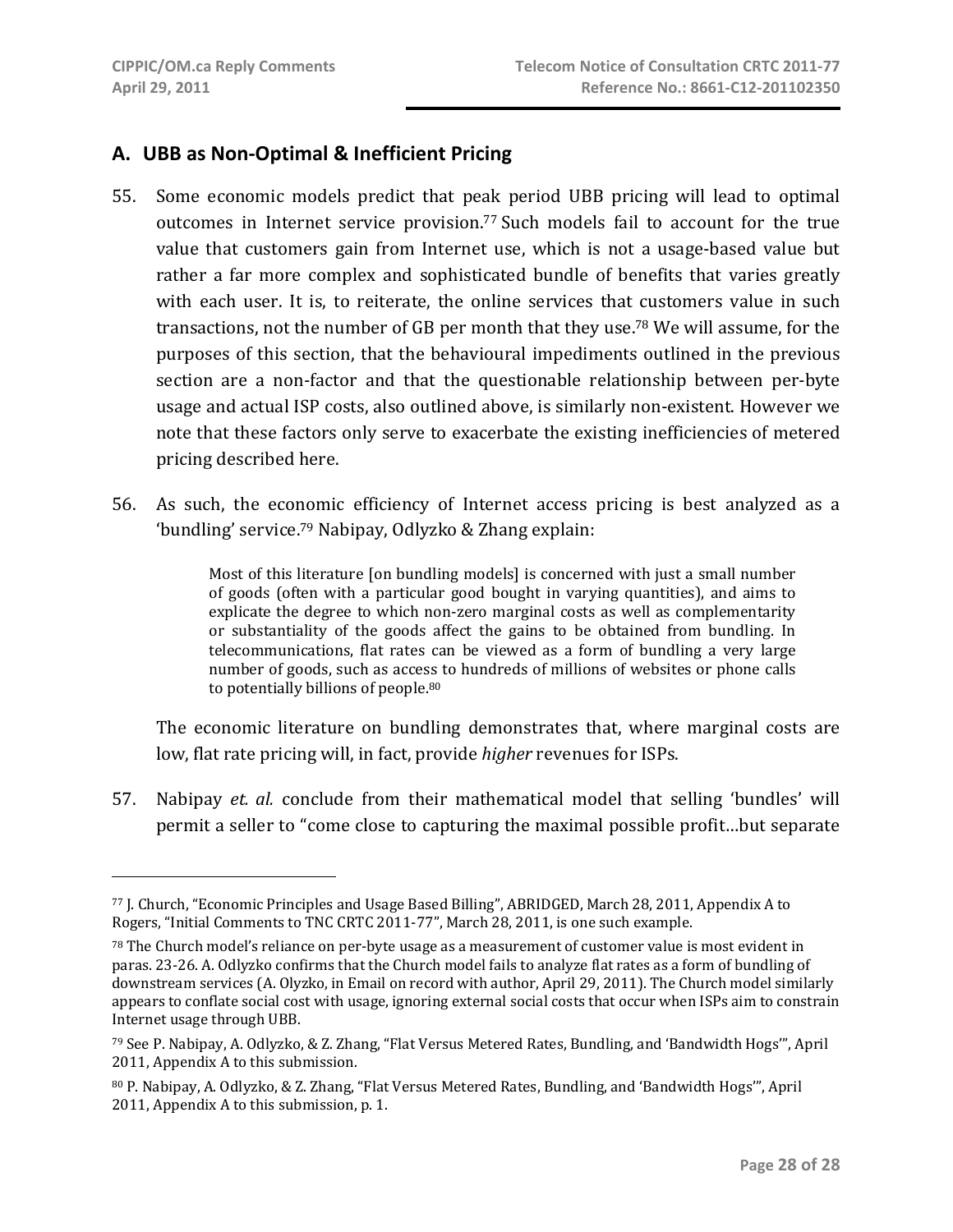## A. UBB as Non-Optimal & Inefficient Pricing

55. Some economic models predict that peak period UBB pricing will lead to optimal outcomes in Internet service provision.[77] Such models fail to account for the true value that customers gain from Internet use, which is not a usage-based value but rather a far more complex and sophisticated bundle of benefits that varies greatly with each user. It is, to reiterate, the online services that customers value in such transactions, not the number of GB per month that they use.[78] We will assume, for the purposes of this section, that the behavioural impediments outlined in the previous section are a non-factor and that the questionable relationship between per-byte usage and actual ISP costs, also outlined above, is similarly non-existent. However we note that these factors only serve to exacerbate the existing inefficiencies of metered pricing described here.

56. As such, the economic efficiency of Internet access pricing is best analyzed as a 'bundling' service.[79] Nabipay, Odlyzko & Zhang explain:

> Most of this literature [on bundling models] is concerned with just a small number of goods (often with a particular good bought in varying quantities), and aims to explicate the degree to which non-zero marginal costs as well as complementarity or substantiality of the goods affect the gains to be obtained from bundling. In telecommunications, flat rates can be viewed as a form of bundling a very large number of goods, such as access to hundreds of millions of websites or phone calls to potentially billions of people.[80]

The economic literature on bundling demonstrates that, where marginal costs are low, flat rate pricing will, in fact, provide *higher* revenues for ISPs.

57. Nabipay *et. al.* conclude from their mathematical model that selling 'bundles' will permit a seller to "come close to capturing the maximal possible profit…but separate

---

[77] J. Church, "Economic Principles and Usage Based Billing", ABRIDGED, March 28, 2011, Appendix A to Rogers, "Initial Comments to TNC CRTC 2011-77", March 28, 2011, is one such example.

[78] The Church model's reliance on per-byte usage as a measurement of customer value is most evident in paras. 23-26. A. Odlyzko confirms that the Church model fails to analyze flat rates as a form of bundling of downstream services (A. Olyzko, in Email on record with author, April 29, 2011). The Church model similarly appears to conflate social cost with usage, ignoring external social costs that occur when ISPs aim to constrain Internet usage through UBB.

[79] See P. Nabipay, A. Odlyzko, & Z. Zhang, "Flat Versus Metered Rates, Bundling, and 'Bandwidth Hogs'", April 2011, Appendix A to this submission.

[80] P. Nabipay, A. Odlyzko, & Z. Zhang, "Flat Versus Metered Rates, Bundling, and 'Bandwidth Hogs'", April 2011, Appendix A to this submission, p. 1.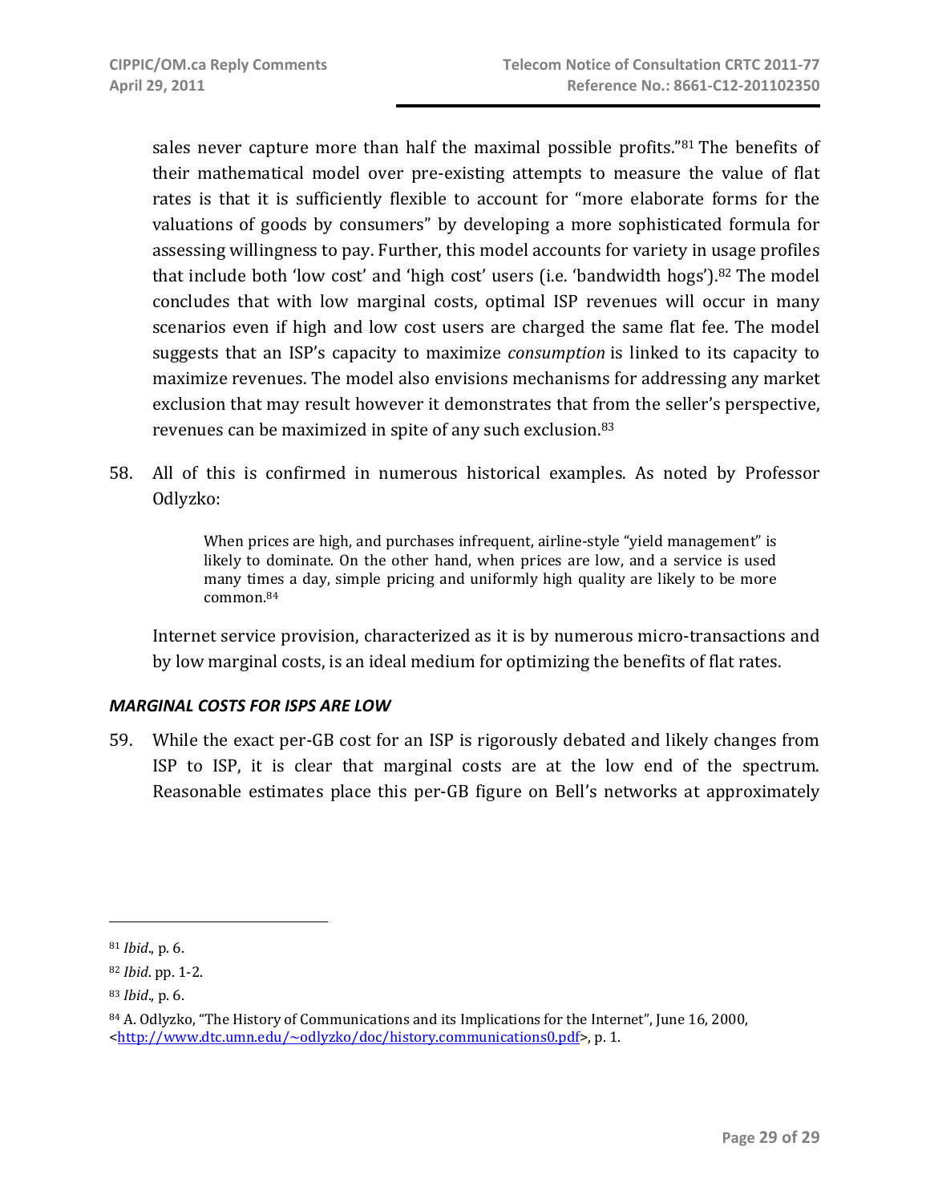sales never capture more than half the maximal possible profits."[81] The benefits of their mathematical model over pre-existing attempts to measure the value of flat rates is that it is sufficiently flexible to account for "more elaborate forms for the valuations of goods by consumers" by developing a more sophisticated formula for assessing willingness to pay. Further, this model accounts for variety in usage profiles that include both 'low cost' and 'high cost' users (i.e. 'bandwidth hogs').[82] The model concludes that with low marginal costs, optimal ISP revenues will occur in many scenarios even if high and low cost users are charged the same flat fee. The model suggests that an ISP's capacity to maximize *consumption* is linked to its capacity to maximize revenues. The model also envisions mechanisms for addressing any market exclusion that may result however it demonstrates that from the seller's perspective, revenues can be maximized in spite of any such exclusion.[83]

58. All of this is confirmed in numerous historical examples. As noted by Professor Odlyzko:

> When prices are high, and purchases infrequent, airline-style "yield management" is likely to dominate. On the other hand, when prices are low, and a service is used many times a day, simple pricing and uniformly high quality are likely to be more common.[84]

Internet service provision, characterized as it is by numerous micro-transactions and by low marginal costs, is an ideal medium for optimizing the benefits of flat rates.

### *MARGINAL COSTS FOR ISPS ARE LOW*

59. While the exact per-GB cost for an ISP is rigorously debated and likely changes from ISP to ISP, it is clear that marginal costs are at the low end of the spectrum. Reasonable estimates place this per-GB figure on Bell's networks at approximately

---

[81] *Ibid*., p. 6.

[82] *Ibid*. pp. 1-2.

[83] *Ibid*., p. 6.

[84] A. Odlyzko, "The History of Communications and its Implications for the Internet", June 16, 2000, <http://www.dtc.umn.edu/~odlyzko/doc/history.communications0.pdf>, p. 1.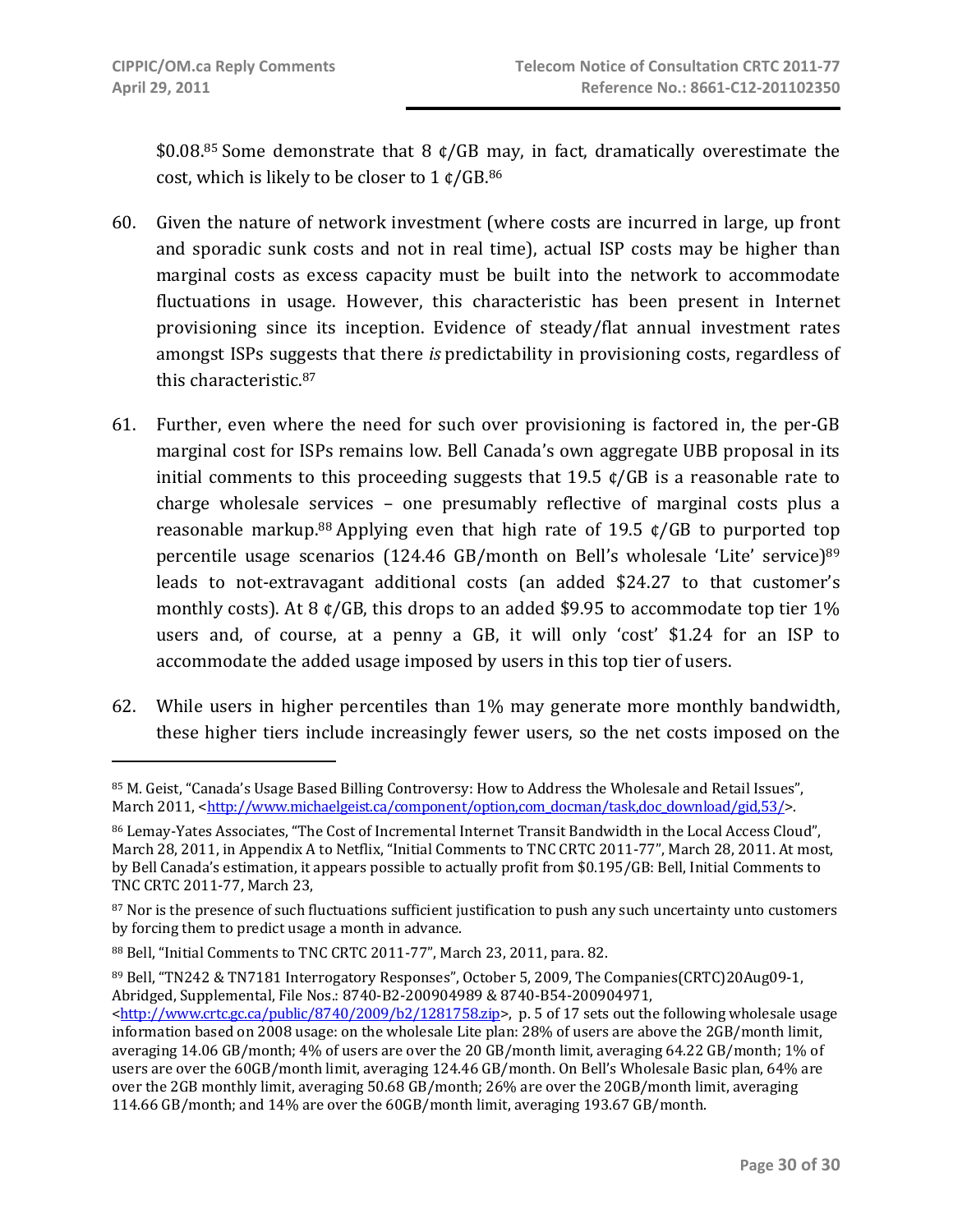$0.08.[85] Some demonstrate that 8 ¢/GB may, in fact, dramatically overestimate the cost, which is likely to be closer to 1 ¢/GB.[86]

60. Given the nature of network investment (where costs are incurred in large, up front and sporadic sunk costs and not in real time), actual ISP costs may be higher than marginal costs as excess capacity must be built into the network to accommodate fluctuations in usage. However, this characteristic has been present in Internet provisioning since its inception. Evidence of steady/flat annual investment rates amongst ISPs suggests that there *is* predictability in provisioning costs, regardless of this characteristic.[87]

61. Further, even where the need for such over provisioning is factored in, the per-GB marginal cost for ISPs remains low. Bell Canada's own aggregate UBB proposal in its initial comments to this proceeding suggests that 19.5 ¢/GB is a reasonable rate to charge wholesale services – one presumably reflective of marginal costs plus a reasonable markup.[88] Applying even that high rate of 19.5 ¢/GB to purported top percentile usage scenarios (124.46 GB/month on Bell's wholesale 'Lite' service)[89] leads to not-extravagant additional costs (an added $24.27 to that customer's monthly costs). At 8 ¢/GB, this drops to an added $9.95 to accommodate top tier 1% users and, of course, at a penny a GB, it will only 'cost' $1.24 for an ISP to accommodate the added usage imposed by users in this top tier of users.

62. While users in higher percentiles than 1% may generate more monthly bandwidth, these higher tiers include increasingly fewer users, so the net costs imposed on the

---

[85] M. Geist, "Canada's Usage Based Billing Controversy: How to Address the Wholesale and Retail Issues", March 2011, <http://www.michaelgeist.ca/component/option,com_docman/task,doc_download/gid,53/>.

[86] Lemay-Yates Associates, "The Cost of Incremental Internet Transit Bandwidth in the Local Access Cloud", March 28, 2011, in Appendix A to Netflix, "Initial Comments to TNC CRTC 2011-77", March 28, 2011. At most, by Bell Canada's estimation, it appears possible to actually profit from $0.195/GB: Bell, Initial Comments to TNC CRTC 2011-77, March 23,

[87] Nor is the presence of such fluctuations sufficient justification to push any such uncertainty unto customers by forcing them to predict usage a month in advance.

[88] Bell, "Initial Comments to TNC CRTC 2011-77", March 23, 2011, para. 82.

[89] Bell, "TN242 & TN7181 Interrogatory Responses", October 5, 2009, The Companies(CRTC)20Aug09-1, Abridged, Supplemental, File Nos.: 8740-B2-200904989 & 8740-B54-200904971, <http://www.crtc.gc.ca/public/8740/2009/b2/1281758.zip>, p. 5 of 17 sets out the following wholesale usage information based on 2008 usage: on the wholesale Lite plan: 28% of users are above the 2GB/month limit, averaging 14.06 GB/month; 4% of users are over the 20 GB/month limit, averaging 64.22 GB/month; 1% of users are over the 60GB/month limit, averaging 124.46 GB/month. On Bell's Wholesale Basic plan, 64% are over the 2GB monthly limit, averaging 50.68 GB/month; 26% are over the 20GB/month limit, averaging 114.66 GB/month; and 14% are over the 60GB/month limit, averaging 193.67 GB/month.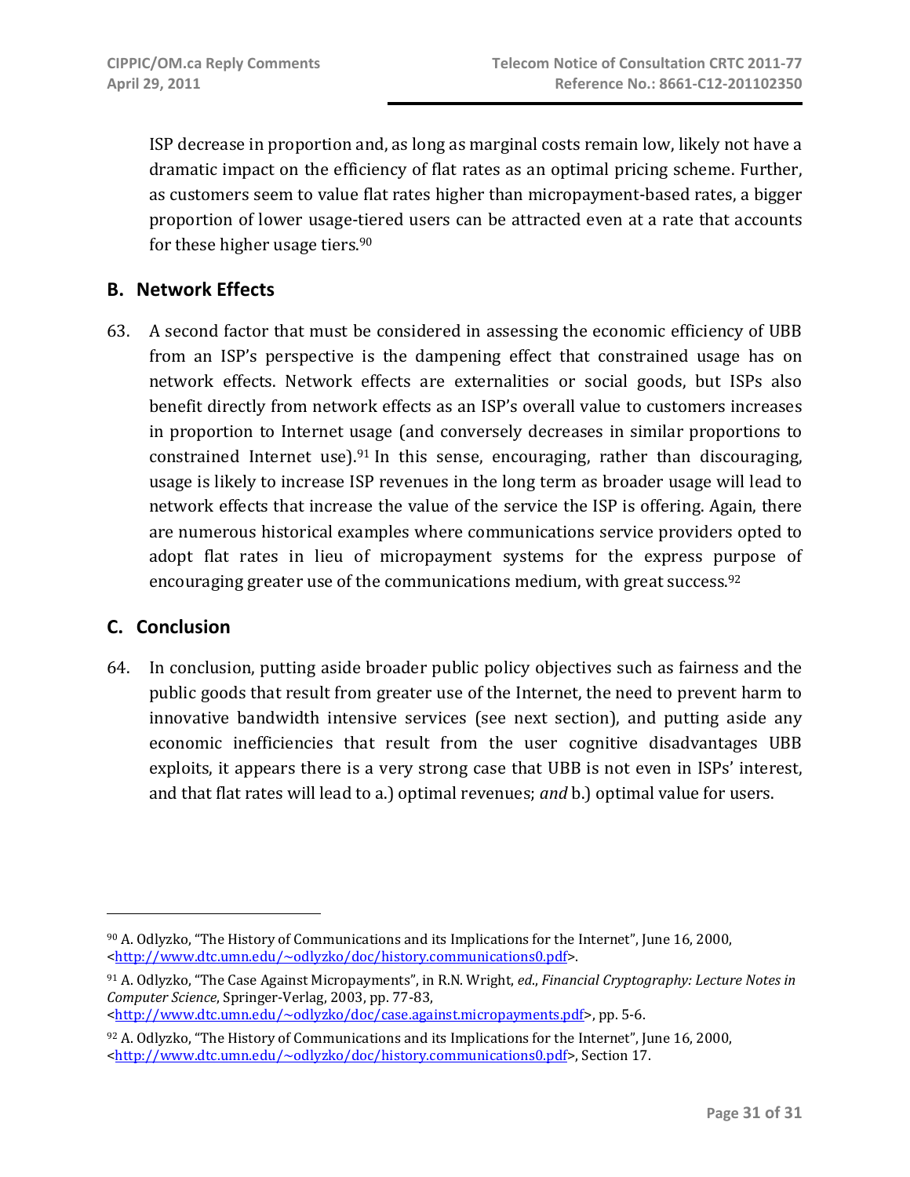ISP decrease in proportion and, as long as marginal costs remain low, likely not have a dramatic impact on the efficiency of flat rates as an optimal pricing scheme. Further, as customers seem to value flat rates higher than micropayment-based rates, a bigger proportion of lower usage-tiered users can be attracted even at a rate that accounts for these higher usage tiers.[90]

## B. Network Effects

63. A second factor that must be considered in assessing the economic efficiency of UBB from an ISP's perspective is the dampening effect that constrained usage has on network effects. Network effects are externalities or social goods, but ISPs also benefit directly from network effects as an ISP's overall value to customers increases in proportion to Internet usage (and conversely decreases in similar proportions to constrained Internet use).[91] In this sense, encouraging, rather than discouraging, usage is likely to increase ISP revenues in the long term as broader usage will lead to network effects that increase the value of the service the ISP is offering. Again, there are numerous historical examples where communications service providers opted to adopt flat rates in lieu of micropayment systems for the express purpose of encouraging greater use of the communications medium, with great success.[92]

## C. Conclusion

64. In conclusion, putting aside broader public policy objectives such as fairness and the public goods that result from greater use of the Internet, the need to prevent harm to innovative bandwidth intensive services (see next section), and putting aside any economic inefficiencies that result from the user cognitive disadvantages UBB exploits, it appears there is a very strong case that UBB is not even in ISPs' interest, and that flat rates will lead to a.) optimal revenues; *and* b.) optimal value for users.

---

[90] A. Odlyzko, "The History of Communications and its Implications for the Internet", June 16, 2000, <http://www.dtc.umn.edu/~odlyzko/doc/history.communications0.pdf>.

[91] A. Odlyzko, "The Case Against Micropayments", in R.N. Wright, *ed.*, *Financial Cryptography: Lecture Notes in Computer Science*, Springer-Verlag, 2003, pp. 77-83, <http://www.dtc.umn.edu/~odlyzko/doc/case.against.micropayments.pdf>, pp. 5-6.

[92] A. Odlyzko, "The History of Communications and its Implications for the Internet", June 16, 2000, <http://www.dtc.umn.edu/~odlyzko/doc/history.communications0.pdf>, Section 17.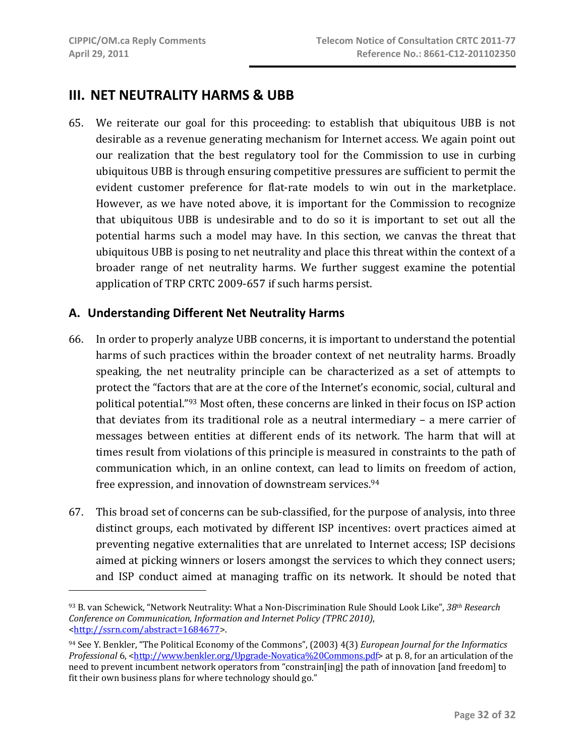## III. NET NEUTRALITY HARMS & UBB

65. We reiterate our goal for this proceeding: to establish that ubiquitous UBB is not desirable as a revenue generating mechanism for Internet access. We again point out our realization that the best regulatory tool for the Commission to use in curbing ubiquitous UBB is through ensuring competitive pressures are sufficient to permit the evident customer preference for flat-rate models to win out in the marketplace. However, as we have noted above, it is important for the Commission to recognize that ubiquitous UBB is undesirable and to do so it is important to set out all the potential harms such a model may have. In this section, we canvas the threat that ubiquitous UBB is posing to net neutrality and place this threat within the context of a broader range of net neutrality harms. We further suggest examine the potential application of TRP CRTC 2009-657 if such harms persist.

### A. Understanding Different Net Neutrality Harms

66. In order to properly analyze UBB concerns, it is important to understand the potential harms of such practices within the broader context of net neutrality harms. Broadly speaking, the net neutrality principle can be characterized as a set of attempts to protect the "factors that are at the core of the Internet's economic, social, cultural and political potential."[93] Most often, these concerns are linked in their focus on ISP action that deviates from its traditional role as a neutral intermediary – a mere carrier of messages between entities at different ends of its network. The harm that will at times result from violations of this principle is measured in constraints to the path of communication which, in an online context, can lead to limits on freedom of action, free expression, and innovation of downstream services.[94]

67. This broad set of concerns can be sub-classified, for the purpose of analysis, into three distinct groups, each motivated by different ISP incentives: overt practices aimed at preventing negative externalities that are unrelated to Internet access; ISP decisions aimed at picking winners or losers amongst the services to which they connect users; and ISP conduct aimed at managing traffic on its network. It should be noted that

---

[93] B. van Schewick, "Network Neutrality: What a Non-Discrimination Rule Should Look Like", *38th Research Conference on Communication, Information and Internet Policy (TPRC 2010)*, <http://ssrn.com/abstract=1684677>.

[94] See Y. Benkler, "The Political Economy of the Commons", (2003) 4(3) *European Journal for the Informatics Professional* 6, <http://www.benkler.org/Upgrade-Novatica%20Commons.pdf> at p. 8, for an articulation of the need to prevent incumbent network operators from "constrain[ing] the path of innovation [and freedom] to fit their own business plans for where technology should go."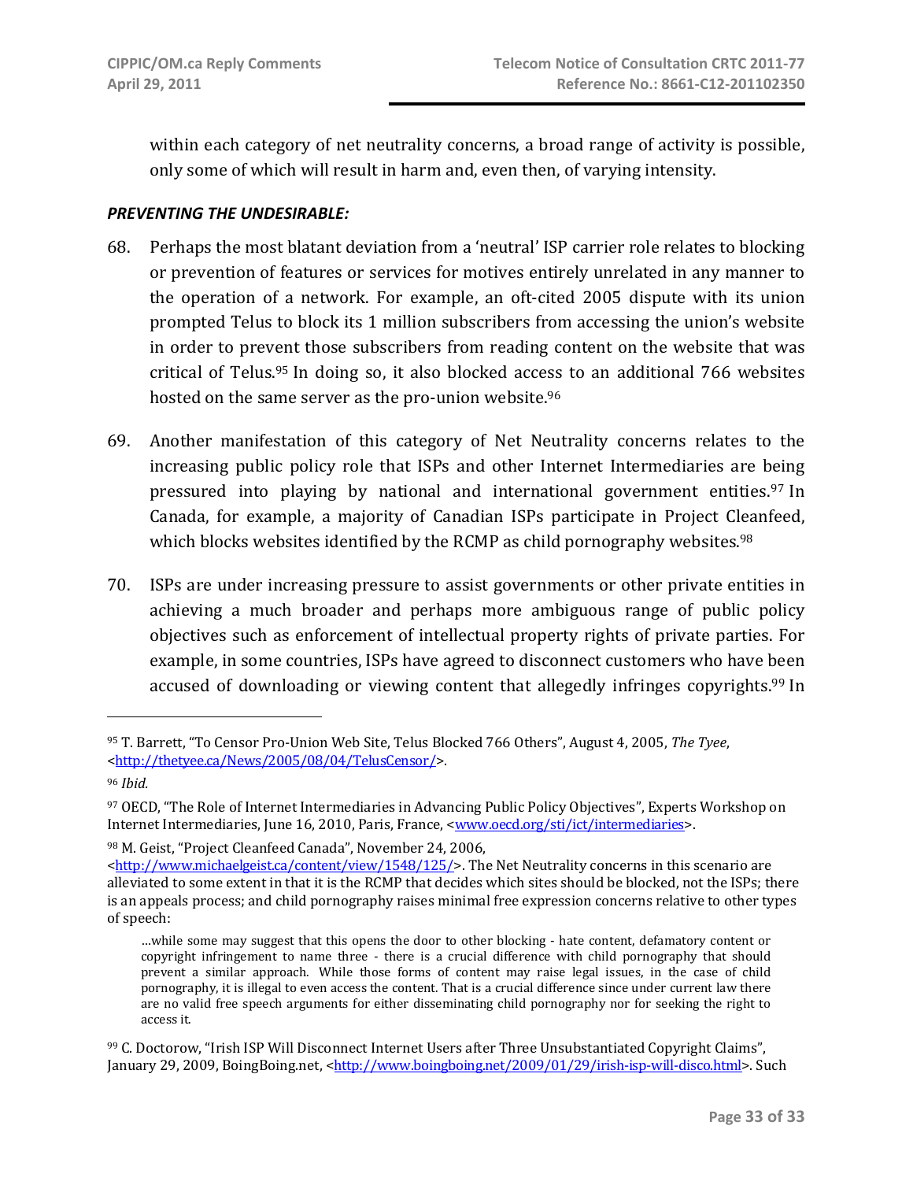within each category of net neutrality concerns, a broad range of activity is possible, only some of which will result in harm and, even then, of varying intensity.

***PREVENTING THE UNDESIRABLE:***

68. Perhaps the most blatant deviation from a 'neutral' ISP carrier role relates to blocking or prevention of features or services for motives entirely unrelated in any manner to the operation of a network. For example, an oft-cited 2005 dispute with its union prompted Telus to block its 1 million subscribers from accessing the union's website in order to prevent those subscribers from reading content on the website that was critical of Telus.[95] In doing so, it also blocked access to an additional 766 websites hosted on the same server as the pro-union website.[96]

69. Another manifestation of this category of Net Neutrality concerns relates to the increasing public policy role that ISPs and other Internet Intermediaries are being pressured into playing by national and international government entities.[97] In Canada, for example, a majority of Canadian ISPs participate in Project Cleanfeed, which blocks websites identified by the RCMP as child pornography websites.[98]

70. ISPs are under increasing pressure to assist governments or other private entities in achieving a much broader and perhaps more ambiguous range of public policy objectives such as enforcement of intellectual property rights of private parties. For example, in some countries, ISPs have agreed to disconnect customers who have been accused of downloading or viewing content that allegedly infringes copyrights.[99] In

---

[95] T. Barrett, "To Censor Pro-Union Web Site, Telus Blocked 766 Others", August 4, 2005, *The Tyee*, <http://thetyee.ca/News/2005/08/04/TelusCensor/>.

[96] *Ibid.*

[97] OECD, "The Role of Internet Intermediaries in Advancing Public Policy Objectives", Experts Workshop on Internet Intermediaries, June 16, 2010, Paris, France, <www.oecd.org/sti/ict/intermediaries>.

[98] M. Geist, "Project Cleanfeed Canada", November 24, 2006, <http://www.michaelgeist.ca/content/view/1548/125/>. The Net Neutrality concerns in this scenario are alleviated to some extent in that it is the RCMP that decides which sites should be blocked, not the ISPs; there is an appeals process; and child pornography raises minimal free expression concerns relative to other types of speech:

> …while some may suggest that this opens the door to other blocking - hate content, defamatory content or copyright infringement to name three - there is a crucial difference with child pornography that should prevent a similar approach. While those forms of content may raise legal issues, in the case of child pornography, it is illegal to even access the content. That is a crucial difference since under current law there are no valid free speech arguments for either disseminating child pornography nor for seeking the right to access it.

[99] C. Doctorow, "Irish ISP Will Disconnect Internet Users after Three Unsubstantiated Copyright Claims", January 29, 2009, BoingBoing.net, <http://www.boingboing.net/2009/01/29/irish-isp-will-disco.html>. Such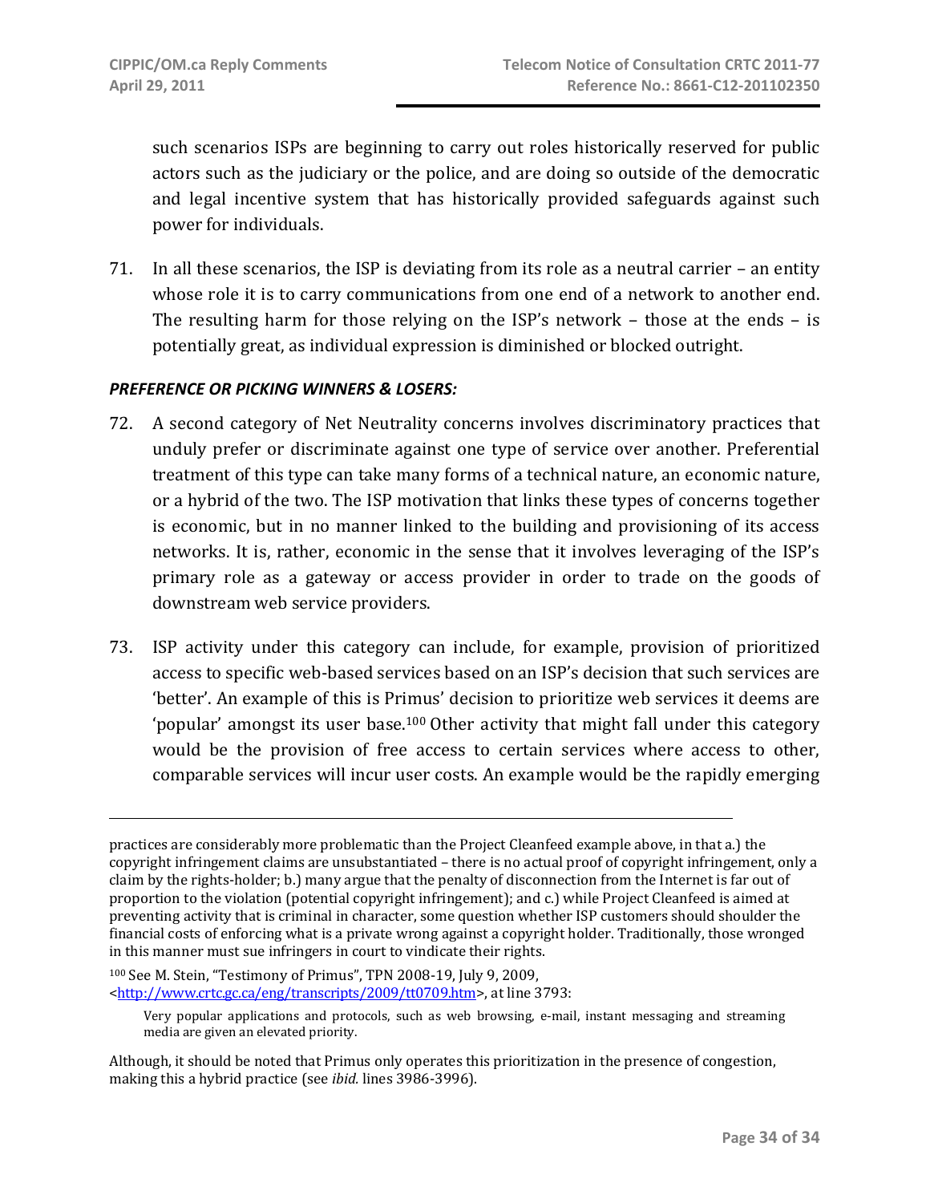such scenarios ISPs are beginning to carry out roles historically reserved for public actors such as the judiciary or the police, and are doing so outside of the democratic and legal incentive system that has historically provided safeguards against such power for individuals.

71. In all these scenarios, the ISP is deviating from its role as a neutral carrier – an entity whose role it is to carry communications from one end of a network to another end. The resulting harm for those relying on the ISP's network – those at the ends – is potentially great, as individual expression is diminished or blocked outright.

***PREFERENCE OR PICKING WINNERS & LOSERS:***

72. A second category of Net Neutrality concerns involves discriminatory practices that unduly prefer or discriminate against one type of service over another. Preferential treatment of this type can take many forms of a technical nature, an economic nature, or a hybrid of the two. The ISP motivation that links these types of concerns together is economic, but in no manner linked to the building and provisioning of its access networks. It is, rather, economic in the sense that it involves leveraging of the ISP's primary role as a gateway or access provider in order to trade on the goods of downstream web service providers.

73. ISP activity under this category can include, for example, provision of prioritized access to specific web-based services based on an ISP's decision that such services are 'better'. An example of this is Primus' decision to prioritize web services it deems are 'popular' amongst its user base.[100] Other activity that might fall under this category would be the provision of free access to certain services where access to other, comparable services will incur user costs. An example would be the rapidly emerging

---

practices are considerably more problematic than the Project Cleanfeed example above, in that a.) the copyright infringement claims are unsubstantiated – there is no actual proof of copyright infringement, only a claim by the rights-holder; b.) many argue that the penalty of disconnection from the Internet is far out of proportion to the violation (potential copyright infringement); and c.) while Project Cleanfeed is aimed at preventing activity that is criminal in character, some question whether ISP customers should shoulder the financial costs of enforcing what is a private wrong against a copyright holder. Traditionally, those wronged in this manner must sue infringers in court to vindicate their rights.

[100] See M. Stein, "Testimony of Primus", TPN 2008-19, July 9, 2009, <http://www.crtc.gc.ca/eng/transcripts/2009/tt0709.htm>, at line 3793:

> Very popular applications and protocols, such as web browsing, e-mail, instant messaging and streaming media are given an elevated priority.

Although, it should be noted that Primus only operates this prioritization in the presence of congestion, making this a hybrid practice (see *ibid.* lines 3986-3996).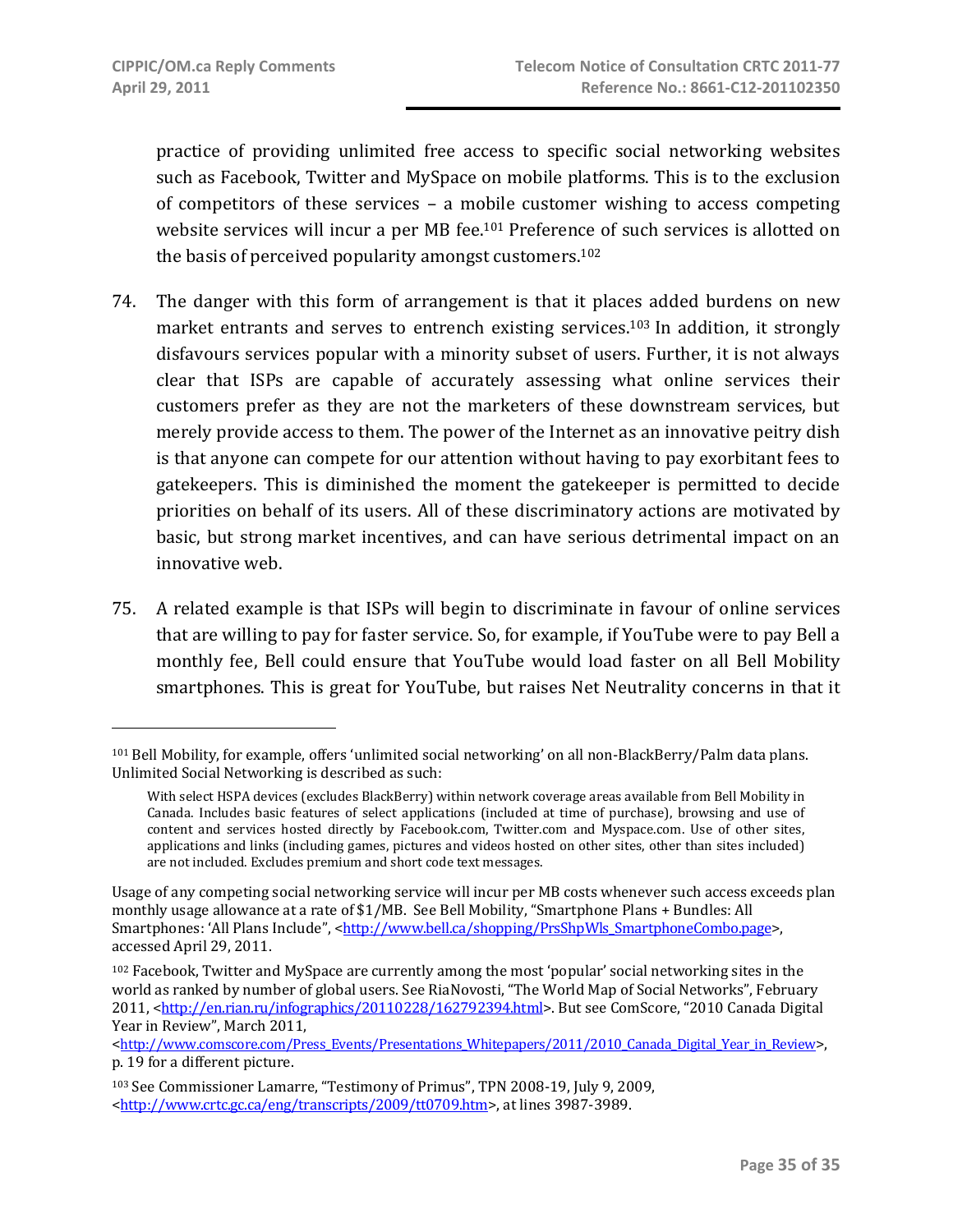practice of providing unlimited free access to specific social networking websites such as Facebook, Twitter and MySpace on mobile platforms. This is to the exclusion of competitors of these services – a mobile customer wishing to access competing website services will incur a per MB fee.[101] Preference of such services is allotted on the basis of perceived popularity amongst customers.[102]

74. The danger with this form of arrangement is that it places added burdens on new market entrants and serves to entrench existing services.[103] In addition, it strongly disfavours services popular with a minority subset of users. Further, it is not always clear that ISPs are capable of accurately assessing what online services their customers prefer as they are not the marketers of these downstream services, but merely provide access to them. The power of the Internet as an innovative peitry dish is that anyone can compete for our attention without having to pay exorbitant fees to gatekeepers. This is diminished the moment the gatekeeper is permitted to decide priorities on behalf of its users. All of these discriminatory actions are motivated by basic, but strong market incentives, and can have serious detrimental impact on an innovative web.

75. A related example is that ISPs will begin to discriminate in favour of online services that are willing to pay for faster service. So, for example, if YouTube were to pay Bell a monthly fee, Bell could ensure that YouTube would load faster on all Bell Mobility smartphones. This is great for YouTube, but raises Net Neutrality concerns in that it

---

[101] Bell Mobility, for example, offers 'unlimited social networking' on all non-BlackBerry/Palm data plans. Unlimited Social Networking is described as such:

> With select HSPA devices (excludes BlackBerry) within network coverage areas available from Bell Mobility in Canada. Includes basic features of select applications (included at time of purchase), browsing and use of content and services hosted directly by Facebook.com, Twitter.com and Myspace.com. Use of other sites, applications and links (including games, pictures and videos hosted on other sites, other than sites included) are not included. Excludes premium and short code text messages.

Usage of any competing social networking service will incur per MB costs whenever such access exceeds plan monthly usage allowance at a rate of $1/MB. See Bell Mobility, "Smartphone Plans + Bundles: All Smartphones: 'All Plans Include", <http://www.bell.ca/shopping/PrsShpWls_SmartphoneCombo.page>, accessed April 29, 2011.

[102] Facebook, Twitter and MySpace are currently among the most 'popular' social networking sites in the world as ranked by number of global users. See RiaNovosti, "The World Map of Social Networks", February 2011, <http://en.rian.ru/infographics/20110228/162792394.html>. But see ComScore, "2010 Canada Digital Year in Review", March 2011, <http://www.comscore.com/Press_Events/Presentations_Whitepapers/2011/2010_Canada_Digital_Year_in_Review>, p. 19 for a different picture.

[103] See Commissioner Lamarre, "Testimony of Primus", TPN 2008-19, July 9, 2009, <http://www.crtc.gc.ca/eng/transcripts/2009/tt0709.htm>, at lines 3987-3989.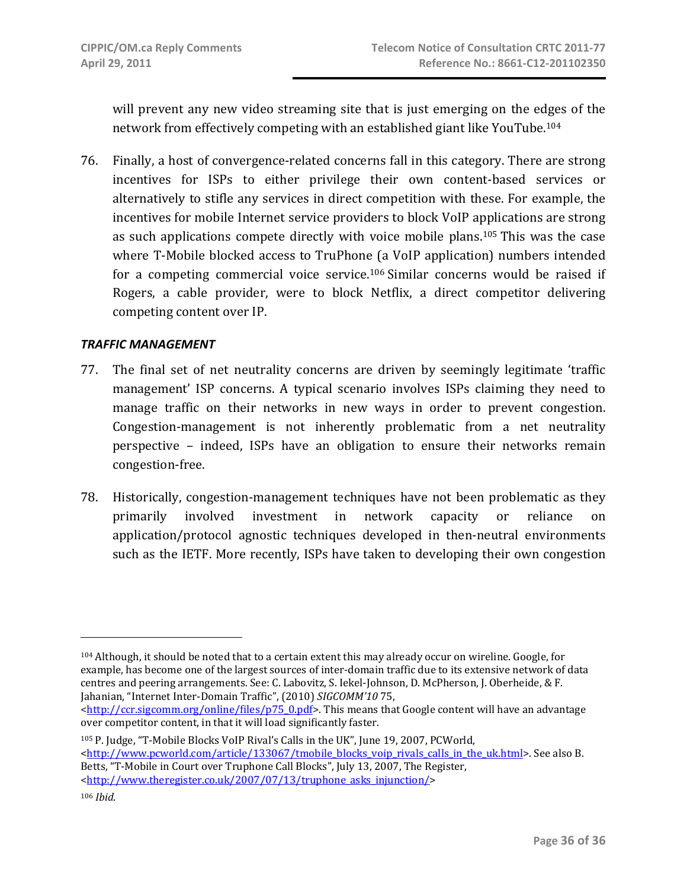will prevent any new video streaming site that is just emerging on the edges of the network from effectively competing with an established giant like YouTube.[104]

76. Finally, a host of convergence-related concerns fall in this category. There are strong incentives for ISPs to either privilege their own content-based services or alternatively to stifle any services in direct competition with these. For example, the incentives for mobile Internet service providers to block VoIP applications are strong as such applications compete directly with voice mobile plans.[105] This was the case where T-Mobile blocked access to TruPhone (a VoIP application) numbers intended for a competing commercial voice service.[106] Similar concerns would be raised if Rogers, a cable provider, were to block Netflix, a direct competitor delivering competing content over IP.

***TRAFFIC MANAGEMENT***

77. The final set of net neutrality concerns are driven by seemingly legitimate 'traffic management' ISP concerns. A typical scenario involves ISPs claiming they need to manage traffic on their networks in new ways in order to prevent congestion. Congestion-management is not inherently problematic from a net neutrality perspective – indeed, ISPs have an obligation to ensure their networks remain congestion-free.

78. Historically, congestion-management techniques have not been problematic as they primarily involved investment in network capacity or reliance on application/protocol agnostic techniques developed in then-neutral environments such as the IETF. More recently, ISPs have taken to developing their own congestion

---

[104] Although, it should be noted that to a certain extent this may already occur on wireline. Google, for example, has become one of the largest sources of inter-domain traffic due to its extensive network of data centres and peering arrangements. See: C. Labovitz, S. Iekel-Johnson, D. McPherson, J. Oberheide, & F. Jahanian, "Internet Inter-Domain Traffic", (2010) *SIGCOMM'10* 75, <http://ccr.sigcomm.org/online/files/p75_0.pdf>. This means that Google content will have an advantage over competitor content, in that it will load significantly faster.

[105] P. Judge, "T-Mobile Blocks VoIP Rival's Calls in the UK", June 19, 2007, PCWorld, <http://www.pcworld.com/article/133067/tmobile_blocks_voip_rivals_calls_in_the_uk.html>. See also B. Betts, "T-Mobile in Court over Truphone Call Blocks", July 13, 2007, The Register, <http://www.theregister.co.uk/2007/07/13/truphone_asks_injunction/>

[106] *Ibid.*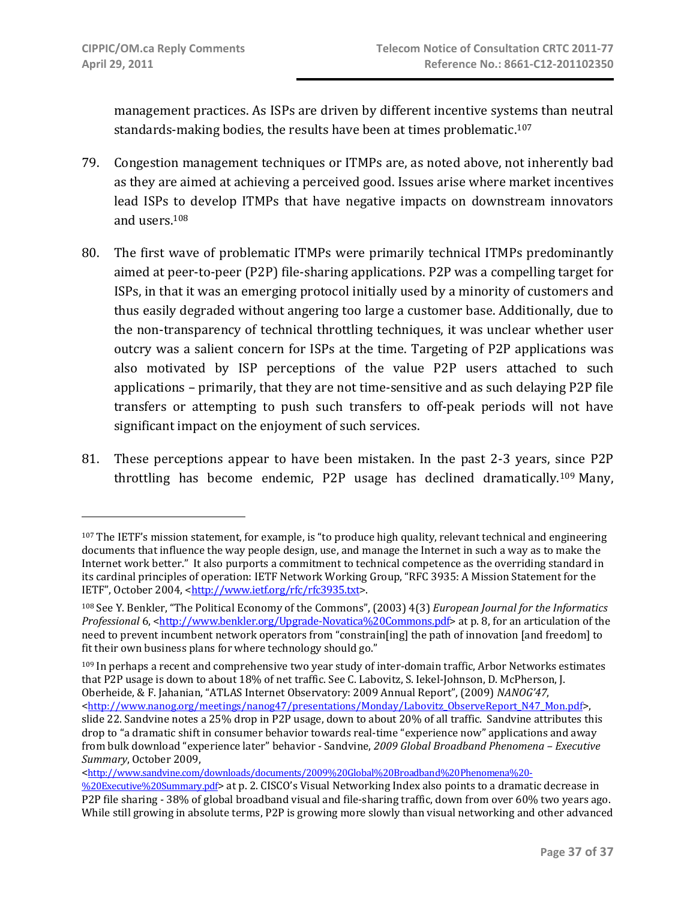management practices. As ISPs are driven by different incentive systems than neutral standards-making bodies, the results have been at times problematic.[107]

79. Congestion management techniques or ITMPs are, as noted above, not inherently bad as they are aimed at achieving a perceived good. Issues arise where market incentives lead ISPs to develop ITMPs that have negative impacts on downstream innovators and users.[108]

80. The first wave of problematic ITMPs were primarily technical ITMPs predominantly aimed at peer-to-peer (P2P) file-sharing applications. P2P was a compelling target for ISPs, in that it was an emerging protocol initially used by a minority of customers and thus easily degraded without angering too large a customer base. Additionally, due to the non-transparency of technical throttling techniques, it was unclear whether user outcry was a salient concern for ISPs at the time. Targeting of P2P applications was also motivated by ISP perceptions of the value P2P users attached to such applications – primarily, that they are not time-sensitive and as such delaying P2P file transfers or attempting to push such transfers to off-peak periods will not have significant impact on the enjoyment of such services.

81. These perceptions appear to have been mistaken. In the past 2-3 years, since P2P throttling has become endemic, P2P usage has declined dramatically.[109] Many,

---

[107] The IETF's mission statement, for example, is "to produce high quality, relevant technical and engineering documents that influence the way people design, use, and manage the Internet in such a way as to make the Internet work better." It also purports a commitment to technical competence as the overriding standard in its cardinal principles of operation: IETF Network Working Group, "RFC 3935: A Mission Statement for the IETF", October 2004, <http://www.ietf.org/rfc/rfc3935.txt>.

[108] See Y. Benkler, "The Political Economy of the Commons", (2003) 4(3) *European Journal for the Informatics Professional* 6, <http://www.benkler.org/Upgrade-Novatica%20Commons.pdf> at p. 8, for an articulation of the need to prevent incumbent network operators from "constrain[ing] the path of innovation [and freedom] to fit their own business plans for where technology should go."

[109] In perhaps a recent and comprehensive two year study of inter-domain traffic, Arbor Networks estimates that P2P usage is down to about 18% of net traffic. See C. Labovitz, S. Iekel-Johnson, D. McPherson, J. Oberheide, & F. Jahanian, "ATLAS Internet Observatory: 2009 Annual Report", (2009) *NANOG'47*, <http://www.nanog.org/meetings/nanog47/presentations/Monday/Labovitz_ObserveReport_N47_Mon.pdf>, slide 22. Sandvine notes a 25% drop in P2P usage, down to about 20% of all traffic. Sandvine attributes this drop to "a dramatic shift in consumer behavior towards real-time "experience now" applications and away from bulk download "experience later" behavior - Sandvine, *2009 Global Broadband Phenomena – Executive Summary*, October 2009, <http://www.sandvine.com/downloads/documents/2009%20Global%20Broadband%20Phenomena%20-%20Executive%20Summary.pdf> at p. 2. CISCO's Visual Networking Index also points to a dramatic decrease in P2P file sharing - 38% of global broadband visual and file-sharing traffic, down from over 60% two years ago. While still growing in absolute terms, P2P is growing more slowly than visual networking and other advanced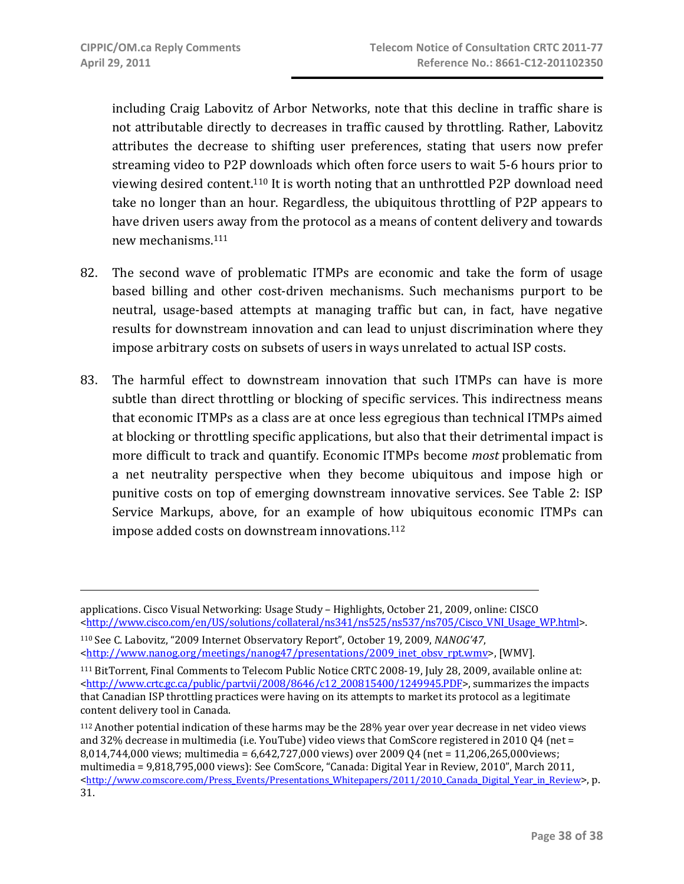including Craig Labovitz of Arbor Networks, note that this decline in traffic share is not attributable directly to decreases in traffic caused by throttling. Rather, Labovitz attributes the decrease to shifting user preferences, stating that users now prefer streaming video to P2P downloads which often force users to wait 5-6 hours prior to viewing desired content.[110] It is worth noting that an unthrottled P2P download need take no longer than an hour. Regardless, the ubiquitous throttling of P2P appears to have driven users away from the protocol as a means of content delivery and towards new mechanisms.[111]

82. The second wave of problematic ITMPs are economic and take the form of usage based billing and other cost-driven mechanisms. Such mechanisms purport to be neutral, usage-based attempts at managing traffic but can, in fact, have negative results for downstream innovation and can lead to unjust discrimination where they impose arbitrary costs on subsets of users in ways unrelated to actual ISP costs.

83. The harmful effect to downstream innovation that such ITMPs can have is more subtle than direct throttling or blocking of specific services. This indirectness means that economic ITMPs as a class are at once less egregious than technical ITMPs aimed at blocking or throttling specific applications, but also that their detrimental impact is more difficult to track and quantify. Economic ITMPs become *most* problematic from a net neutrality perspective when they become ubiquitous and impose high or punitive costs on top of emerging downstream innovative services. See Table 2: ISP Service Markups, above, for an example of how ubiquitous economic ITMPs can impose added costs on downstream innovations.[112]

---

applications. Cisco Visual Networking: Usage Study – Highlights, October 21, 2009, online: CISCO <http://www.cisco.com/en/US/solutions/collateral/ns341/ns525/ns537/ns705/Cisco_VNI_Usage_WP.html>.

[110] See C. Labovitz, "2009 Internet Observatory Report", October 19, 2009, *NANOG'47*, <http://www.nanog.org/meetings/nanog47/presentations/2009_inet_obsv_rpt.wmv>, [WMV].

[111] BitTorrent, Final Comments to Telecom Public Notice CRTC 2008-19, July 28, 2009, available online at: <http://www.crtc.gc.ca/public/partvii/2008/8646/c12_200815400/1249945.PDF>, summarizes the impacts that Canadian ISP throttling practices were having on its attempts to market its protocol as a legitimate content delivery tool in Canada.

[112] Another potential indication of these harms may be the 28% year over year decrease in net video views and 32% decrease in multimedia (i.e. YouTube) video views that ComScore registered in 2010 Q4 (net = 8,014,744,000 views; multimedia = 6,642,727,000 views) over 2009 Q4 (net = 11,206,265,000views; multimedia = 9,818,795,000 views): See ComScore, "Canada: Digital Year in Review, 2010", March 2011, <http://www.comscore.com/Press_Events/Presentations_Whitepapers/2011/2010_Canada_Digital_Year_in_Review>, p. 31.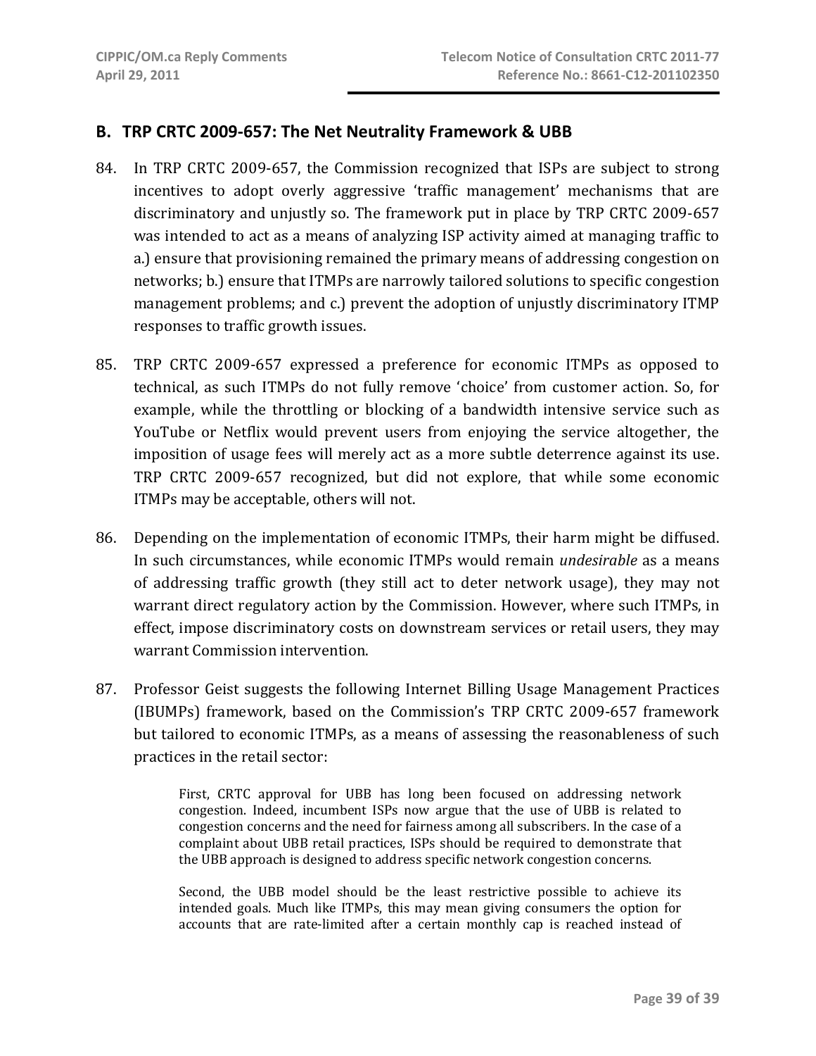## B. TRP CRTC 2009-657: The Net Neutrality Framework & UBB

84. In TRP CRTC 2009-657, the Commission recognized that ISPs are subject to strong incentives to adopt overly aggressive 'traffic management' mechanisms that are discriminatory and unjustly so. The framework put in place by TRP CRTC 2009-657 was intended to act as a means of analyzing ISP activity aimed at managing traffic to a.) ensure that provisioning remained the primary means of addressing congestion on networks; b.) ensure that ITMPs are narrowly tailored solutions to specific congestion management problems; and c.) prevent the adoption of unjustly discriminatory ITMP responses to traffic growth issues.

85. TRP CRTC 2009-657 expressed a preference for economic ITMPs as opposed to technical, as such ITMPs do not fully remove 'choice' from customer action. So, for example, while the throttling or blocking of a bandwidth intensive service such as YouTube or Netflix would prevent users from enjoying the service altogether, the imposition of usage fees will merely act as a more subtle deterrence against its use. TRP CRTC 2009-657 recognized, but did not explore, that while some economic ITMPs may be acceptable, others will not.

86. Depending on the implementation of economic ITMPs, their harm might be diffused. In such circumstances, while economic ITMPs would remain *undesirable* as a means of addressing traffic growth (they still act to deter network usage), they may not warrant direct regulatory action by the Commission. However, where such ITMPs, in effect, impose discriminatory costs on downstream services or retail users, they may warrant Commission intervention.

87. Professor Geist suggests the following Internet Billing Usage Management Practices (IBUMPs) framework, based on the Commission's TRP CRTC 2009-657 framework but tailored to economic ITMPs, as a means of assessing the reasonableness of such practices in the retail sector:

> First, CRTC approval for UBB has long been focused on addressing network congestion. Indeed, incumbent ISPs now argue that the use of UBB is related to congestion concerns and the need for fairness among all subscribers. In the case of a complaint about UBB retail practices, ISPs should be required to demonstrate that the UBB approach is designed to address specific network congestion concerns.
>
> Second, the UBB model should be the least restrictive possible to achieve its intended goals. Much like ITMPs, this may mean giving consumers the option for accounts that are rate-limited after a certain monthly cap is reached instead of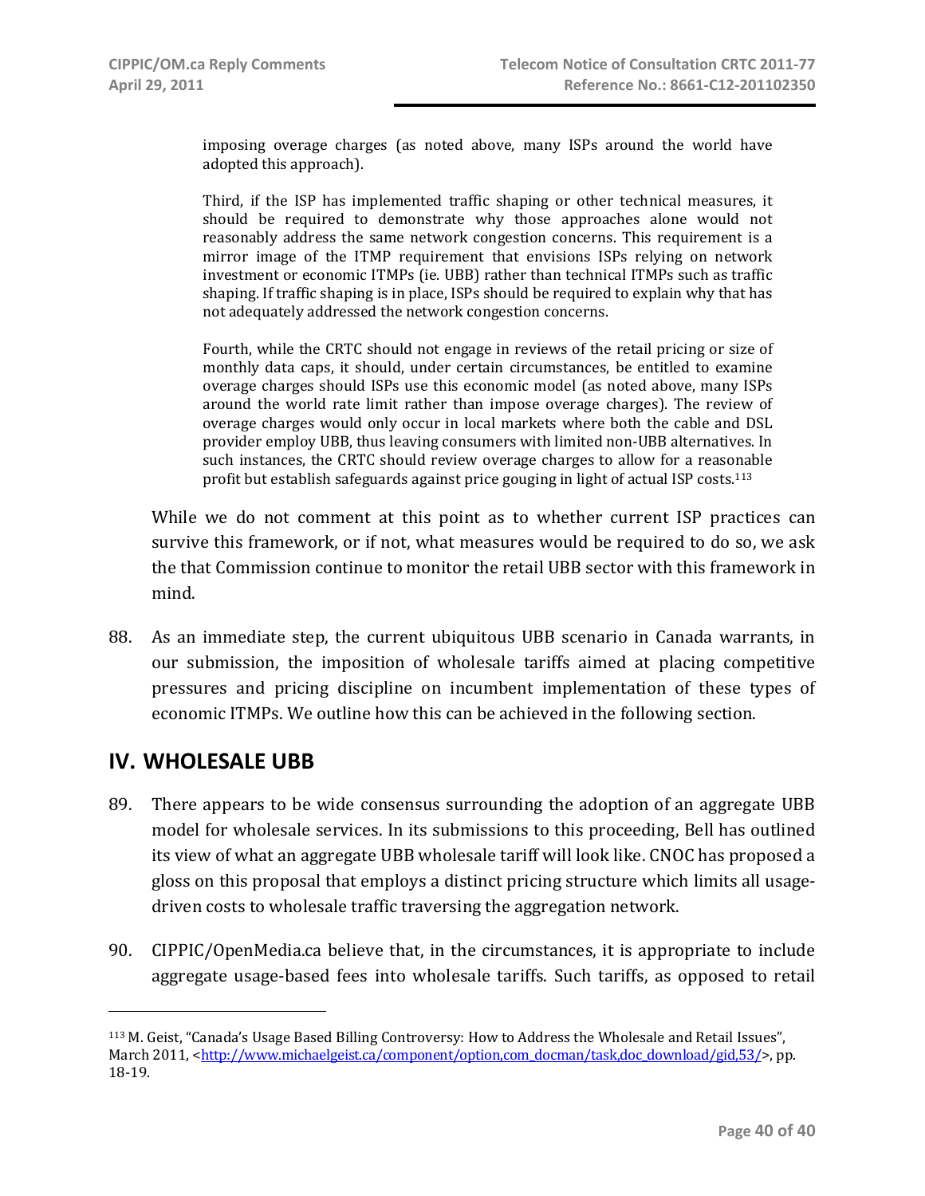> imposing overage charges (as noted above, many ISPs around the world have adopted this approach).
>
> Third, if the ISP has implemented traffic shaping or other technical measures, it should be required to demonstrate why those approaches alone would not reasonably address the same network congestion concerns. This requirement is a mirror image of the ITMP requirement that envisions ISPs relying on network investment or economic ITMPs (ie. UBB) rather than technical ITMPs such as traffic shaping. If traffic shaping is in place, ISPs should be required to explain why that has not adequately addressed the network congestion concerns.
>
> Fourth, while the CRTC should not engage in reviews of the retail pricing or size of monthly data caps, it should, under certain circumstances, be entitled to examine overage charges should ISPs use this economic model (as noted above, many ISPs around the world rate limit rather than impose overage charges). The review of overage charges would only occur in local markets where both the cable and DSL provider employ UBB, thus leaving consumers with limited non-UBB alternatives. In such instances, the CRTC should review overage charges to allow for a reasonable profit but establish safeguards against price gouging in light of actual ISP costs.[113]

While we do not comment at this point as to whether current ISP practices can survive this framework, or if not, what measures would be required to do so, we ask the that Commission continue to monitor the retail UBB sector with this framework in mind.

88. As an immediate step, the current ubiquitous UBB scenario in Canada warrants, in our submission, the imposition of wholesale tariffs aimed at placing competitive pressures and pricing discipline on incumbent implementation of these types of economic ITMPs. We outline how this can be achieved in the following section.

## IV. WHOLESALE UBB

89. There appears to be wide consensus surrounding the adoption of an aggregate UBB model for wholesale services. In its submissions to this proceeding, Bell has outlined its view of what an aggregate UBB wholesale tariff will look like. CNOC has proposed a gloss on this proposal that employs a distinct pricing structure which limits all usage-driven costs to wholesale traffic traversing the aggregation network.

90. CIPPIC/OpenMedia.ca believe that, in the circumstances, it is appropriate to include aggregate usage-based fees into wholesale tariffs. Such tariffs, as opposed to retail

---

[113] M. Geist, "Canada's Usage Based Billing Controversy: How to Address the Wholesale and Retail Issues", March 2011, <http://www.michaelgeist.ca/component/option,com_docman/task,doc_download/gid,53/>, pp. 18-19.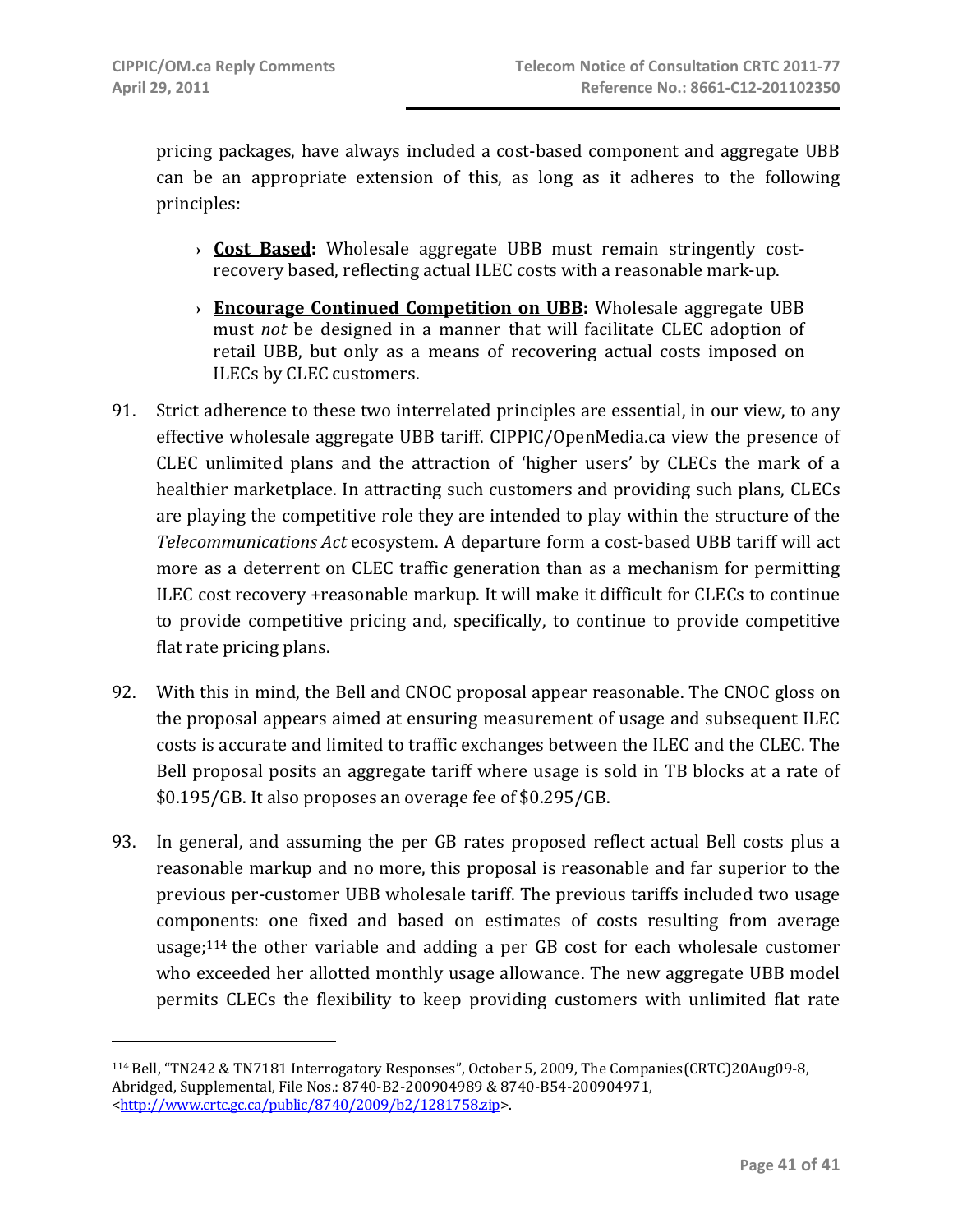pricing packages, have always included a cost-based component and aggregate UBB can be an appropriate extension of this, as long as it adheres to the following principles:

› **Cost Based:** Wholesale aggregate UBB must remain stringently cost-recovery based, reflecting actual ILEC costs with a reasonable mark-up.

› **Encourage Continued Competition on UBB:** Wholesale aggregate UBB must *not* be designed in a manner that will facilitate CLEC adoption of retail UBB, but only as a means of recovering actual costs imposed on ILECs by CLEC customers.

91. Strict adherence to these two interrelated principles are essential, in our view, to any effective wholesale aggregate UBB tariff. CIPPIC/OpenMedia.ca view the presence of CLEC unlimited plans and the attraction of 'higher users' by CLECs the mark of a healthier marketplace. In attracting such customers and providing such plans, CLECs are playing the competitive role they are intended to play within the structure of the *Telecommunications Act* ecosystem. A departure form a cost-based UBB tariff will act more as a deterrent on CLEC traffic generation than as a mechanism for permitting ILEC cost recovery +reasonable markup. It will make it difficult for CLECs to continue to provide competitive pricing and, specifically, to continue to provide competitive flat rate pricing plans.

92. With this in mind, the Bell and CNOC proposal appear reasonable. The CNOC gloss on the proposal appears aimed at ensuring measurement of usage and subsequent ILEC costs is accurate and limited to traffic exchanges between the ILEC and the CLEC. The Bell proposal posits an aggregate tariff where usage is sold in TB blocks at a rate of \$0.195/GB. It also proposes an overage fee of \$0.295/GB.

93. In general, and assuming the per GB rates proposed reflect actual Bell costs plus a reasonable markup and no more, this proposal is reasonable and far superior to the previous per-customer UBB wholesale tariff. The previous tariffs included two usage components: one fixed and based on estimates of costs resulting from average usage;[114] the other variable and adding a per GB cost for each wholesale customer who exceeded her allotted monthly usage allowance. The new aggregate UBB model permits CLECs the flexibility to keep providing customers with unlimited flat rate

---

[114] Bell, "TN242 & TN7181 Interrogatory Responses", October 5, 2009, The Companies(CRTC)20Aug09-8, Abridged, Supplemental, File Nos.: 8740-B2-200904989 & 8740-B54-200904971, <http://www.crtc.gc.ca/public/8740/2009/b2/1281758.zip>.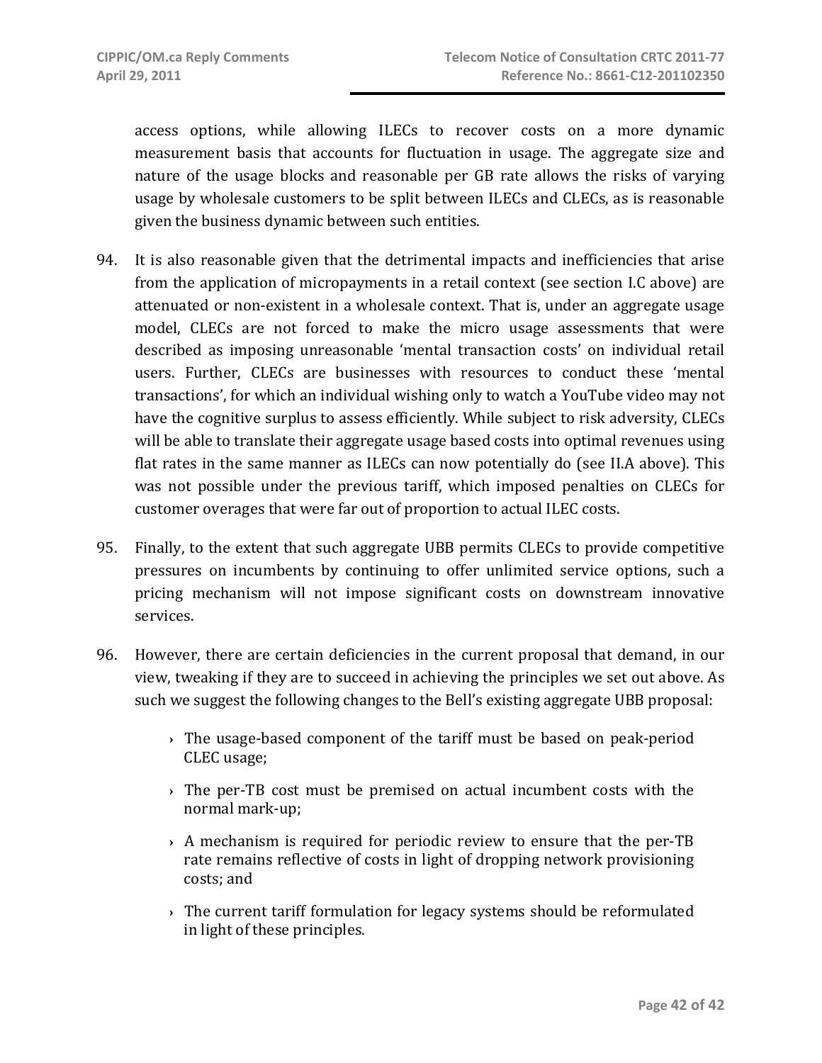access options, while allowing ILECs to recover costs on a more dynamic measurement basis that accounts for fluctuation in usage. The aggregate size and nature of the usage blocks and reasonable per GB rate allows the risks of varying usage by wholesale customers to be split between ILECs and CLECs, as is reasonable given the business dynamic between such entities.

94. It is also reasonable given that the detrimental impacts and inefficiencies that arise from the application of micropayments in a retail context (see section I.C above) are attenuated or non-existent in a wholesale context. That is, under an aggregate usage model, CLECs are not forced to make the micro usage assessments that were described as imposing unreasonable 'mental transaction costs' on individual retail users. Further, CLECs are businesses with resources to conduct these 'mental transactions', for which an individual wishing only to watch a YouTube video may not have the cognitive surplus to assess efficiently. While subject to risk adversity, CLECs will be able to translate their aggregate usage based costs into optimal revenues using flat rates in the same manner as ILECs can now potentially do (see II.A above). This was not possible under the previous tariff, which imposed penalties on CLECs for customer overages that were far out of proportion to actual ILEC costs.

95. Finally, to the extent that such aggregate UBB permits CLECs to provide competitive pressures on incumbents by continuing to offer unlimited service options, such a pricing mechanism will not impose significant costs on downstream innovative services.

96. However, there are certain deficiencies in the current proposal that demand, in our view, tweaking if they are to succeed in achieving the principles we set out above. As such we suggest the following changes to the Bell's existing aggregate UBB proposal:

   - The usage-based component of the tariff must be based on peak-period CLEC usage;
   - The per-TB cost must be premised on actual incumbent costs with the normal mark-up;
   - A mechanism is required for periodic review to ensure that the per-TB rate remains reflective of costs in light of dropping network provisioning costs; and
   - The current tariff formulation for legacy systems should be reformulated in light of these principles.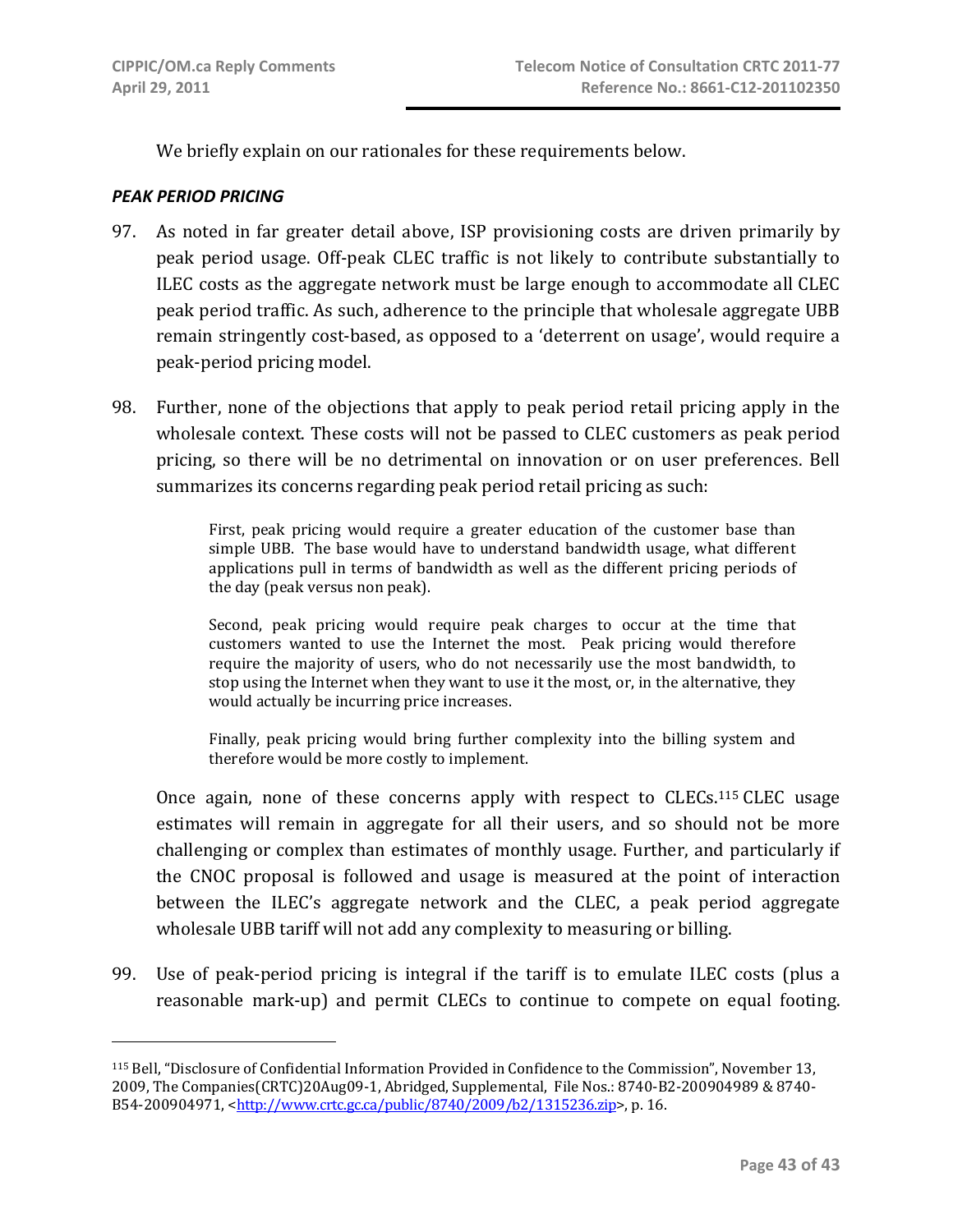We briefly explain on our rationales for these requirements below.

***PEAK PERIOD PRICING***

97. As noted in far greater detail above, ISP provisioning costs are driven primarily by peak period usage. Off-peak CLEC traffic is not likely to contribute substantially to ILEC costs as the aggregate network must be large enough to accommodate all CLEC peak period traffic. As such, adherence to the principle that wholesale aggregate UBB remain stringently cost-based, as opposed to a 'deterrent on usage', would require a peak-period pricing model.

98. Further, none of the objections that apply to peak period retail pricing apply in the wholesale context. These costs will not be passed to CLEC customers as peak period pricing, so there will be no detrimental on innovation or on user preferences. Bell summarizes its concerns regarding peak period retail pricing as such:

> First, peak pricing would require a greater education of the customer base than simple UBB. The base would have to understand bandwidth usage, what different applications pull in terms of bandwidth as well as the different pricing periods of the day (peak versus non peak).
>
> Second, peak pricing would require peak charges to occur at the time that customers wanted to use the Internet the most. Peak pricing would therefore require the majority of users, who do not necessarily use the most bandwidth, to stop using the Internet when they want to use it the most, or, in the alternative, they would actually be incurring price increases.
>
> Finally, peak pricing would bring further complexity into the billing system and therefore would be more costly to implement.

Once again, none of these concerns apply with respect to CLECs.[115] CLEC usage estimates will remain in aggregate for all their users, and so should not be more challenging or complex than estimates of monthly usage. Further, and particularly if the CNOC proposal is followed and usage is measured at the point of interaction between the ILEC's aggregate network and the CLEC, a peak period aggregate wholesale UBB tariff will not add any complexity to measuring or billing.

99. Use of peak-period pricing is integral if the tariff is to emulate ILEC costs (plus a reasonable mark-up) and permit CLECs to continue to compete on equal footing.

---

[115] Bell, "Disclosure of Confidential Information Provided in Confidence to the Commission", November 13, 2009, The Companies(CRTC)20Aug09-1, Abridged, Supplemental, File Nos.: 8740-B2-200904989 & 8740-B54-200904971, <http://www.crtc.gc.ca/public/8740/2009/b2/1315236.zip>, p. 16.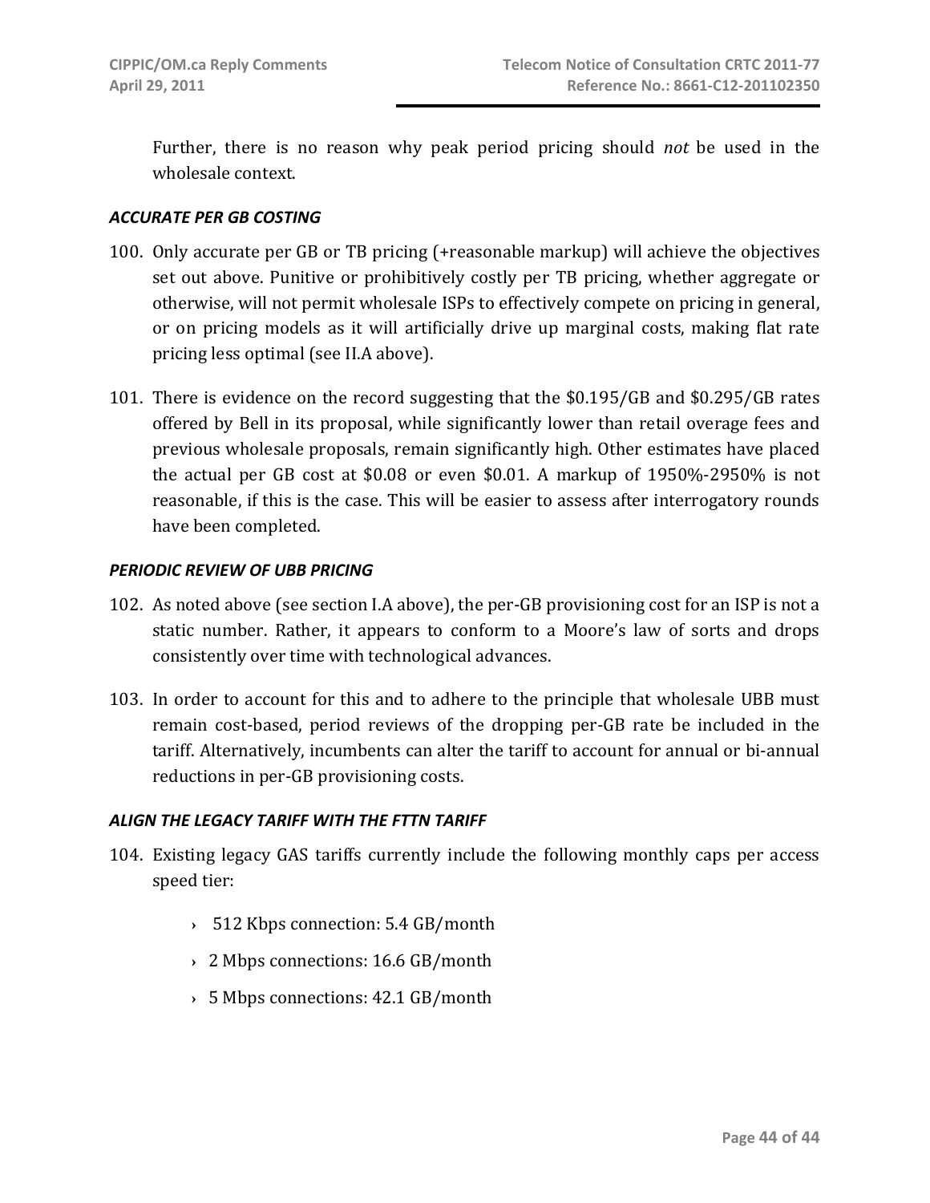Further, there is no reason why peak period pricing should *not* be used in the wholesale context.

### *ACCURATE PER GB COSTING*

100. Only accurate per GB or TB pricing (+reasonable markup) will achieve the objectives set out above. Punitive or prohibitively costly per TB pricing, whether aggregate or otherwise, will not permit wholesale ISPs to effectively compete on pricing in general, or on pricing models as it will artificially drive up marginal costs, making flat rate pricing less optimal (see II.A above).

101. There is evidence on the record suggesting that the $0.195/GB and $0.295/GB rates offered by Bell in its proposal, while significantly lower than retail overage fees and previous wholesale proposals, remain significantly high. Other estimates have placed the actual per GB cost at $0.08 or even $0.01. A markup of 1950%-2950% is not reasonable, if this is the case. This will be easier to assess after interrogatory rounds have been completed.

### *PERIODIC REVIEW OF UBB PRICING*

102. As noted above (see section I.A above), the per-GB provisioning cost for an ISP is not a static number. Rather, it appears to conform to a Moore's law of sorts and drops consistently over time with technological advances.

103. In order to account for this and to adhere to the principle that wholesale UBB must remain cost-based, period reviews of the dropping per-GB rate be included in the tariff. Alternatively, incumbents can alter the tariff to account for annual or bi-annual reductions in per-GB provisioning costs.

### *ALIGN THE LEGACY TARIFF WITH THE FTTN TARIFF*

104. Existing legacy GAS tariffs currently include the following monthly caps per access speed tier:

- 512 Kbps connection: 5.4 GB/month
- 2 Mbps connections: 16.6 GB/month
- 5 Mbps connections: 42.1 GB/month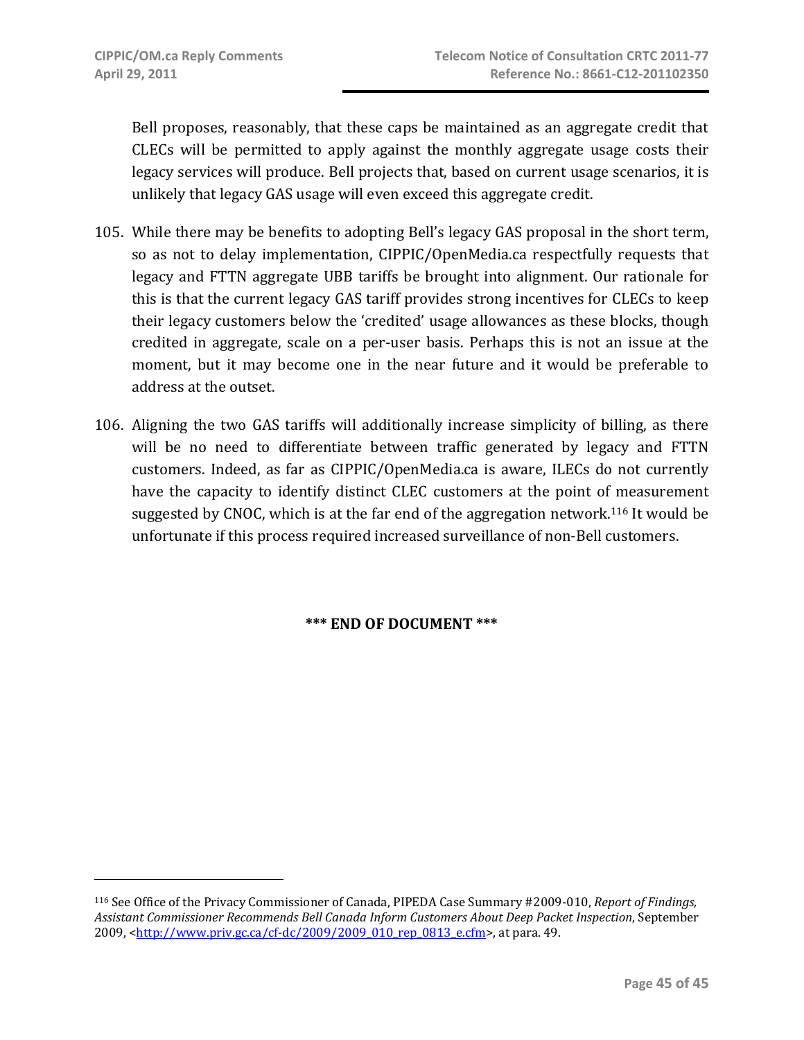Bell proposes, reasonably, that these caps be maintained as an aggregate credit that CLECs will be permitted to apply against the monthly aggregate usage costs their legacy services will produce. Bell projects that, based on current usage scenarios, it is unlikely that legacy GAS usage will even exceed this aggregate credit.

105. While there may be benefits to adopting Bell's legacy GAS proposal in the short term, so as not to delay implementation, CIPPIC/OpenMedia.ca respectfully requests that legacy and FTTN aggregate UBB tariffs be brought into alignment. Our rationale for this is that the current legacy GAS tariff provides strong incentives for CLECs to keep their legacy customers below the 'credited' usage allowances as these blocks, though credited in aggregate, scale on a per-user basis. Perhaps this is not an issue at the moment, but it may become one in the near future and it would be preferable to address at the outset.

106. Aligning the two GAS tariffs will additionally increase simplicity of billing, as there will be no need to differentiate between traffic generated by legacy and FTTN customers. Indeed, as far as CIPPIC/OpenMedia.ca is aware, ILECs do not currently have the capacity to identify distinct CLEC customers at the point of measurement suggested by CNOC, which is at the far end of the aggregation network.[116] It would be unfortunate if this process required increased surveillance of non-Bell customers.

**\*\*\* END OF DOCUMENT \*\*\***

---

[116] See Office of the Privacy Commissioner of Canada, PIPEDA Case Summary #2009-010, *Report of Findings, Assistant Commissioner Recommends Bell Canada Inform Customers About Deep Packet Inspection*, September 2009, <http://www.priv.gc.ca/cf-dc/2009/2009_010_rep_0813_e.cfm>, at para. 49.